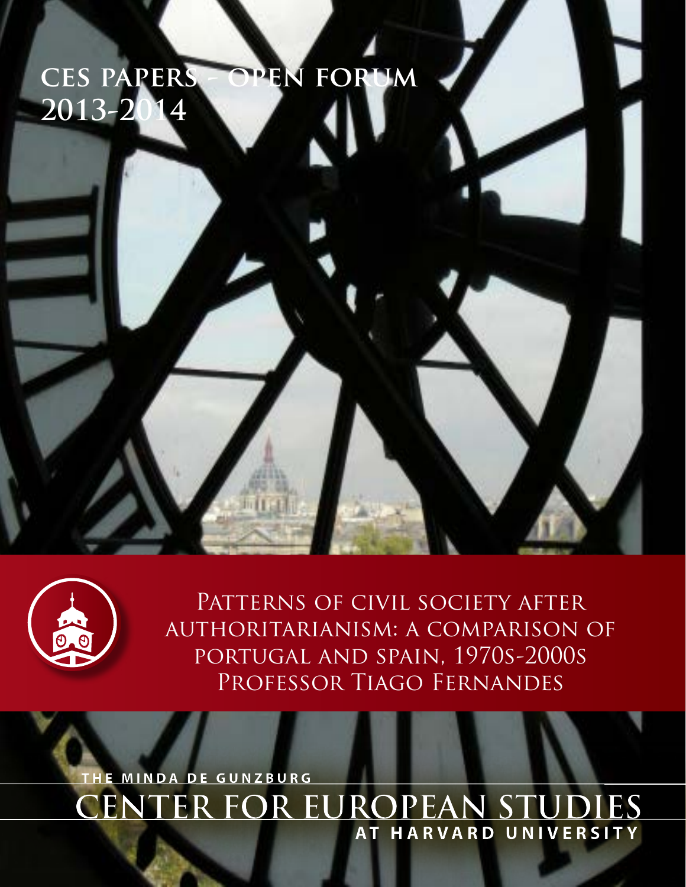# CES Papers - Open Forum 2013-2014

## Patterns of civil society after authoritarianism: a comparison of Portugal and Spain, 1970s-2000s

Professor Tiago Fernandes

The Minda de Gunzburg
Center for European Studies
at Harvard University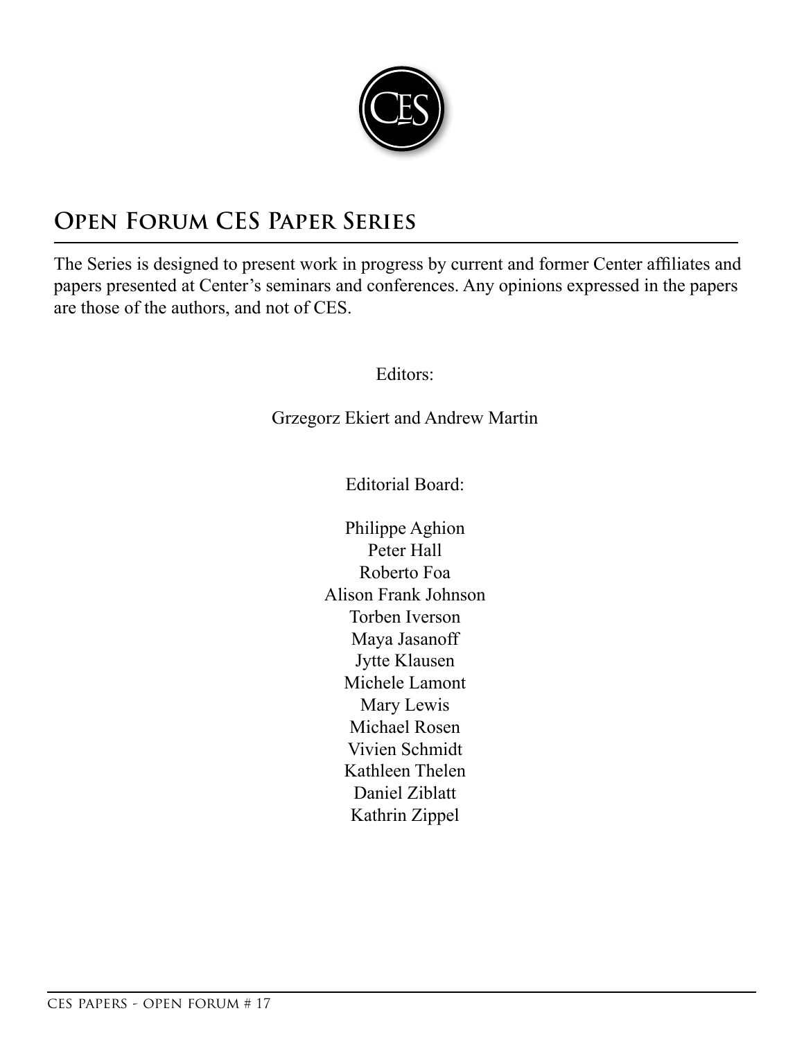## Open Forum CES Paper Series

The Series is designed to present work in progress by current and former Center affiliates and papers presented at Center's seminars and conferences. Any opinions expressed in the papers are those of the authors, and not of CES.

Editors:

Grzegorz Ekiert and Andrew Martin

Editorial Board:

Philippe Aghion
Peter Hall
Roberto Foa
Alison Frank Johnson
Torben Iverson
Maya Jasanoff
Jytte Klausen
Michele Lamont
Mary Lewis
Michael Rosen
Vivien Schmidt
Kathleen Thelen
Daniel Ziblatt
Kathrin Zippel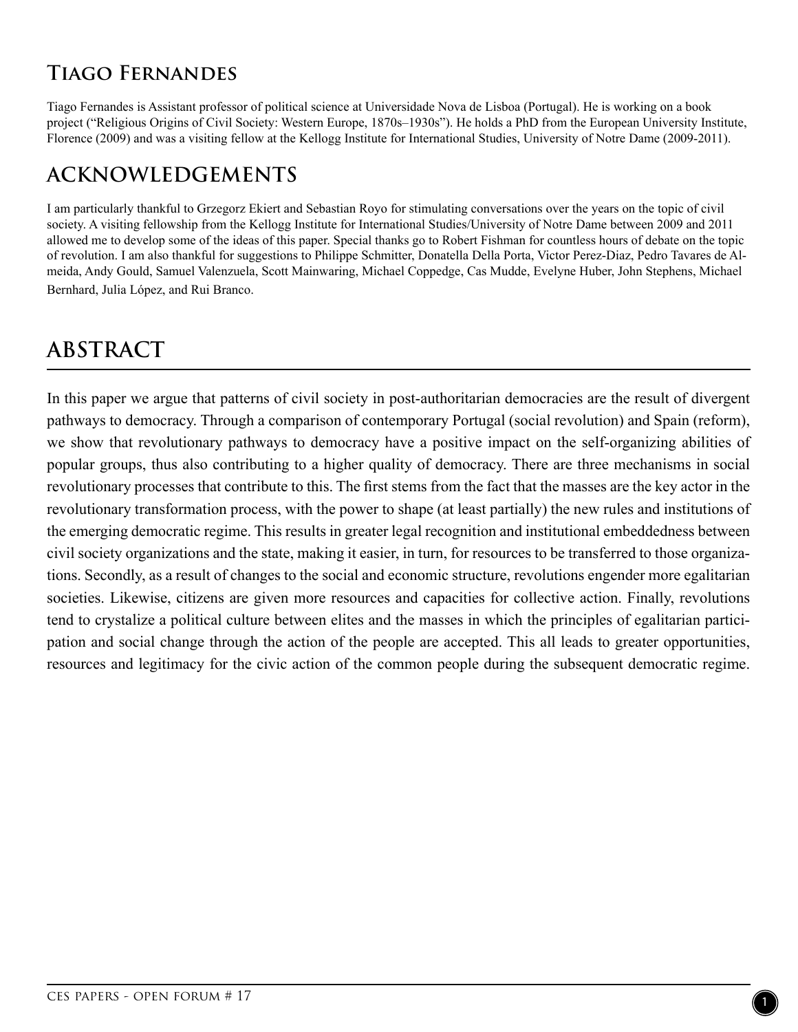## Tiago Fernandes

Tiago Fernandes is Assistant professor of political science at Universidade Nova de Lisboa (Portugal). He is working on a book project ("Religious Origins of Civil Society: Western Europe, 1870s–1930s"). He holds a PhD from the European University Institute, Florence (2009) and was a visiting fellow at the Kellogg Institute for International Studies, University of Notre Dame (2009-2011).

## ACKNOWLEDGEMENTS

I am particularly thankful to Grzegorz Ekiert and Sebastian Royo for stimulating conversations over the years on the topic of civil society. A visiting fellowship from the Kellogg Institute for International Studies/University of Notre Dame between 2009 and 2011 allowed me to develop some of the ideas of this paper. Special thanks go to Robert Fishman for countless hours of debate on the topic of revolution. I am also thankful for suggestions to Philippe Schmitter, Donatella Della Porta, Victor Perez-Diaz, Pedro Tavares de Almeida, Andy Gould, Samuel Valenzuela, Scott Mainwaring, Michael Coppedge, Cas Mudde, Evelyne Huber, John Stephens, Michael Bernhard, Julia López, and Rui Branco.

# ABSTRACT

In this paper we argue that patterns of civil society in post-authoritarian democracies are the result of divergent pathways to democracy. Through a comparison of contemporary Portugal (social revolution) and Spain (reform), we show that revolutionary pathways to democracy have a positive impact on the self-organizing abilities of popular groups, thus also contributing to a higher quality of democracy. There are three mechanisms in social revolutionary processes that contribute to this. The first stems from the fact that the masses are the key actor in the revolutionary transformation process, with the power to shape (at least partially) the new rules and institutions of the emerging democratic regime. This results in greater legal recognition and institutional embeddedness between civil society organizations and the state, making it easier, in turn, for resources to be transferred to those organizations. Secondly, as a result of changes to the social and economic structure, revolutions engender more egalitarian societies. Likewise, citizens are given more resources and capacities for collective action. Finally, revolutions tend to crystalize a political culture between elites and the masses in which the principles of egalitarian participation and social change through the action of the people are accepted. This all leads to greater opportunities, resources and legitimacy for the civic action of the common people during the subsequent democratic regime.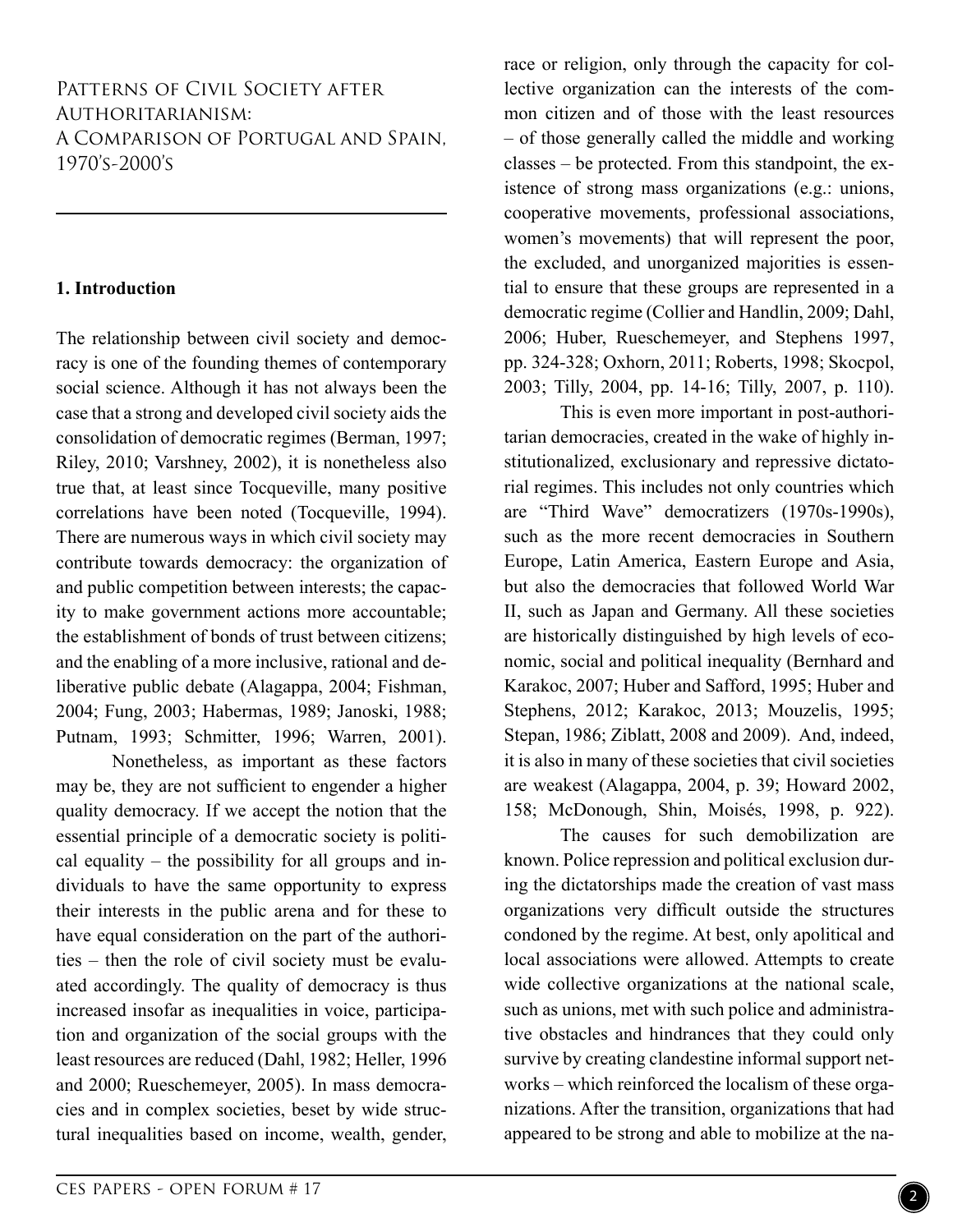# Patterns of Civil Society after Authoritarianism: A Comparison of Portugal and Spain, 1970's-2000's

## 1. Introduction

The relationship between civil society and democracy is one of the founding themes of contemporary social science. Although it has not always been the case that a strong and developed civil society aids the consolidation of democratic regimes (Berman, 1997; Riley, 2010; Varshney, 2002), it is nonetheless also true that, at least since Tocqueville, many positive correlations have been noted (Tocqueville, 1994). There are numerous ways in which civil society may contribute towards democracy: the organization of and public competition between interests; the capacity to make government actions more accountable; the establishment of bonds of trust between citizens; and the enabling of a more inclusive, rational and deliberative public debate (Alagappa, 2004; Fishman, 2004; Fung, 2003; Habermas, 1989; Janoski, 1988; Putnam, 1993; Schmitter, 1996; Warren, 2001).

Nonetheless, as important as these factors may be, they are not sufficient to engender a higher quality democracy. If we accept the notion that the essential principle of a democratic society is political equality – the possibility for all groups and individuals to have the same opportunity to express their interests in the public arena and for these to have equal consideration on the part of the authorities – then the role of civil society must be evaluated accordingly. The quality of democracy is thus increased insofar as inequalities in voice, participation and organization of the social groups with the least resources are reduced (Dahl, 1982; Heller, 1996 and 2000; Rueschemeyer, 2005). In mass democracies and in complex societies, beset by wide structural inequalities based on income, wealth, gender, race or religion, only through the capacity for collective organization can the interests of the common citizen and of those with the least resources – of those generally called the middle and working classes – be protected. From this standpoint, the existence of strong mass organizations (e.g.: unions, cooperative movements, professional associations, women's movements) that will represent the poor, the excluded, and unorganized majorities is essential to ensure that these groups are represented in a democratic regime (Collier and Handlin, 2009; Dahl, 2006; Huber, Rueschemeyer, and Stephens 1997, pp. 324-328; Oxhorn, 2011; Roberts, 1998; Skocpol, 2003; Tilly, 2004, pp. 14-16; Tilly, 2007, p. 110).

This is even more important in post-authoritarian democracies, created in the wake of highly institutionalized, exclusionary and repressive dictatorial regimes. This includes not only countries which are "Third Wave" democratizers (1970s-1990s), such as the more recent democracies in Southern Europe, Latin America, Eastern Europe and Asia, but also the democracies that followed World War II, such as Japan and Germany. All these societies are historically distinguished by high levels of economic, social and political inequality (Bernhard and Karakoc, 2007; Huber and Safford, 1995; Huber and Stephens, 2012; Karakoc, 2013; Mouzelis, 1995; Stepan, 1986; Ziblatt, 2008 and 2009). And, indeed, it is also in many of these societies that civil societies are weakest (Alagappa, 2004, p. 39; Howard 2002, 158; McDonough, Shin, Moisés, 1998, p. 922).

The causes for such demobilization are known. Police repression and political exclusion during the dictatorships made the creation of vast mass organizations very difficult outside the structures condoned by the regime. At best, only apolitical and local associations were allowed. Attempts to create wide collective organizations at the national scale, such as unions, met with such police and administrative obstacles and hindrances that they could only survive by creating clandestine informal support networks – which reinforced the localism of these organizations. After the transition, organizations that had appeared to be strong and able to mobilize at the na-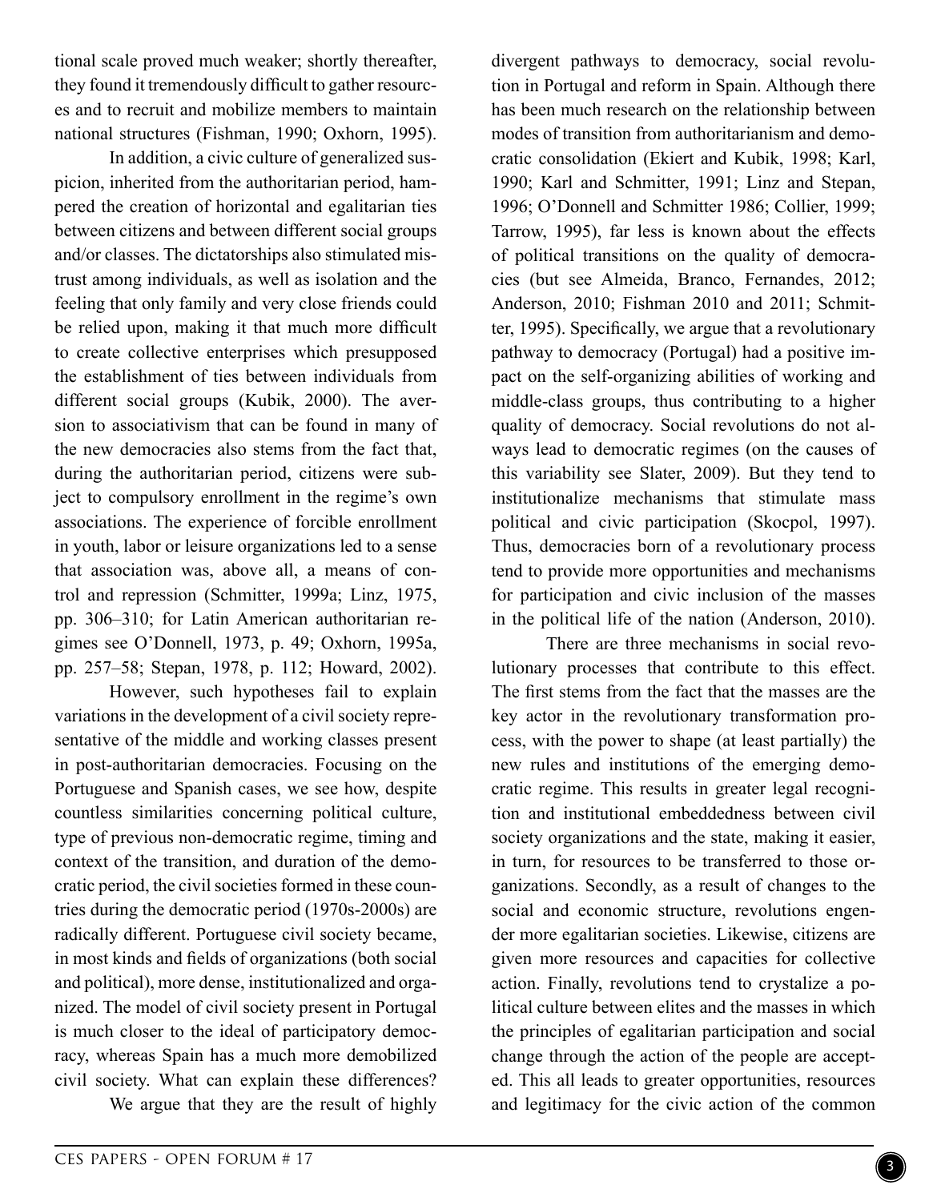tional scale proved much weaker; shortly thereafter, they found it tremendously difficult to gather resources and to recruit and mobilize members to maintain national structures (Fishman, 1990; Oxhorn, 1995).

In addition, a civic culture of generalized suspicion, inherited from the authoritarian period, hampered the creation of horizontal and egalitarian ties between citizens and between different social groups and/or classes. The dictatorships also stimulated mistrust among individuals, as well as isolation and the feeling that only family and very close friends could be relied upon, making it that much more difficult to create collective enterprises which presupposed the establishment of ties between individuals from different social groups (Kubik, 2000). The aversion to associativism that can be found in many of the new democracies also stems from the fact that, during the authoritarian period, citizens were subject to compulsory enrollment in the regime's own associations. The experience of forcible enrollment in youth, labor or leisure organizations led to a sense that association was, above all, a means of control and repression (Schmitter, 1999a; Linz, 1975, pp. 306–310; for Latin American authoritarian regimes see O'Donnell, 1973, p. 49; Oxhorn, 1995a, pp. 257–58; Stepan, 1978, p. 112; Howard, 2002).

However, such hypotheses fail to explain variations in the development of a civil society representative of the middle and working classes present in post-authoritarian democracies. Focusing on the Portuguese and Spanish cases, we see how, despite countless similarities concerning political culture, type of previous non-democratic regime, timing and context of the transition, and duration of the democratic period, the civil societies formed in these countries during the democratic period (1970s-2000s) are radically different. Portuguese civil society became, in most kinds and fields of organizations (both social and political), more dense, institutionalized and organized. The model of civil society present in Portugal is much closer to the ideal of participatory democracy, whereas Spain has a much more demobilized civil society. What can explain these differences?

We argue that they are the result of highly divergent pathways to democracy, social revolution in Portugal and reform in Spain. Although there has been much research on the relationship between modes of transition from authoritarianism and democratic consolidation (Ekiert and Kubik, 1998; Karl, 1990; Karl and Schmitter, 1991; Linz and Stepan, 1996; O'Donnell and Schmitter 1986; Collier, 1999; Tarrow, 1995), far less is known about the effects of political transitions on the quality of democracies (but see Almeida, Branco, Fernandes, 2012; Anderson, 2010; Fishman 2010 and 2011; Schmitter, 1995). Specifically, we argue that a revolutionary pathway to democracy (Portugal) had a positive impact on the self-organizing abilities of working and middle-class groups, thus contributing to a higher quality of democracy. Social revolutions do not always lead to democratic regimes (on the causes of this variability see Slater, 2009). But they tend to institutionalize mechanisms that stimulate mass political and civic participation (Skocpol, 1997). Thus, democracies born of a revolutionary process tend to provide more opportunities and mechanisms for participation and civic inclusion of the masses in the political life of the nation (Anderson, 2010).

There are three mechanisms in social revolutionary processes that contribute to this effect. The first stems from the fact that the masses are the key actor in the revolutionary transformation process, with the power to shape (at least partially) the new rules and institutions of the emerging democratic regime. This results in greater legal recognition and institutional embeddedness between civil society organizations and the state, making it easier, in turn, for resources to be transferred to those organizations. Secondly, as a result of changes to the social and economic structure, revolutions engender more egalitarian societies. Likewise, citizens are given more resources and capacities for collective action. Finally, revolutions tend to crystalize a political culture between elites and the masses in which the principles of egalitarian participation and social change through the action of the people are accepted. This all leads to greater opportunities, resources and legitimacy for the civic action of the common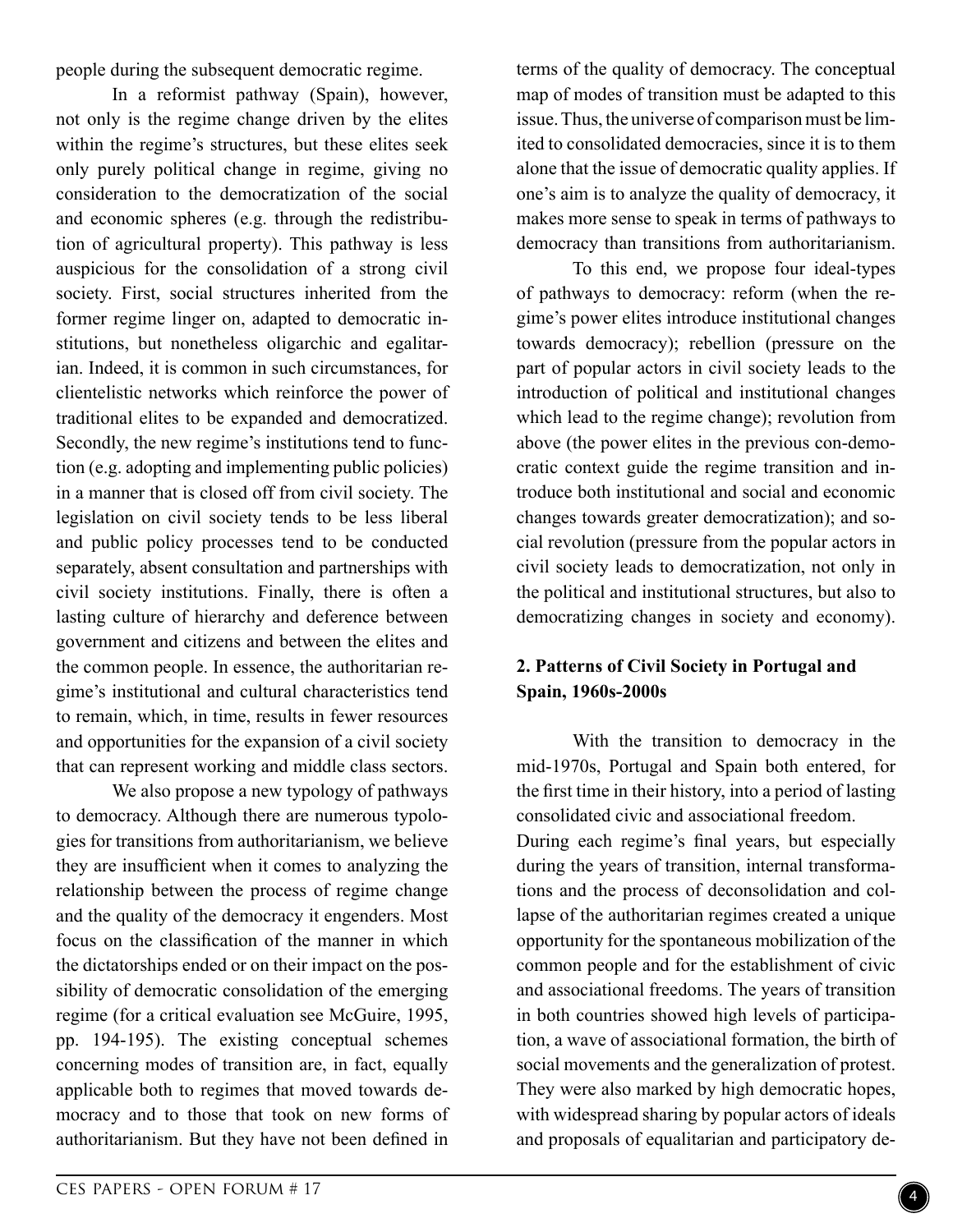people during the subsequent democratic regime.

In a reformist pathway (Spain), however, not only is the regime change driven by the elites within the regime's structures, but these elites seek only purely political change in regime, giving no consideration to the democratization of the social and economic spheres (e.g. through the redistribution of agricultural property). This pathway is less auspicious for the consolidation of a strong civil society. First, social structures inherited from the former regime linger on, adapted to democratic institutions, but nonetheless oligarchic and egalitarian. Indeed, it is common in such circumstances, for clientelistic networks which reinforce the power of traditional elites to be expanded and democratized. Secondly, the new regime's institutions tend to function (e.g. adopting and implementing public policies) in a manner that is closed off from civil society. The legislation on civil society tends to be less liberal and public policy processes tend to be conducted separately, absent consultation and partnerships with civil society institutions. Finally, there is often a lasting culture of hierarchy and deference between government and citizens and between the elites and the common people. In essence, the authoritarian regime's institutional and cultural characteristics tend to remain, which, in time, results in fewer resources and opportunities for the expansion of a civil society that can represent working and middle class sectors.

We also propose a new typology of pathways to democracy. Although there are numerous typologies for transitions from authoritarianism, we believe they are insufficient when it comes to analyzing the relationship between the process of regime change and the quality of the democracy it engenders. Most focus on the classification of the manner in which the dictatorships ended or on their impact on the possibility of democratic consolidation of the emerging regime (for a critical evaluation see McGuire, 1995, pp. 194-195). The existing conceptual schemes concerning modes of transition are, in fact, equally applicable both to regimes that moved towards democracy and to those that took on new forms of authoritarianism. But they have not been defined in terms of the quality of democracy. The conceptual map of modes of transition must be adapted to this issue. Thus, the universe of comparison must be limited to consolidated democracies, since it is to them alone that the issue of democratic quality applies. If one's aim is to analyze the quality of democracy, it makes more sense to speak in terms of pathways to democracy than transitions from authoritarianism.

To this end, we propose four ideal-types of pathways to democracy: reform (when the regime's power elites introduce institutional changes towards democracy); rebellion (pressure on the part of popular actors in civil society leads to the introduction of political and institutional changes which lead to the regime change); revolution from above (the power elites in the previous con-democratic context guide the regime transition and introduce both institutional and social and economic changes towards greater democratization); and social revolution (pressure from the popular actors in civil society leads to democratization, not only in the political and institutional structures, but also to democratizing changes in society and economy).

## 2. Patterns of Civil Society in Portugal and Spain, 1960s-2000s

With the transition to democracy in the mid-1970s, Portugal and Spain both entered, for the first time in their history, into a period of lasting consolidated civic and associational freedom.

During each regime's final years, but especially during the years of transition, internal transformations and the process of deconsolidation and collapse of the authoritarian regimes created a unique opportunity for the spontaneous mobilization of the common people and for the establishment of civic and associational freedoms. The years of transition in both countries showed high levels of participation, a wave of associational formation, the birth of social movements and the generalization of protest. They were also marked by high democratic hopes, with widespread sharing by popular actors of ideals and proposals of equalitarian and participatory de-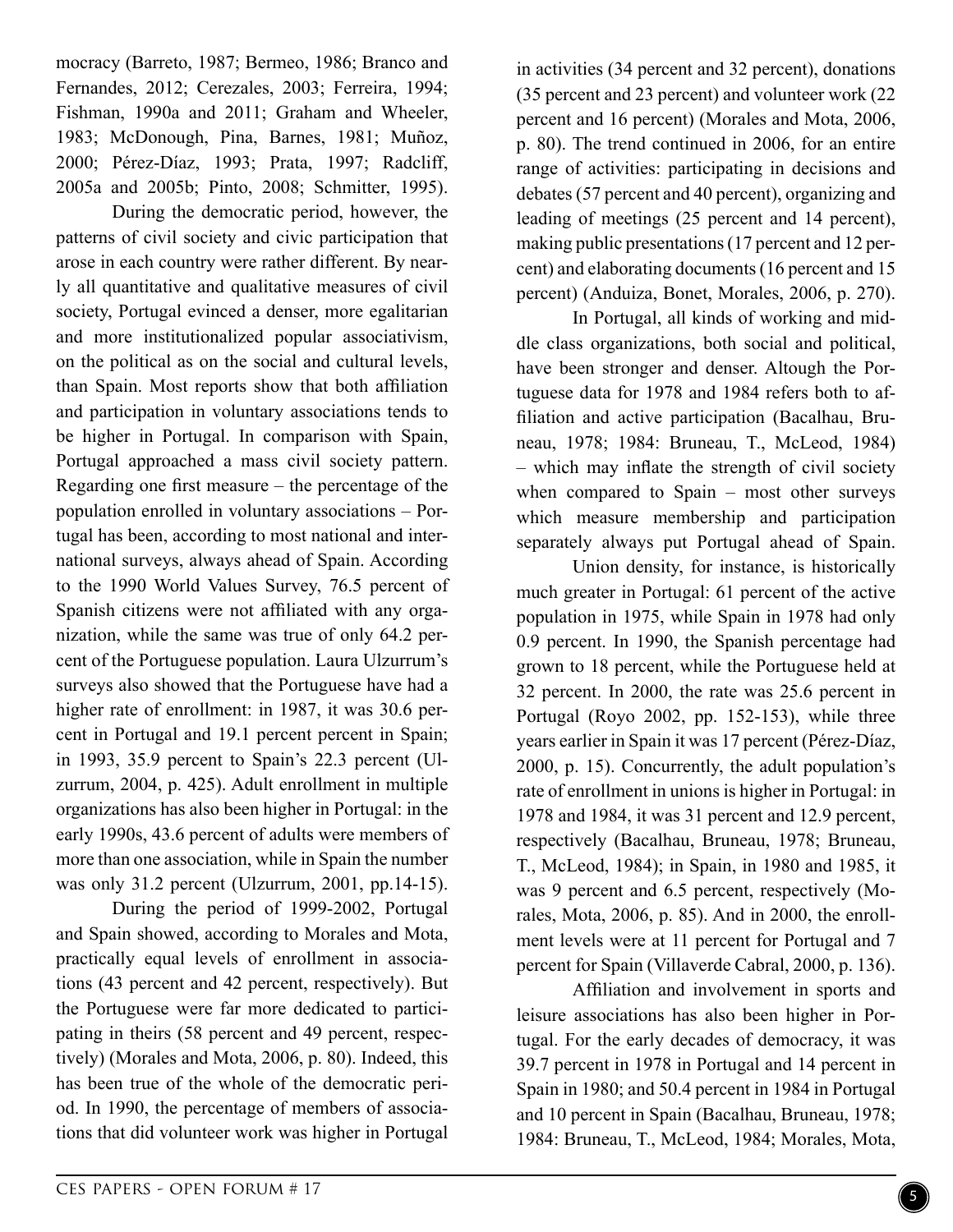mocracy (Barreto, 1987; Bermeo, 1986; Branco and Fernandes, 2012; Cerezales, 2003; Ferreira, 1994; Fishman, 1990a and 2011; Graham and Wheeler, 1983; McDonough, Pina, Barnes, 1981; Muñoz, 2000; Pérez-Díaz, 1993; Prata, 1997; Radcliff, 2005a and 2005b; Pinto, 2008; Schmitter, 1995).

During the democratic period, however, the patterns of civil society and civic participation that arose in each country were rather different. By nearly all quantitative and qualitative measures of civil society, Portugal evinced a denser, more egalitarian and more institutionalized popular associativism, on the political as on the social and cultural levels, than Spain. Most reports show that both affiliation and participation in voluntary associations tends to be higher in Portugal. In comparison with Spain, Portugal approached a mass civil society pattern. Regarding one first measure – the percentage of the population enrolled in voluntary associations – Portugal has been, according to most national and international surveys, always ahead of Spain. According to the 1990 World Values Survey, 76.5 percent of Spanish citizens were not affiliated with any organization, while the same was true of only 64.2 percent of the Portuguese population. Laura Ulzurrum's surveys also showed that the Portuguese have had a higher rate of enrollment: in 1987, it was 30.6 percent in Portugal and 19.1 percent percent in Spain; in 1993, 35.9 percent to Spain's 22.3 percent (Ulzurrum, 2004, p. 425). Adult enrollment in multiple organizations has also been higher in Portugal: in the early 1990s, 43.6 percent of adults were members of more than one association, while in Spain the number was only 31.2 percent (Ulzurrum, 2001, pp.14-15).

During the period of 1999-2002, Portugal and Spain showed, according to Morales and Mota, practically equal levels of enrollment in associations (43 percent and 42 percent, respectively). But the Portuguese were far more dedicated to participating in theirs (58 percent and 49 percent, respectively) (Morales and Mota, 2006, p. 80). Indeed, this has been true of the whole of the democratic period. In 1990, the percentage of members of associations that did volunteer work was higher in Portugal in activities (34 percent and 32 percent), donations (35 percent and 23 percent) and volunteer work (22 percent and 16 percent) (Morales and Mota, 2006, p. 80). The trend continued in 2006, for an entire range of activities: participating in decisions and debates (57 percent and 40 percent), organizing and leading of meetings (25 percent and 14 percent), making public presentations (17 percent and 12 percent) and elaborating documents (16 percent and 15 percent) (Anduiza, Bonet, Morales, 2006, p. 270).

In Portugal, all kinds of working and middle class organizations, both social and political, have been stronger and denser. Altough the Portuguese data for 1978 and 1984 refers both to affiliation and active participation (Bacalhau, Bruneau, 1978; 1984: Bruneau, T., McLeod, 1984) – which may inflate the strength of civil society when compared to Spain – most other surveys which measure membership and participation separately always put Portugal ahead of Spain.

Union density, for instance, is historically much greater in Portugal: 61 percent of the active population in 1975, while Spain in 1978 had only 0.9 percent. In 1990, the Spanish percentage had grown to 18 percent, while the Portuguese held at 32 percent. In 2000, the rate was 25.6 percent in Portugal (Royo 2002, pp. 152-153), while three years earlier in Spain it was 17 percent (Pérez-Díaz, 2000, p. 15). Concurrently, the adult population's rate of enrollment in unions is higher in Portugal: in 1978 and 1984, it was 31 percent and 12.9 percent, respectively (Bacalhau, Bruneau, 1978; Bruneau, T., McLeod, 1984); in Spain, in 1980 and 1985, it was 9 percent and 6.5 percent, respectively (Morales, Mota, 2006, p. 85). And in 2000, the enrollment levels were at 11 percent for Portugal and 7 percent for Spain (Villaverde Cabral, 2000, p. 136).

Affiliation and involvement in sports and leisure associations has also been higher in Portugal. For the early decades of democracy, it was 39.7 percent in 1978 in Portugal and 14 percent in Spain in 1980; and 50.4 percent in 1984 in Portugal and 10 percent in Spain (Bacalhau, Bruneau, 1978; 1984: Bruneau, T., McLeod, 1984; Morales, Mota,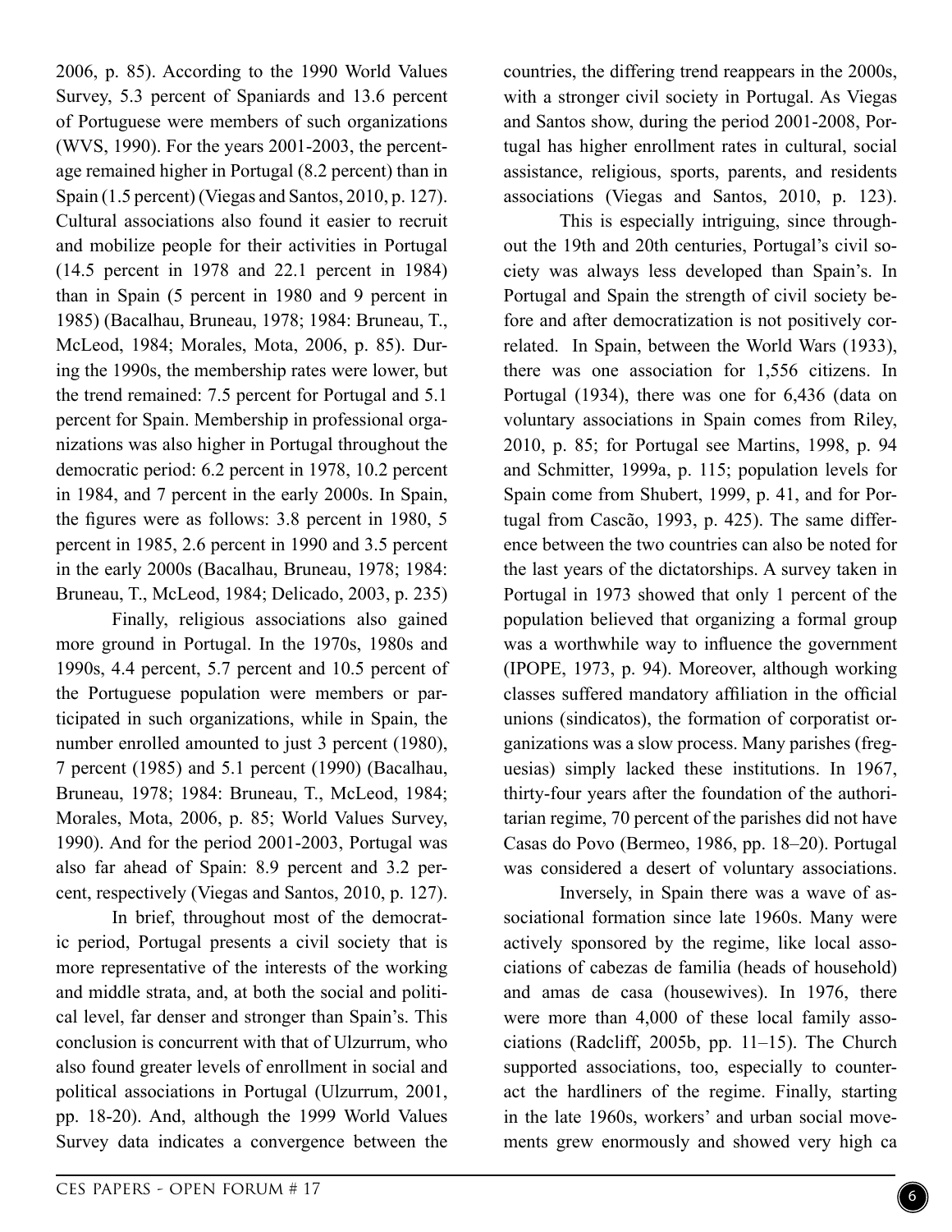2006, p. 85). According to the 1990 World Values Survey, 5.3 percent of Spaniards and 13.6 percent of Portuguese were members of such organizations (WVS, 1990). For the years 2001-2003, the percentage remained higher in Portugal (8.2 percent) than in Spain (1.5 percent) (Viegas and Santos, 2010, p. 127). Cultural associations also found it easier to recruit and mobilize people for their activities in Portugal (14.5 percent in 1978 and 22.1 percent in 1984) than in Spain (5 percent in 1980 and 9 percent in 1985) (Bacalhau, Bruneau, 1978; 1984: Bruneau, T., McLeod, 1984; Morales, Mota, 2006, p. 85). During the 1990s, the membership rates were lower, but the trend remained: 7.5 percent for Portugal and 5.1 percent for Spain. Membership in professional organizations was also higher in Portugal throughout the democratic period: 6.2 percent in 1978, 10.2 percent in 1984, and 7 percent in the early 2000s. In Spain, the figures were as follows: 3.8 percent in 1980, 5 percent in 1985, 2.6 percent in 1990 and 3.5 percent in the early 2000s (Bacalhau, Bruneau, 1978; 1984: Bruneau, T., McLeod, 1984; Delicado, 2003, p. 235)

Finally, religious associations also gained more ground in Portugal. In the 1970s, 1980s and 1990s, 4.4 percent, 5.7 percent and 10.5 percent of the Portuguese population were members or participated in such organizations, while in Spain, the number enrolled amounted to just 3 percent (1980), 7 percent (1985) and 5.1 percent (1990) (Bacalhau, Bruneau, 1978; 1984: Bruneau, T., McLeod, 1984; Morales, Mota, 2006, p. 85; World Values Survey, 1990). And for the period 2001-2003, Portugal was also far ahead of Spain: 8.9 percent and 3.2 percent, respectively (Viegas and Santos, 2010, p. 127).

In brief, throughout most of the democratic period, Portugal presents a civil society that is more representative of the interests of the working and middle strata, and, at both the social and political level, far denser and stronger than Spain's. This conclusion is concurrent with that of Ulzurrum, who also found greater levels of enrollment in social and political associations in Portugal (Ulzurrum, 2001, pp. 18-20). And, although the 1999 World Values Survey data indicates a convergence between the countries, the differing trend reappears in the 2000s, with a stronger civil society in Portugal. As Viegas and Santos show, during the period 2001-2008, Portugal has higher enrollment rates in cultural, social assistance, religious, sports, parents, and residents associations (Viegas and Santos, 2010, p. 123).

This is especially intriguing, since throughout the 19th and 20th centuries, Portugal's civil society was always less developed than Spain's. In Portugal and Spain the strength of civil society before and after democratization is not positively correlated. In Spain, between the World Wars (1933), there was one association for 1,556 citizens. In Portugal (1934), there was one for 6,436 (data on voluntary associations in Spain comes from Riley, 2010, p. 85; for Portugal see Martins, 1998, p. 94 and Schmitter, 1999a, p. 115; population levels for Spain come from Shubert, 1999, p. 41, and for Portugal from Cascão, 1993, p. 425). The same difference between the two countries can also be noted for the last years of the dictatorships. A survey taken in Portugal in 1973 showed that only 1 percent of the population believed that organizing a formal group was a worthwhile way to influence the government (IPOPE, 1973, p. 94). Moreover, although working classes suffered mandatory affiliation in the official unions (sindicatos), the formation of corporatist organizations was a slow process. Many parishes (freguesias) simply lacked these institutions. In 1967, thirty-four years after the foundation of the authoritarian regime, 70 percent of the parishes did not have Casas do Povo (Bermeo, 1986, pp. 18–20). Portugal was considered a desert of voluntary associations.

Inversely, in Spain there was a wave of associational formation since late 1960s. Many were actively sponsored by the regime, like local associations of cabezas de familia (heads of household) and amas de casa (housewives). In 1976, there were more than 4,000 of these local family associations (Radcliff, 2005b, pp. 11–15). The Church supported associations, too, especially to counteract the hardliners of the regime. Finally, starting in the late 1960s, workers' and urban social movements grew enormously and showed very high ca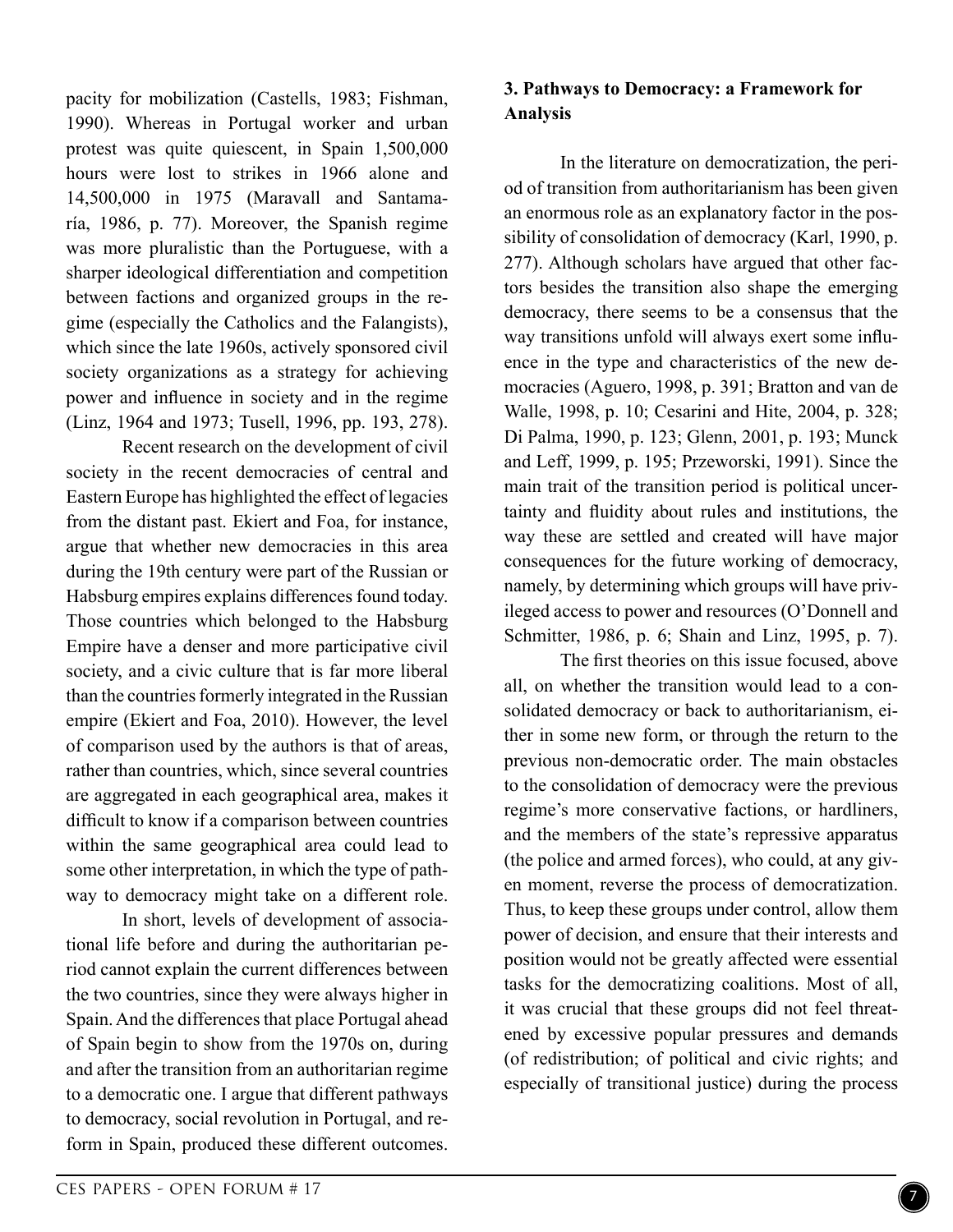pacity for mobilization (Castells, 1983; Fishman, 1990). Whereas in Portugal worker and urban protest was quite quiescent, in Spain 1,500,000 hours were lost to strikes in 1966 alone and 14,500,000 in 1975 (Maravall and Santamaría, 1986, p. 77). Moreover, the Spanish regime was more pluralistic than the Portuguese, with a sharper ideological differentiation and competition between factions and organized groups in the regime (especially the Catholics and the Falangists), which since the late 1960s, actively sponsored civil society organizations as a strategy for achieving power and influence in society and in the regime (Linz, 1964 and 1973; Tusell, 1996, pp. 193, 278).

Recent research on the development of civil society in the recent democracies of central and Eastern Europe has highlighted the effect of legacies from the distant past. Ekiert and Foa, for instance, argue that whether new democracies in this area during the 19th century were part of the Russian or Habsburg empires explains differences found today. Those countries which belonged to the Habsburg Empire have a denser and more participative civil society, and a civic culture that is far more liberal than the countries formerly integrated in the Russian empire (Ekiert and Foa, 2010). However, the level of comparison used by the authors is that of areas, rather than countries, which, since several countries are aggregated in each geographical area, makes it difficult to know if a comparison between countries within the same geographical area could lead to some other interpretation, in which the type of pathway to democracy might take on a different role.

In short, levels of development of associational life before and during the authoritarian period cannot explain the current differences between the two countries, since they were always higher in Spain. And the differences that place Portugal ahead of Spain begin to show from the 1970s on, during and after the transition from an authoritarian regime to a democratic one. I argue that different pathways to democracy, social revolution in Portugal, and reform in Spain, produced these different outcomes.

## 3. Pathways to Democracy: a Framework for Analysis

In the literature on democratization, the period of transition from authoritarianism has been given an enormous role as an explanatory factor in the possibility of consolidation of democracy (Karl, 1990, p. 277). Although scholars have argued that other factors besides the transition also shape the emerging democracy, there seems to be a consensus that the way transitions unfold will always exert some influence in the type and characteristics of the new democracies (Aguero, 1998, p. 391; Bratton and van de Walle, 1998, p. 10; Cesarini and Hite, 2004, p. 328; Di Palma, 1990, p. 123; Glenn, 2001, p. 193; Munck and Leff, 1999, p. 195; Przeworski, 1991). Since the main trait of the transition period is political uncertainty and fluidity about rules and institutions, the way these are settled and created will have major consequences for the future working of democracy, namely, by determining which groups will have privileged access to power and resources (O'Donnell and Schmitter, 1986, p. 6; Shain and Linz, 1995, p. 7).

The first theories on this issue focused, above all, on whether the transition would lead to a consolidated democracy or back to authoritarianism, either in some new form, or through the return to the previous non-democratic order. The main obstacles to the consolidation of democracy were the previous regime's more conservative factions, or hardliners, and the members of the state's repressive apparatus (the police and armed forces), who could, at any given moment, reverse the process of democratization. Thus, to keep these groups under control, allow them power of decision, and ensure that their interests and position would not be greatly affected were essential tasks for the democratizing coalitions. Most of all, it was crucial that these groups did not feel threatened by excessive popular pressures and demands (of redistribution; of political and civic rights; and especially of transitional justice) during the process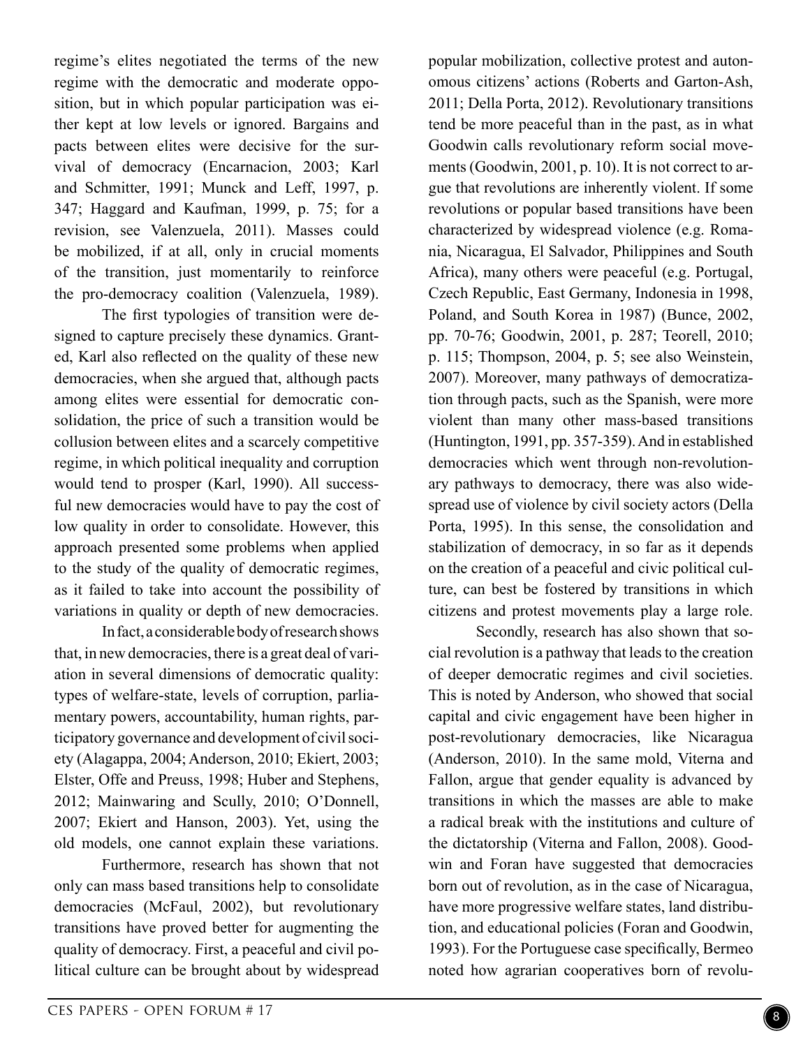regime's elites negotiated the terms of the new regime with the democratic and moderate opposition, but in which popular participation was either kept at low levels or ignored. Bargains and pacts between elites were decisive for the survival of democracy (Encarnacion, 2003; Karl and Schmitter, 1991; Munck and Leff, 1997, p. 347; Haggard and Kaufman, 1999, p. 75; for a revision, see Valenzuela, 2011). Masses could be mobilized, if at all, only in crucial moments of the transition, just momentarily to reinforce the pro-democracy coalition (Valenzuela, 1989).

The first typologies of transition were designed to capture precisely these dynamics. Granted, Karl also reflected on the quality of these new democracies, when she argued that, although pacts among elites were essential for democratic consolidation, the price of such a transition would be collusion between elites and a scarcely competitive regime, in which political inequality and corruption would tend to prosper (Karl, 1990). All successful new democracies would have to pay the cost of low quality in order to consolidate. However, this approach presented some problems when applied to the study of the quality of democratic regimes, as it failed to take into account the possibility of variations in quality or depth of new democracies.

In fact, a considerable body of research shows that, in new democracies, there is a great deal of variation in several dimensions of democratic quality: types of welfare-state, levels of corruption, parliamentary powers, accountability, human rights, participatory governance and development of civil society (Alagappa, 2004; Anderson, 2010; Ekiert, 2003; Elster, Offe and Preuss, 1998; Huber and Stephens, 2012; Mainwaring and Scully, 2010; O'Donnell, 2007; Ekiert and Hanson, 2003). Yet, using the old models, one cannot explain these variations.

Furthermore, research has shown that not only can mass based transitions help to consolidate democracies (McFaul, 2002), but revolutionary transitions have proved better for augmenting the quality of democracy. First, a peaceful and civil political culture can be brought about by widespread popular mobilization, collective protest and autonomous citizens' actions (Roberts and Garton-Ash, 2011; Della Porta, 2012). Revolutionary transitions tend be more peaceful than in the past, as in what Goodwin calls revolutionary reform social movements (Goodwin, 2001, p. 10). It is not correct to argue that revolutions are inherently violent. If some revolutions or popular based transitions have been characterized by widespread violence (e.g. Romania, Nicaragua, El Salvador, Philippines and South Africa), many others were peaceful (e.g. Portugal, Czech Republic, East Germany, Indonesia in 1998, Poland, and South Korea in 1987) (Bunce, 2002, pp. 70-76; Goodwin, 2001, p. 287; Teorell, 2010; p. 115; Thompson, 2004, p. 5; see also Weinstein, 2007). Moreover, many pathways of democratization through pacts, such as the Spanish, were more violent than many other mass-based transitions (Huntington, 1991, pp. 357-359). And in established democracies which went through non-revolutionary pathways to democracy, there was also widespread use of violence by civil society actors (Della Porta, 1995). In this sense, the consolidation and stabilization of democracy, in so far as it depends on the creation of a peaceful and civic political culture, can best be fostered by transitions in which citizens and protest movements play a large role.

Secondly, research has also shown that social revolution is a pathway that leads to the creation of deeper democratic regimes and civil societies. This is noted by Anderson, who showed that social capital and civic engagement have been higher in post-revolutionary democracies, like Nicaragua (Anderson, 2010). In the same mold, Viterna and Fallon, argue that gender equality is advanced by transitions in which the masses are able to make a radical break with the institutions and culture of the dictatorship (Viterna and Fallon, 2008). Goodwin and Foran have suggested that democracies born out of revolution, as in the case of Nicaragua, have more progressive welfare states, land distribution, and educational policies (Foran and Goodwin, 1993). For the Portuguese case specifically, Bermeo noted how agrarian cooperatives born of revolu-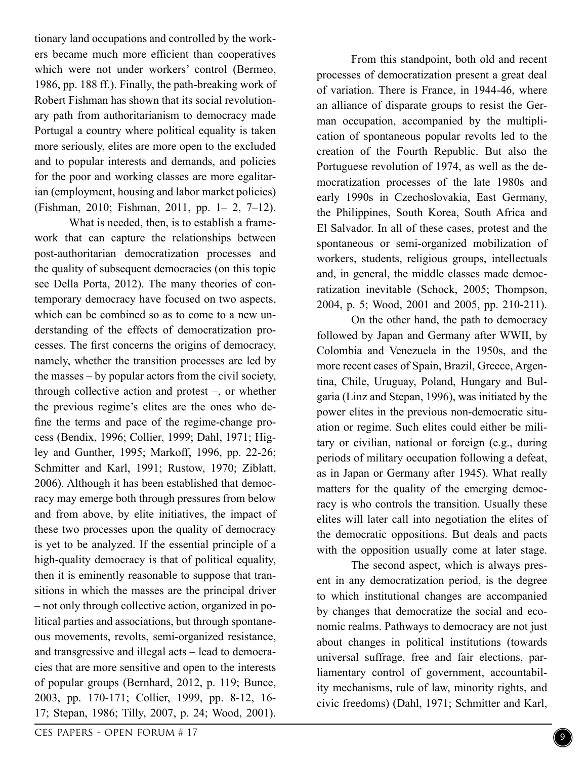tionary land occupations and controlled by the workers became much more efficient than cooperatives which were not under workers' control (Bermeo, 1986, pp. 188 ff.). Finally, the path-breaking work of Robert Fishman has shown that its social revolutionary path from authoritarianism to democracy made Portugal a country where political equality is taken more seriously, elites are more open to the excluded and to popular interests and demands, and policies for the poor and working classes are more egalitarian (employment, housing and labor market policies) (Fishman, 2010; Fishman, 2011, pp. 1– 2, 7–12).

What is needed, then, is to establish a framework that can capture the relationships between post-authoritarian democratization processes and the quality of subsequent democracies (on this topic see Della Porta, 2012). The many theories of contemporary democracy have focused on two aspects, which can be combined so as to come to a new understanding of the effects of democratization processes. The first concerns the origins of democracy, namely, whether the transition processes are led by the masses – by popular actors from the civil society, through collective action and protest –, or whether the previous regime's elites are the ones who define the terms and pace of the regime-change process (Bendix, 1996; Collier, 1999; Dahl, 1971; Higley and Gunther, 1995; Markoff, 1996, pp. 22-26; Schmitter and Karl, 1991; Rustow, 1970; Ziblatt, 2006). Although it has been established that democracy may emerge both through pressures from below and from above, by elite initiatives, the impact of these two processes upon the quality of democracy is yet to be analyzed. If the essential principle of a high-quality democracy is that of political equality, then it is eminently reasonable to suppose that transitions in which the masses are the principal driver – not only through collective action, organized in political parties and associations, but through spontaneous movements, revolts, semi-organized resistance, and transgressive and illegal acts – lead to democracies that are more sensitive and open to the interests of popular groups (Bernhard, 2012, p. 119; Bunce, 2003, pp. 170-171; Collier, 1999, pp. 8-12, 16-17; Stepan, 1986; Tilly, 2007, p. 24; Wood, 2001).

From this standpoint, both old and recent processes of democratization present a great deal of variation. There is France, in 1944-46, where an alliance of disparate groups to resist the German occupation, accompanied by the multiplication of spontaneous popular revolts led to the creation of the Fourth Republic. But also the Portuguese revolution of 1974, as well as the democratization processes of the late 1980s and early 1990s in Czechoslovakia, East Germany, the Philippines, South Korea, South Africa and El Salvador. In all of these cases, protest and the spontaneous or semi-organized mobilization of workers, students, religious groups, intellectuals and, in general, the middle classes made democratization inevitable (Schock, 2005; Thompson, 2004, p. 5; Wood, 2001 and 2005, pp. 210-211).

On the other hand, the path to democracy followed by Japan and Germany after WWII, by Colombia and Venezuela in the 1950s, and the more recent cases of Spain, Brazil, Greece, Argentina, Chile, Uruguay, Poland, Hungary and Bulgaria (Linz and Stepan, 1996), was initiated by the power elites in the previous non-democratic situation or regime. Such elites could either be military or civilian, national or foreign (e.g., during periods of military occupation following a defeat, as in Japan or Germany after 1945). What really matters for the quality of the emerging democracy is who controls the transition. Usually these elites will later call into negotiation the elites of the democratic oppositions. But deals and pacts with the opposition usually come at later stage.

The second aspect, which is always present in any democratization period, is the degree to which institutional changes are accompanied by changes that democratize the social and economic realms. Pathways to democracy are not just about changes in political institutions (towards universal suffrage, free and fair elections, parliamentary control of government, accountability mechanisms, rule of law, minority rights, and civic freedoms) (Dahl, 1971; Schmitter and Karl,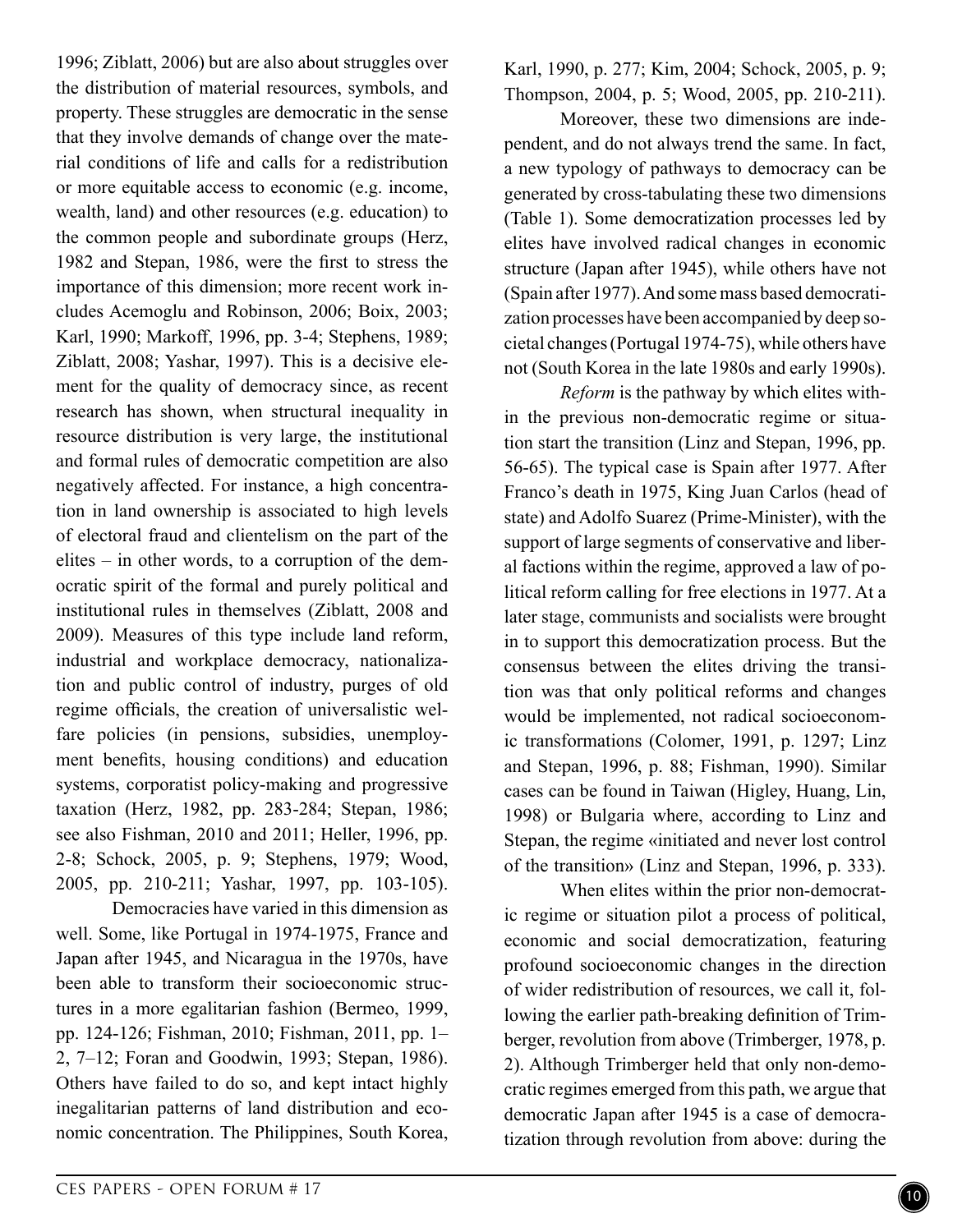1996; Ziblatt, 2006) but are also about struggles over the distribution of material resources, symbols, and property. These struggles are democratic in the sense that they involve demands of change over the material conditions of life and calls for a redistribution or more equitable access to economic (e.g. income, wealth, land) and other resources (e.g. education) to the common people and subordinate groups (Herz, 1982 and Stepan, 1986, were the first to stress the importance of this dimension; more recent work includes Acemoglu and Robinson, 2006; Boix, 2003; Karl, 1990; Markoff, 1996, pp. 3-4; Stephens, 1989; Ziblatt, 2008; Yashar, 1997). This is a decisive element for the quality of democracy since, as recent research has shown, when structural inequality in resource distribution is very large, the institutional and formal rules of democratic competition are also negatively affected. For instance, a high concentration in land ownership is associated to high levels of electoral fraud and clientelism on the part of the elites – in other words, to a corruption of the democratic spirit of the formal and purely political and institutional rules in themselves (Ziblatt, 2008 and 2009). Measures of this type include land reform, industrial and workplace democracy, nationalization and public control of industry, purges of old regime officials, the creation of universalistic welfare policies (in pensions, subsidies, unemployment benefits, housing conditions) and education systems, corporatist policy-making and progressive taxation (Herz, 1982, pp. 283-284; Stepan, 1986; see also Fishman, 2010 and 2011; Heller, 1996, pp. 2-8; Schock, 2005, p. 9; Stephens, 1979; Wood, 2005, pp. 210-211; Yashar, 1997, pp. 103-105).

Democracies have varied in this dimension as well. Some, like Portugal in 1974-1975, France and Japan after 1945, and Nicaragua in the 1970s, have been able to transform their socioeconomic structures in a more egalitarian fashion (Bermeo, 1999, pp. 124-126; Fishman, 2010; Fishman, 2011, pp. 1–2, 7–12; Foran and Goodwin, 1993; Stepan, 1986). Others have failed to do so, and kept intact highly inegalitarian patterns of land distribution and economic concentration. The Philippines, South Korea, Karl, 1990, p. 277; Kim, 2004; Schock, 2005, p. 9; Thompson, 2004, p. 5; Wood, 2005, pp. 210-211).

Moreover, these two dimensions are independent, and do not always trend the same. In fact, a new typology of pathways to democracy can be generated by cross-tabulating these two dimensions (Table 1). Some democratization processes led by elites have involved radical changes in economic structure (Japan after 1945), while others have not (Spain after 1977). And some mass based democratization processes have been accompanied by deep societal changes (Portugal 1974-75), while others have not (South Korea in the late 1980s and early 1990s).

*Reform* is the pathway by which elites within the previous non-democratic regime or situation start the transition (Linz and Stepan, 1996, pp. 56-65). The typical case is Spain after 1977. After Franco's death in 1975, King Juan Carlos (head of state) and Adolfo Suarez (Prime-Minister), with the support of large segments of conservative and liberal factions within the regime, approved a law of political reform calling for free elections in 1977. At a later stage, communists and socialists were brought in to support this democratization process. But the consensus between the elites driving the transition was that only political reforms and changes would be implemented, not radical socioeconomic transformations (Colomer, 1991, p. 1297; Linz and Stepan, 1996, p. 88; Fishman, 1990). Similar cases can be found in Taiwan (Higley, Huang, Lin, 1998) or Bulgaria where, according to Linz and Stepan, the regime «initiated and never lost control of the transition» (Linz and Stepan, 1996, p. 333).

When elites within the prior non-democratic regime or situation pilot a process of political, economic and social democratization, featuring profound socioeconomic changes in the direction of wider redistribution of resources, we call it, following the earlier path-breaking definition of Trimberger, revolution from above (Trimberger, 1978, p. 2). Although Trimberger held that only non-democratic regimes emerged from this path, we argue that democratic Japan after 1945 is a case of democratization through revolution from above: during the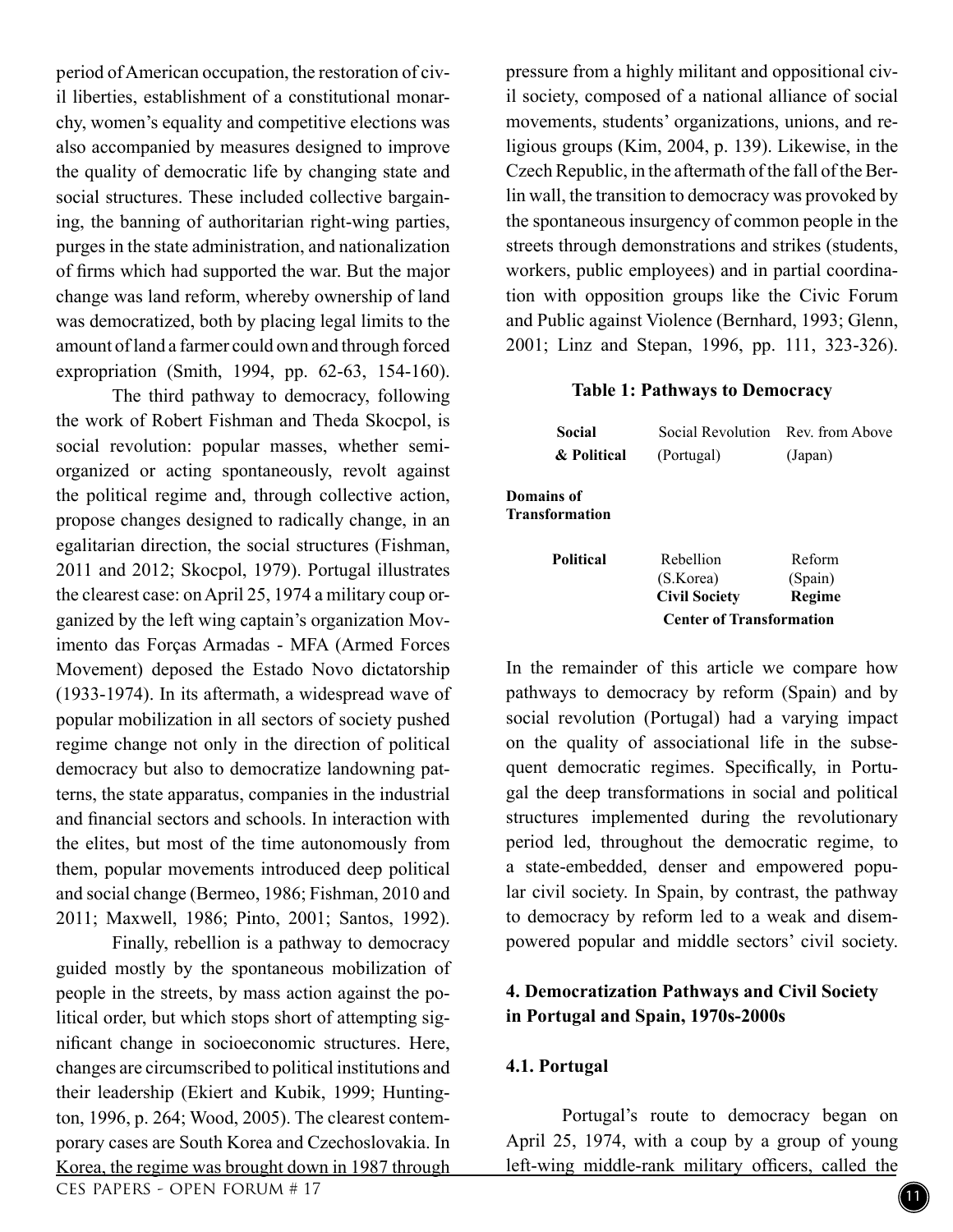period of American occupation, the restoration of civil liberties, establishment of a constitutional monarchy, women's equality and competitive elections was also accompanied by measures designed to improve the quality of democratic life by changing state and social structures. These included collective bargaining, the banning of authoritarian right-wing parties, purges in the state administration, and nationalization of firms which had supported the war. But the major change was land reform, whereby ownership of land was democratized, both by placing legal limits to the amount of land a farmer could own and through forced expropriation (Smith, 1994, pp. 62-63, 154-160).

The third pathway to democracy, following the work of Robert Fishman and Theda Skocpol, is social revolution: popular masses, whether semi-organized or acting spontaneously, revolt against the political regime and, through collective action, propose changes designed to radically change, in an egalitarian direction, the social structures (Fishman, 2011 and 2012; Skocpol, 1979). Portugal illustrates the clearest case: on April 25, 1974 a military coup organized by the left wing captain's organization Movimento das Forças Armadas - MFA (Armed Forces Movement) deposed the Estado Novo dictatorship (1933-1974). In its aftermath, a widespread wave of popular mobilization in all sectors of society pushed regime change not only in the direction of political democracy but also to democratize landowning patterns, the state apparatus, companies in the industrial and financial sectors and schools. In interaction with the elites, but most of the time autonomously from them, popular movements introduced deep political and social change (Bermeo, 1986; Fishman, 2010 and 2011; Maxwell, 1986; Pinto, 2001; Santos, 1992).

Finally, rebellion is a pathway to democracy guided mostly by the spontaneous mobilization of people in the streets, by mass action against the political order, but which stops short of attempting significant change in socioeconomic structures. Here, changes are circumscribed to political institutions and their leadership (Ekiert and Kubik, 1999; Huntington, 1996, p. 264; Wood, 2005). The clearest contemporary cases are South Korea and Czechoslovakia. In Korea, the regime was brought down in 1987 through pressure from a highly militant and oppositional civil society, composed of a national alliance of social movements, students' organizations, unions, and religious groups (Kim, 2004, p. 139). Likewise, in the Czech Republic, in the aftermath of the fall of the Berlin wall, the transition to democracy was provoked by the spontaneous insurgency of common people in the streets through demonstrations and strikes (students, workers, public employees) and in partial coordination with opposition groups like the Civic Forum and Public against Violence (Bernhard, 1993; Glenn, 2001; Linz and Stepan, 1996, pp. 111, 323-326).

**Table 1: Pathways to Democracy**

| Domains of Transformation | | | |
|---|---|---|---|
| | **Social & Political** | Social Revolution (Portugal) | Rev. from Above (Japan) |
| | **Political** | Rebellion (S.Korea) | Reform (Spain) |
| | | **Civil Society** | **Regime** |
| | | **Center of Transformation** | |

In the remainder of this article we compare how pathways to democracy by reform (Spain) and by social revolution (Portugal) had a varying impact on the quality of associational life in the subsequent democratic regimes. Specifically, in Portugal the deep transformations in social and political structures implemented during the revolutionary period led, throughout the democratic regime, to a state-embedded, denser and empowered popular civil society. In Spain, by contrast, the pathway to democracy by reform led to a weak and disempowered popular and middle sectors' civil society.

## 4. Democratization Pathways and Civil Society in Portugal and Spain, 1970s-2000s

### 4.1. Portugal

Portugal's route to democracy began on April 25, 1974, with a coup by a group of young left-wing middle-rank military officers, called the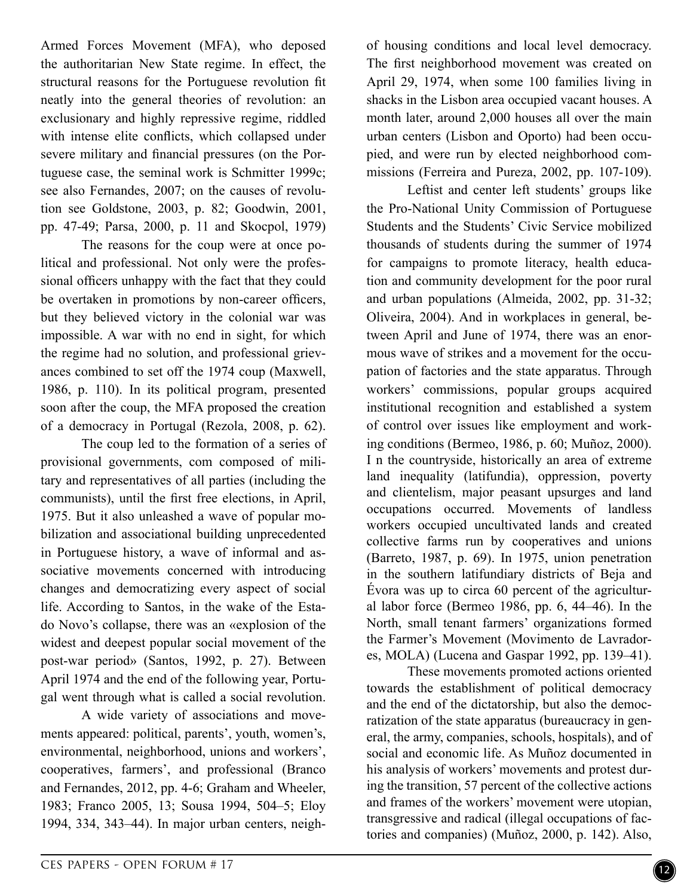Armed Forces Movement (MFA), who deposed the authoritarian New State regime. In effect, the structural reasons for the Portuguese revolution fit neatly into the general theories of revolution: an exclusionary and highly repressive regime, riddled with intense elite conflicts, which collapsed under severe military and financial pressures (on the Portuguese case, the seminal work is Schmitter 1999c; see also Fernandes, 2007; on the causes of revolution see Goldstone, 2003, p. 82; Goodwin, 2001, pp. 47-49; Parsa, 2000, p. 11 and Skocpol, 1979)

The reasons for the coup were at once political and professional. Not only were the professional officers unhappy with the fact that they could be overtaken in promotions by non-career officers, but they believed victory in the colonial war was impossible. A war with no end in sight, for which the regime had no solution, and professional grievances combined to set off the 1974 coup (Maxwell, 1986, p. 110). In its political program, presented soon after the coup, the MFA proposed the creation of a democracy in Portugal (Rezola, 2008, p. 62).

The coup led to the formation of a series of provisional governments, com composed of military and representatives of all parties (including the communists), until the first free elections, in April, 1975. But it also unleashed a wave of popular mobilization and associational building unprecedented in Portuguese history, a wave of informal and associative movements concerned with introducing changes and democratizing every aspect of social life. According to Santos, in the wake of the Estado Novo's collapse, there was an «explosion of the widest and deepest popular social movement of the post-war period» (Santos, 1992, p. 27). Between April 1974 and the end of the following year, Portugal went through what is called a social revolution.

A wide variety of associations and movements appeared: political, parents', youth, women's, environmental, neighborhood, unions and workers', cooperatives, farmers', and professional (Branco and Fernandes, 2012, pp. 4-6; Graham and Wheeler, 1983; Franco 2005, 13; Sousa 1994, 504–5; Eloy 1994, 334, 343–44). In major urban centers, neighborhood movements were concerned with the improvement of housing conditions and local level democracy. The first neighborhood movement was created on April 29, 1974, when some 100 families living in shacks in the Lisbon area occupied vacant houses. A month later, around 2,000 houses all over the main urban centers (Lisbon and Oporto) had been occupied, and were run by elected neighborhood commissions (Ferreira and Pureza, 2002, pp. 107-109).

Leftist and center left students' groups like the Pro-National Unity Commission of Portuguese Students and the Students' Civic Service mobilized thousands of students during the summer of 1974 for campaigns to promote literacy, health education and community development for the poor rural and urban populations (Almeida, 2002, pp. 31-32; Oliveira, 2004). And in workplaces in general, between April and June of 1974, there was an enormous wave of strikes and a movement for the occupation of factories and the state apparatus. Through workers' commissions, popular groups acquired institutional recognition and established a system of control over issues like employment and working conditions (Bermeo, 1986, p. 60; Muñoz, 2000). I n the countryside, historically an area of extreme land inequality (latifundia), oppression, poverty and clientelism, major peasant upsurges and land occupations occurred. Movements of landless workers occupied uncultivated lands and created collective farms run by cooperatives and unions (Barreto, 1987, p. 69). In 1975, union penetration in the southern latifundiary districts of Beja and Évora was up to circa 60 percent of the agricultural labor force (Bermeo 1986, pp. 6, 44–46). In the North, small tenant farmers' organizations formed the Farmer's Movement (Movimento de Lavradores, MOLA) (Lucena and Gaspar 1992, pp. 139–41).

These movements promoted actions oriented towards the establishment of political democracy and the end of the dictatorship, but also the democratization of the state apparatus (bureaucracy in general, the army, companies, schools, hospitals), and of social and economic life. As Muñoz documented in his analysis of workers' movements and protest during the transition, 57 percent of the collective actions and frames of the workers' movement were utopian, transgressive and radical (illegal occupations of factories and companies) (Muñoz, 2000, p. 142). Also,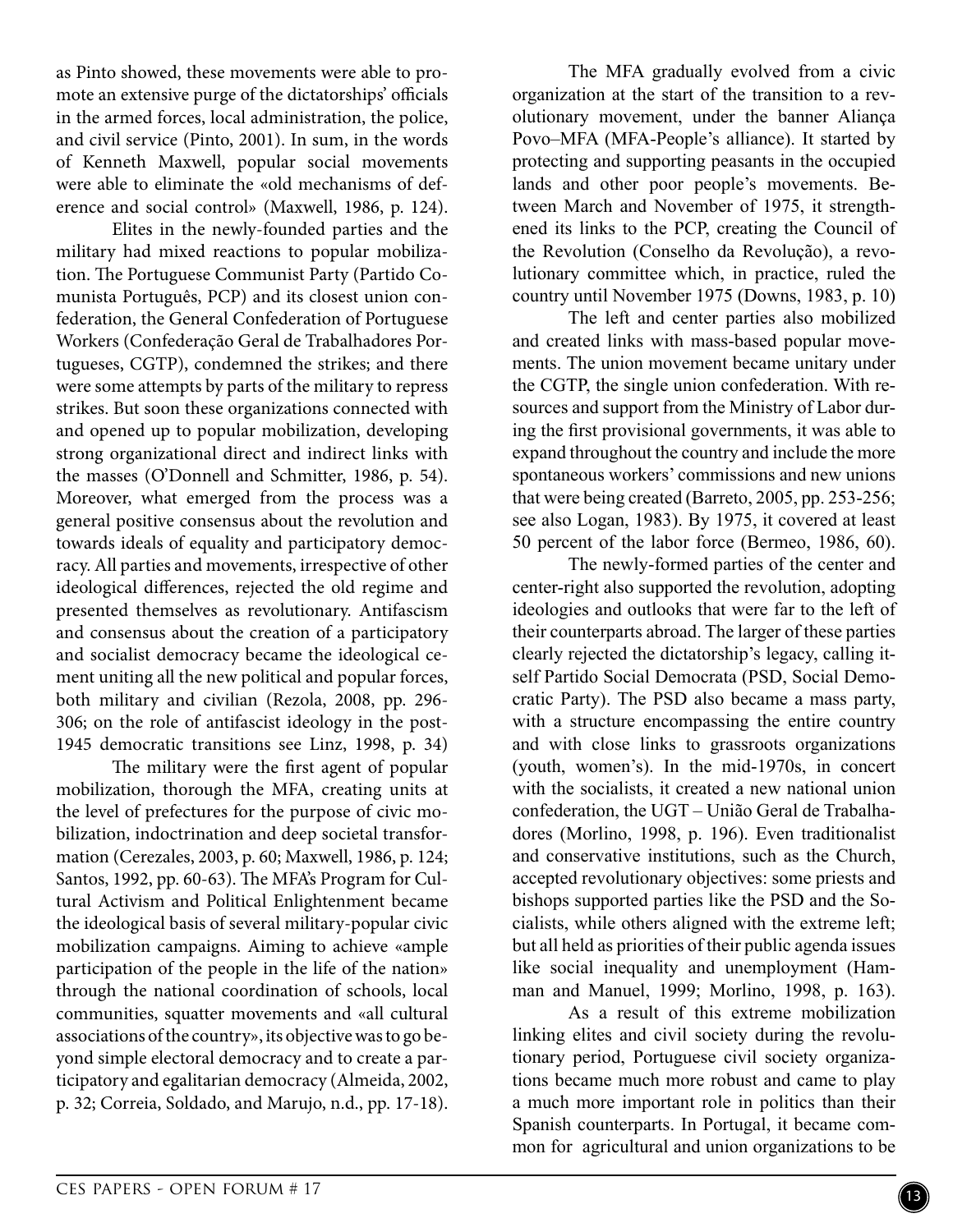as Pinto showed, these movements were able to promote an extensive purge of the dictatorships' officials in the armed forces, local administration, the police, and civil service (Pinto, 2001). In sum, in the words of Kenneth Maxwell, popular social movements were able to eliminate the «old mechanisms of deference and social control» (Maxwell, 1986, p. 124).

Elites in the newly-founded parties and the military had mixed reactions to popular mobilization. The Portuguese Communist Party (Partido Comunista Português, PCP) and its closest union confederation, the General Confederation of Portuguese Workers (Confederação Geral de Trabalhadores Portugueses, CGTP), condemned the strikes; and there were some attempts by parts of the military to repress strikes. But soon these organizations connected with and opened up to popular mobilization, developing strong organizational direct and indirect links with the masses (O'Donnell and Schmitter, 1986, p. 54). Moreover, what emerged from the process was a general positive consensus about the revolution and towards ideals of equality and participatory democracy. All parties and movements, irrespective of other ideological differences, rejected the old regime and presented themselves as revolutionary. Antifascism and consensus about the creation of a participatory and socialist democracy became the ideological cement uniting all the new political and popular forces, both military and civilian (Rezola, 2008, pp. 296-306; on the role of antifascist ideology in the post-1945 democratic transitions see Linz, 1998, p. 34)

The military were the first agent of popular mobilization, thorough the MFA, creating units at the level of prefectures for the purpose of civic mobilization, indoctrination and deep societal transformation (Cerezales, 2003, p. 60; Maxwell, 1986, p. 124; Santos, 1992, pp. 60-63). The MFA's Program for Cultural Activism and Political Enlightenment became the ideological basis of several military-popular civic mobilization campaigns. Aiming to achieve «ample participation of the people in the life of the nation» through the national coordination of schools, local communities, squatter movements and «all cultural associations of the country», its objective was to go beyond simple electoral democracy and to create a participatory and egalitarian democracy (Almeida, 2002, p. 32; Correia, Soldado, and Marujo, n.d., pp. 17-18).

The MFA gradually evolved from a civic organization at the start of the transition to a revolutionary movement, under the banner Aliança Povo–MFA (MFA-People's alliance). It started by protecting and supporting peasants in the occupied lands and other poor people's movements. Between March and November of 1975, it strengthened its links to the PCP, creating the Council of the Revolution (Conselho da Revolução), a revolutionary committee which, in practice, ruled the country until November 1975 (Downs, 1983, p. 10)

The left and center parties also mobilized and created links with mass-based popular movements. The union movement became unitary under the CGTP, the single union confederation. With resources and support from the Ministry of Labor during the first provisional governments, it was able to expand throughout the country and include the more spontaneous workers' commissions and new unions that were being created (Barreto, 2005, pp. 253-256; see also Logan, 1983). By 1975, it covered at least 50 percent of the labor force (Bermeo, 1986, 60).

The newly-formed parties of the center and center-right also supported the revolution, adopting ideologies and outlooks that were far to the left of their counterparts abroad. The larger of these parties clearly rejected the dictatorship's legacy, calling itself Partido Social Democrata (PSD, Social Democratic Party). The PSD also became a mass party, with a structure encompassing the entire country and with close links to grassroots organizations (youth, women's). In the mid-1970s, in concert with the socialists, it created a new national union confederation, the UGT – União Geral de Trabalhadores (Morlino, 1998, p. 196). Even traditionalist and conservative institutions, such as the Church, accepted revolutionary objectives: some priests and bishops supported parties like the PSD and the Socialists, while others aligned with the extreme left; but all held as priorities of their public agenda issues like social inequality and unemployment (Hamman and Manuel, 1999; Morlino, 1998, p. 163).

As a result of this extreme mobilization linking elites and civil society during the revolutionary period, Portuguese civil society organizations became much more robust and came to play a much more important role in politics than their Spanish counterparts. In Portugal, it became common for agricultural and union organizations to be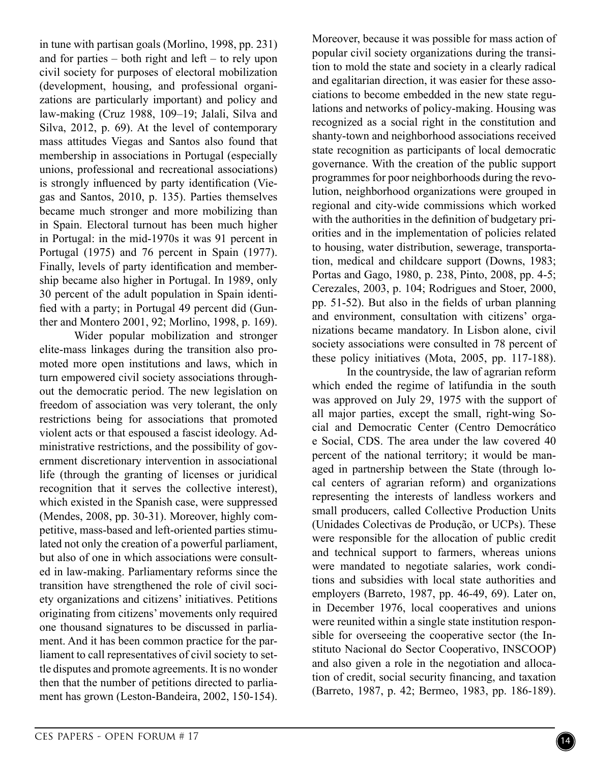in tune with partisan goals (Morlino, 1998, pp. 231) and for parties – both right and left – to rely upon civil society for purposes of electoral mobilization (development, housing, and professional organizations are particularly important) and policy and law-making (Cruz 1988, 109–19; Jalali, Silva and Silva, 2012, p. 69). At the level of contemporary mass attitudes Viegas and Santos also found that membership in associations in Portugal (especially unions, professional and recreational associations) is strongly influenced by party identification (Viegas and Santos, 2010, p. 135). Parties themselves became much stronger and more mobilizing than in Spain. Electoral turnout has been much higher in Portugal: in the mid-1970s it was 91 percent in Portugal (1975) and 76 percent in Spain (1977). Finally, levels of party identification and membership became also higher in Portugal. In 1989, only 30 percent of the adult population in Spain identified with a party; in Portugal 49 percent did (Gunther and Montero 2001, 92; Morlino, 1998, p. 169).

Wider popular mobilization and stronger elite-mass linkages during the transition also promoted more open institutions and laws, which in turn empowered civil society associations throughout the democratic period. The new legislation on freedom of association was very tolerant, the only restrictions being for associations that promoted violent acts or that espoused a fascist ideology. Administrative restrictions, and the possibility of government discretionary intervention in associational life (through the granting of licenses or juridical recognition that it serves the collective interest), which existed in the Spanish case, were suppressed (Mendes, 2008, pp. 30-31). Moreover, highly competitive, mass-based and left-oriented parties stimulated not only the creation of a powerful parliament, but also of one in which associations were consulted in law-making. Parliamentary reforms since the transition have strengthened the role of civil society organizations and citizens' initiatives. Petitions originating from citizens' movements only required one thousand signatures to be discussed in parliament. And it has been common practice for the parliament to call representatives of civil society to settle disputes and promote agreements. It is no wonder then that the number of petitions directed to parliament has grown (Leston-Bandeira, 2002, 150-154).

Moreover, because it was possible for mass action of popular civil society organizations during the transition to mold the state and society in a clearly radical and egalitarian direction, it was easier for these associations to become embedded in the new state regulations and networks of policy-making. Housing was recognized as a social right in the constitution and shanty-town and neighborhood associations received state recognition as participants of local democratic governance. With the creation of the public support programmes for poor neighborhoods during the revolution, neighborhood organizations were grouped in regional and city-wide commissions which worked with the authorities in the definition of budgetary priorities and in the implementation of policies related to housing, water distribution, sewerage, transportation, medical and childcare support (Downs, 1983; Portas and Gago, 1980, p. 238, Pinto, 2008, pp. 4-5; Cerezales, 2003, p. 104; Rodrigues and Stoer, 2000, pp. 51-52). But also in the fields of urban planning and environment, consultation with citizens' organizations became mandatory. In Lisbon alone, civil society associations were consulted in 78 percent of these policy initiatives (Mota, 2005, pp. 117-188).

In the countryside, the law of agrarian reform which ended the regime of latifundia in the south was approved on July 29, 1975 with the support of all major parties, except the small, right-wing Social and Democratic Center (Centro Democrático e Social, CDS. The area under the law covered 40 percent of the national territory; it would be managed in partnership between the State (through local centers of agrarian reform) and organizations representing the interests of landless workers and small producers, called Collective Production Units (Unidades Colectivas de Produção, or UCPs). These were responsible for the allocation of public credit and technical support to farmers, whereas unions were mandated to negotiate salaries, work conditions and subsidies with local state authorities and employers (Barreto, 1987, pp. 46-49, 69). Later on, in December 1976, local cooperatives and unions were reunited within a single state institution responsible for overseeing the cooperative sector (the Instituto Nacional do Sector Cooperativo, INSCOOP) and also given a role in the negotiation and allocation of credit, social security financing, and taxation (Barreto, 1987, p. 42; Bermeo, 1983, pp. 186-189).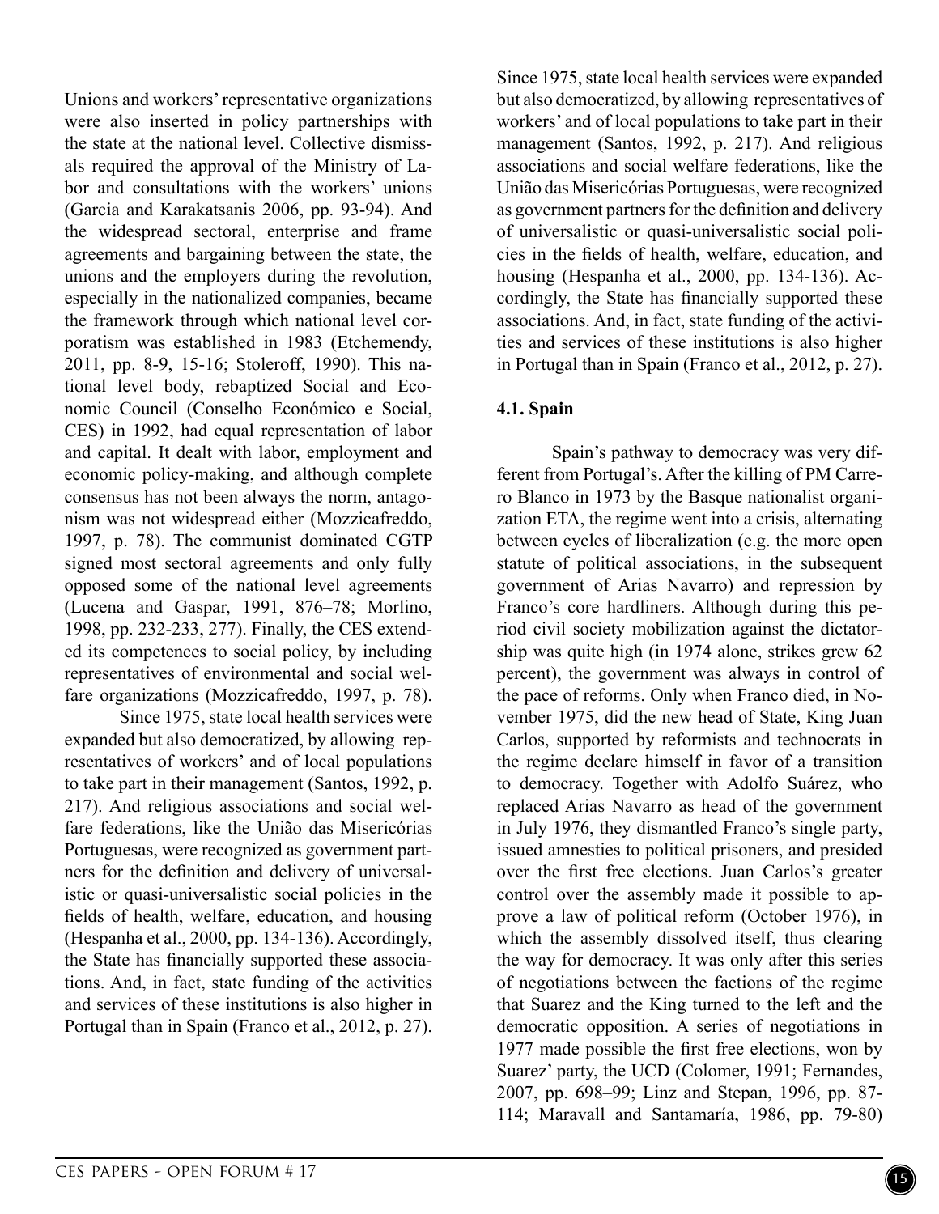Unions and workers' representative organizations were also inserted in policy partnerships with the state at the national level. Collective dismissals required the approval of the Ministry of Labor and consultations with the workers' unions (Garcia and Karakatsanis 2006, pp. 93-94). And the widespread sectoral, enterprise and frame agreements and bargaining between the state, the unions and the employers during the revolution, especially in the nationalized companies, became the framework through which national level corporatism was established in 1983 (Etchemendy, 2011, pp. 8-9, 15-16; Stoleroff, 1990). This national level body, rebaptized Social and Economic Council (Conselho Económico e Social, CES) in 1992, had equal representation of labor and capital. It dealt with labor, employment and economic policy-making, and although complete consensus has not been always the norm, antagonism was not widespread either (Mozzicafreddo, 1997, p. 78). The communist dominated CGTP signed most sectoral agreements and only fully opposed some of the national level agreements (Lucena and Gaspar, 1991, 876–78; Morlino, 1998, pp. 232-233, 277). Finally, the CES extended its competences to social policy, by including representatives of environmental and social welfare organizations (Mozzicafreddo, 1997, p. 78).

Since 1975, state local health services were expanded but also democratized, by allowing representatives of workers' and of local populations to take part in their management (Santos, 1992, p. 217). And religious associations and social welfare federations, like the União das Misericórdias Portuguesas, were recognized as government partners for the definition and delivery of universalistic or quasi-universalistic social policies in the fields of health, welfare, education, and housing (Hespanha et al., 2000, pp. 134-136). Accordingly, the State has financially supported these associations. And, in fact, state funding of the activities and services of these institutions is also higher in Portugal than in Spain (Franco et al., 2012, p. 27).

Since 1975, state local health services were expanded but also democratized, by allowing representatives of workers' and of local populations to take part in their management (Santos, 1992, p. 217). And religious associations and social welfare federations, like the União das Misericórdias Portuguesas, were recognized as government partners for the definition and delivery of universalistic or quasi-universalistic social policies in the fields of health, welfare, education, and housing (Hespanha et al., 2000, pp. 134-136). Accordingly, the State has financially supported these associations. And, in fact, state funding of the activities and services of these institutions is also higher in Portugal than in Spain (Franco et al., 2012, p. 27).

### 4.1. Spain

Spain's pathway to democracy was very different from Portugal's. After the killing of PM Carrero Blanco in 1973 by the Basque nationalist organization ETA, the regime went into a crisis, alternating between cycles of liberalization (e.g. the more open statute of political associations, in the subsequent government of Arias Navarro) and repression by Franco's core hardliners. Although during this period civil society mobilization against the dictatorship was quite high (in 1974 alone, strikes grew 62 percent), the government was always in control of the pace of reforms. Only when Franco died, in November 1975, did the new head of State, King Juan Carlos, supported by reformists and technocrats in the regime declare himself in favor of a transition to democracy. Together with Adolfo Suárez, who replaced Arias Navarro as head of the government in July 1976, they dismantled Franco's single party, issued amnesties to political prisoners, and presided over the first free elections. Juan Carlos's greater control over the assembly made it possible to approve a law of political reform (October 1976), in which the assembly dissolved itself, thus clearing the way for democracy. It was only after this series of negotiations between the factions of the regime that Suarez and the King turned to the left and the democratic opposition. A series of negotiations in 1977 made possible the first free elections, won by Suarez' party, the UCD (Colomer, 1991; Fernandes, 2007, pp. 698–99; Linz and Stepan, 1996, pp. 87-114; Maravall and Santamaría, 1986, pp. 79-80)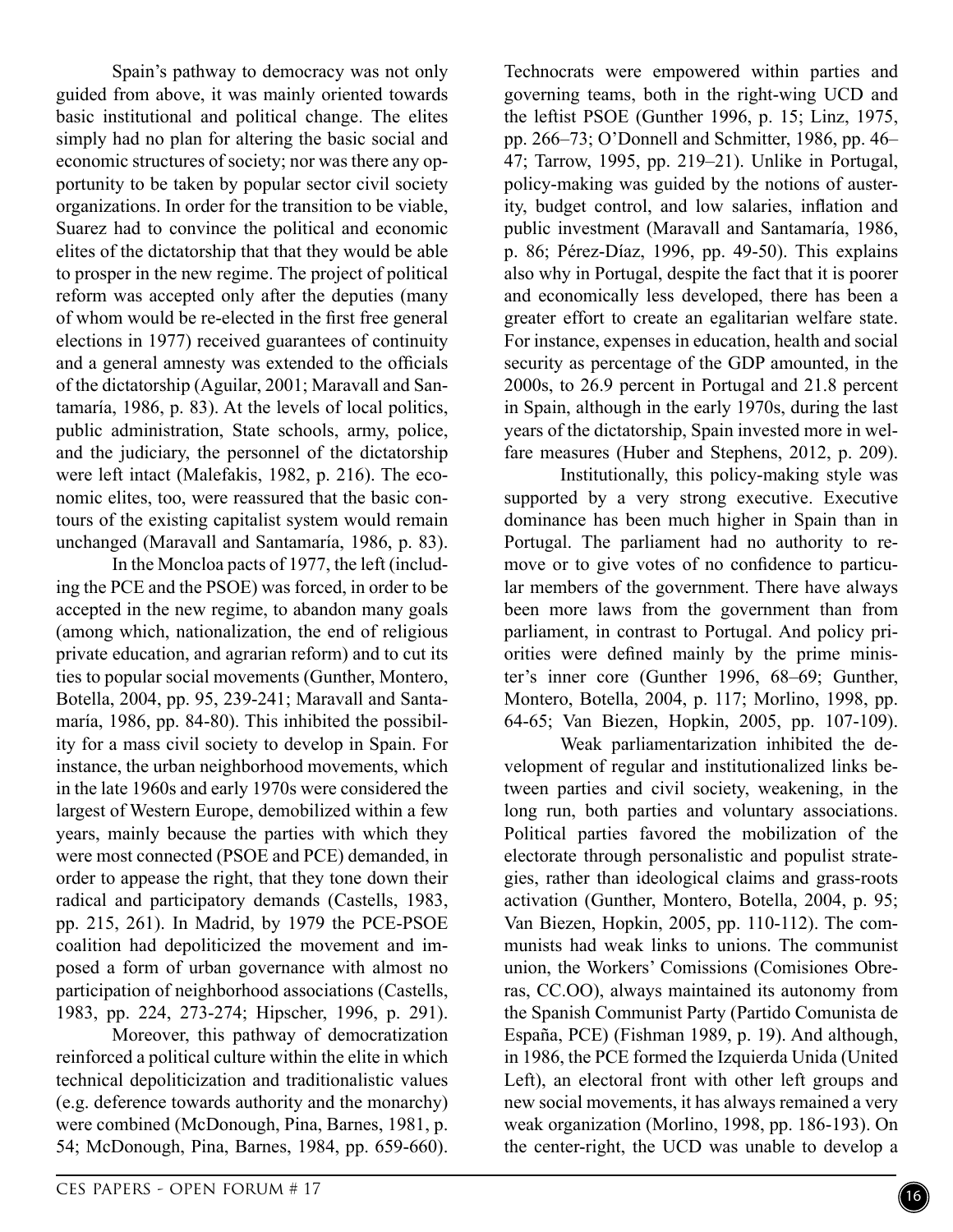Spain's pathway to democracy was not only guided from above, it was mainly oriented towards basic institutional and political change. The elites simply had no plan for altering the basic social and economic structures of society; nor was there any opportunity to be taken by popular sector civil society organizations. In order for the transition to be viable, Suarez had to convince the political and economic elites of the dictatorship that that they would be able to prosper in the new regime. The project of political reform was accepted only after the deputies (many of whom would be re-elected in the first free general elections in 1977) received guarantees of continuity and a general amnesty was extended to the officials of the dictatorship (Aguilar, 2001; Maravall and Santamaría, 1986, p. 83). At the levels of local politics, public administration, State schools, army, police, and the judiciary, the personnel of the dictatorship were left intact (Malefakis, 1982, p. 216). The economic elites, too, were reassured that the basic contours of the existing capitalist system would remain unchanged (Maravall and Santamaría, 1986, p. 83).

In the Moncloa pacts of 1977, the left (including the PCE and the PSOE) was forced, in order to be accepted in the new regime, to abandon many goals (among which, nationalization, the end of religious private education, and agrarian reform) and to cut its ties to popular social movements (Gunther, Montero, Botella, 2004, pp. 95, 239-241; Maravall and Santamaría, 1986, pp. 84-80). This inhibited the possibility for a mass civil society to develop in Spain. For instance, the urban neighborhood movements, which in the late 1960s and early 1970s were considered the largest of Western Europe, demobilized within a few years, mainly because the parties with which they were most connected (PSOE and PCE) demanded, in order to appease the right, that they tone down their radical and participatory demands (Castells, 1983, pp. 215, 261). In Madrid, by 1979 the PCE-PSOE coalition had depoliticized the movement and imposed a form of urban governance with almost no participation of neighborhood associations (Castells, 1983, pp. 224, 273-274; Hipscher, 1996, p. 291).

Moreover, this pathway of democratization reinforced a political culture within the elite in which technical depoliticization and traditionalistic values (e.g. deference towards authority and the monarchy) were combined (McDonough, Pina, Barnes, 1981, p. 54; McDonough, Pina, Barnes, 1984, pp. 659-660). Technocrats were empowered within parties and governing teams, both in the right-wing UCD and the leftist PSOE (Gunther 1996, p. 15; Linz, 1975, pp. 266–73; O'Donnell and Schmitter, 1986, pp. 46–47; Tarrow, 1995, pp. 219–21). Unlike in Portugal, policy-making was guided by the notions of austerity, budget control, and low salaries, inflation and public investment (Maravall and Santamaría, 1986, p. 86; Pérez-Díaz, 1996, pp. 49-50). This explains also why in Portugal, despite the fact that it is poorer and economically less developed, there has been a greater effort to create an egalitarian welfare state. For instance, expenses in education, health and social security as percentage of the GDP amounted, in the 2000s, to 26.9 percent in Portugal and 21.8 percent in Spain, although in the early 1970s, during the last years of the dictatorship, Spain invested more in welfare measures (Huber and Stephens, 2012, p. 209).

Institutionally, this policy-making style was supported by a very strong executive. Executive dominance has been much higher in Spain than in Portugal. The parliament had no authority to remove or to give votes of no confidence to particular members of the government. There have always been more laws from the government than from parliament, in contrast to Portugal. And policy priorities were defined mainly by the prime minister's inner core (Gunther 1996, 68–69; Gunther, Montero, Botella, 2004, p. 117; Morlino, 1998, pp. 64-65; Van Biezen, Hopkin, 2005, pp. 107-109).

Weak parliamentarization inhibited the development of regular and institutionalized links between parties and civil society, weakening, in the long run, both parties and voluntary associations. Political parties favored the mobilization of the electorate through personalistic and populist strategies, rather than ideological claims and grass-roots activation (Gunther, Montero, Botella, 2004, p. 95; Van Biezen, Hopkin, 2005, pp. 110-112). The communists had weak links to unions. The communist union, the Workers' Comissions (Comisiones Obreras, CC.OO), always maintained its autonomy from the Spanish Communist Party (Partido Comunista de España, PCE) (Fishman 1989, p. 19). And although, in 1986, the PCE formed the Izquierda Unida (United Left), an electoral front with other left groups and new social movements, it has always remained a very weak organization (Morlino, 1998, pp. 186-193). On the center-right, the UCD was unable to develop a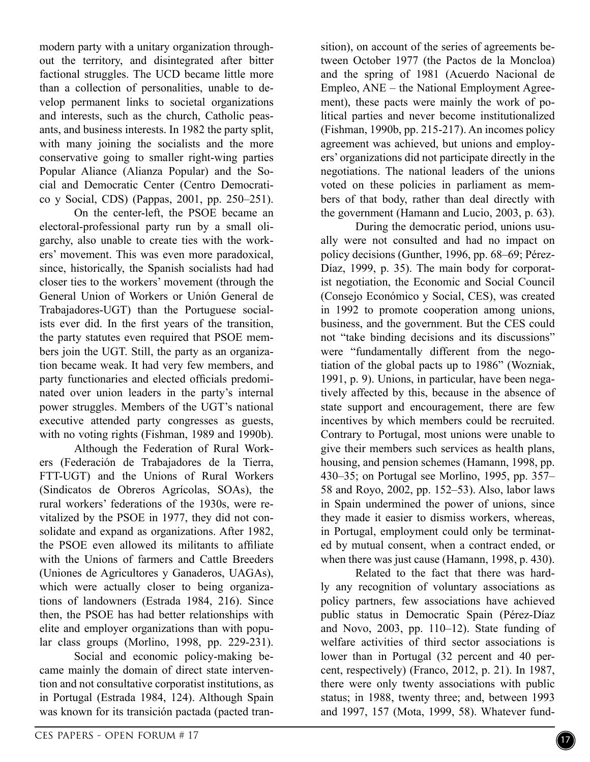modern party with a unitary organization throughout the territory, and disintegrated after bitter factional struggles. The UCD became little more than a collection of personalities, unable to develop permanent links to societal organizations and interests, such as the church, Catholic peasants, and business interests. In 1982 the party split, with many joining the socialists and the more conservative going to smaller right-wing parties Popular Aliance (Alianza Popular) and the Social and Democratic Center (Centro Democratico y Social, CDS) (Pappas, 2001, pp. 250–251).

On the center-left, the PSOE became an electoral-professional party run by a small oligarchy, also unable to create ties with the workers' movement. This was even more paradoxical, since, historically, the Spanish socialists had had closer ties to the workers' movement (through the General Union of Workers or Unión General de Trabajadores-UGT) than the Portuguese socialists ever did. In the first years of the transition, the party statutes even required that PSOE members join the UGT. Still, the party as an organization became weak. It had very few members, and party functionaries and elected officials predominated over union leaders in the party's internal power struggles. Members of the UGT's national executive attended party congresses as guests, with no voting rights (Fishman, 1989 and 1990b).

Although the Federation of Rural Workers (Federación de Trabajadores de la Tierra, FTT-UGT) and the Unions of Rural Workers (Sindicatos de Obreros Agrícolas, SOAs), the rural workers' federations of the 1930s, were revitalized by the PSOE in 1977, they did not consolidate and expand as organizations. After 1982, the PSOE even allowed its militants to affiliate with the Unions of farmers and Cattle Breeders (Uniones de Agricultores y Ganaderos, UAGAs), which were actually closer to being organizations of landowners (Estrada 1984, 216). Since then, the PSOE has had better relationships with elite and employer organizations than with popular class groups (Morlino, 1998, pp. 229-231).

Social and economic policy-making became mainly the domain of direct state intervention and not consultative corporatist institutions, as in Portugal (Estrada 1984, 124). Although Spain was known for its transición pactada (pacted transition), on account of the series of agreements between October 1977 (the Pactos de la Moncloa) and the spring of 1981 (Acuerdo Nacional de Empleo, ANE – the National Employment Agreement), these pacts were mainly the work of political parties and never become institutionalized (Fishman, 1990b, pp. 215-217). An incomes policy agreement was achieved, but unions and employers' organizations did not participate directly in the negotiations. The national leaders of the unions voted on these policies in parliament as members of that body, rather than deal directly with the government (Hamann and Lucio, 2003, p. 63).

During the democratic period, unions usually were not consulted and had no impact on policy decisions (Gunther, 1996, pp. 68–69; Pérez-Díaz, 1999, p. 35). The main body for corporatist negotiation, the Economic and Social Council (Consejo Económico y Social, CES), was created in 1992 to promote cooperation among unions, business, and the government. But the CES could not "take binding decisions and its discussions" were "fundamentally different from the negotiation of the global pacts up to 1986" (Wozniak, 1991, p. 9). Unions, in particular, have been negatively affected by this, because in the absence of state support and encouragement, there are few incentives by which members could be recruited. Contrary to Portugal, most unions were unable to give their members such services as health plans, housing, and pension schemes (Hamann, 1998, pp. 430–35; on Portugal see Morlino, 1995, pp. 357–58 and Royo, 2002, pp. 152–53). Also, labor laws in Spain undermined the power of unions, since they made it easier to dismiss workers, whereas, in Portugal, employment could only be terminated by mutual consent, when a contract ended, or when there was just cause (Hamann, 1998, p. 430).

Related to the fact that there was hardly any recognition of voluntary associations as policy partners, few associations have achieved public status in Democratic Spain (Pérez-Díaz and Novo, 2003, pp. 110–12). State funding of welfare activities of third sector associations is lower than in Portugal (32 percent and 40 percent, respectively) (Franco, 2012, p. 21). In 1987, there were only twenty associations with public status; in 1988, twenty three; and, between 1993 and 1997, 157 (Mota, 1999, 58). Whatever fund-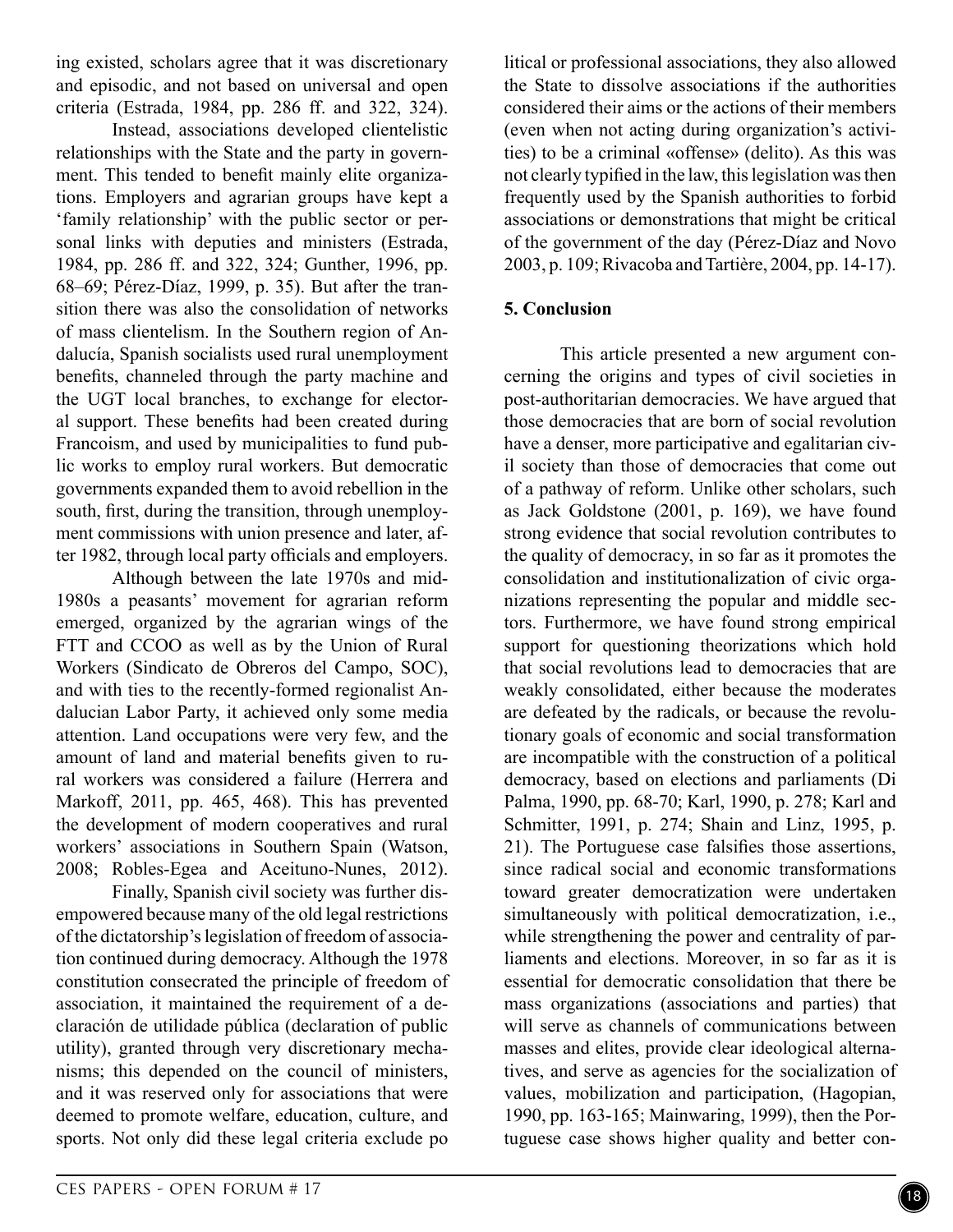ing existed, scholars agree that it was discretionary and episodic, and not based on universal and open criteria (Estrada, 1984, pp. 286 ff. and 322, 324).

Instead, associations developed clientelistic relationships with the State and the party in government. This tended to benefit mainly elite organizations. Employers and agrarian groups have kept a 'family relationship' with the public sector or personal links with deputies and ministers (Estrada, 1984, pp. 286 ff. and 322, 324; Gunther, 1996, pp. 68–69; Pérez-Díaz, 1999, p. 35). But after the transition there was also the consolidation of networks of mass clientelism. In the Southern region of Andalucía, Spanish socialists used rural unemployment benefits, channeled through the party machine and the UGT local branches, to exchange for electoral support. These benefits had been created during Francoism, and used by municipalities to fund public works to employ rural workers. But democratic governments expanded them to avoid rebellion in the south, first, during the transition, through unemployment commissions with union presence and later, after 1982, through local party officials and employers.

Although between the late 1970s and mid-1980s a peasants' movement for agrarian reform emerged, organized by the agrarian wings of the FTT and CCOO as well as by the Union of Rural Workers (Sindicato de Obreros del Campo, SOC), and with ties to the recently-formed regionalist Andalucian Labor Party, it achieved only some media attention. Land occupations were very few, and the amount of land and material benefits given to rural workers was considered a failure (Herrera and Markoff, 2011, pp. 465, 468). This has prevented the development of modern cooperatives and rural workers' associations in Southern Spain (Watson, 2008; Robles-Egea and Aceituno-Nunes, 2012).

Finally, Spanish civil society was further disempowered because many of the old legal restrictions of the dictatorship's legislation of freedom of association continued during democracy. Although the 1978 constitution consecrated the principle of freedom of association, it maintained the requirement of a declaración de utilidade pública (declaration of public utility), granted through very discretionary mechanisms; this depended on the council of ministers, and it was reserved only for associations that were deemed to promote welfare, education, culture, and sports. Not only did these legal criteria exclude political or professional associations, they also allowed the State to dissolve associations if the authorities considered their aims or the actions of their members (even when not acting during organization's activities) to be a criminal «offense» (delito). As this was not clearly typified in the law, this legislation was then frequently used by the Spanish authorities to forbid associations or demonstrations that might be critical of the government of the day (Pérez-Díaz and Novo 2003, p. 109; Rivacoba and Tartière, 2004, pp. 14-17).

## 5. Conclusion

This article presented a new argument concerning the origins and types of civil societies in post-authoritarian democracies. We have argued that those democracies that are born of social revolution have a denser, more participative and egalitarian civil society than those of democracies that come out of a pathway of reform. Unlike other scholars, such as Jack Goldstone (2001, p. 169), we have found strong evidence that social revolution contributes to the quality of democracy, in so far as it promotes the consolidation and institutionalization of civic organizations representing the popular and middle sectors. Furthermore, we have found strong empirical support for questioning theorizations which hold that social revolutions lead to democracies that are weakly consolidated, either because the moderates are defeated by the radicals, or because the revolutionary goals of economic and social transformation are incompatible with the construction of a political democracy, based on elections and parliaments (Di Palma, 1990, pp. 68-70; Karl, 1990, p. 278; Karl and Schmitter, 1991, p. 274; Shain and Linz, 1995, p. 21). The Portuguese case falsifies those assertions, since radical social and economic transformations toward greater democratization were undertaken simultaneously with political democratization, i.e., while strengthening the power and centrality of parliaments and elections. Moreover, in so far as it is essential for democratic consolidation that there be mass organizations (associations and parties) that will serve as channels of communications between masses and elites, provide clear ideological alternatives, and serve as agencies for the socialization of values, mobilization and participation, (Hagopian, 1990, pp. 163-165; Mainwaring, 1999), then the Portuguese case shows higher quality and better con-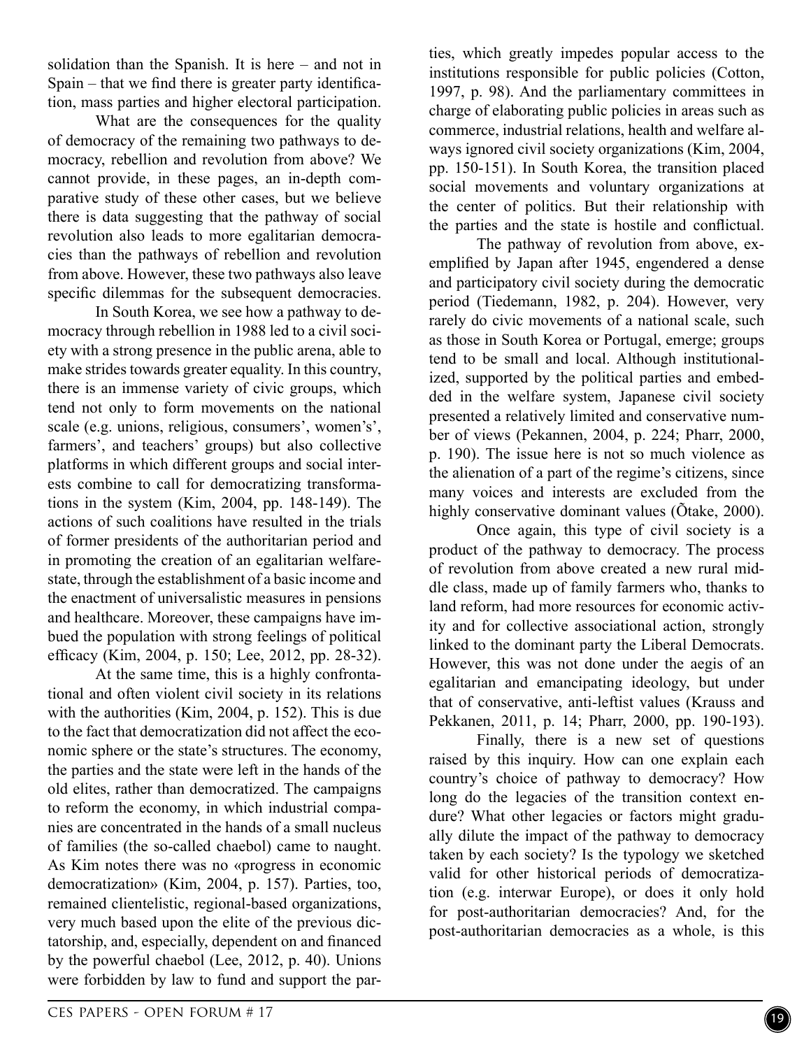solidation than the Spanish. It is here – and not in Spain – that we find there is greater party identification, mass parties and higher electoral participation.

What are the consequences for the quality of democracy of the remaining two pathways to democracy, rebellion and revolution from above? We cannot provide, in these pages, an in-depth comparative study of these other cases, but we believe there is data suggesting that the pathway of social revolution also leads to more egalitarian democracies than the pathways of rebellion and revolution from above. However, these two pathways also leave specific dilemmas for the subsequent democracies.

In South Korea, we see how a pathway to democracy through rebellion in 1988 led to a civil society with a strong presence in the public arena, able to make strides towards greater equality. In this country, there is an immense variety of civic groups, which tend not only to form movements on the national scale (e.g. unions, religious, consumers', women's', farmers', and teachers' groups) but also collective platforms in which different groups and social interests combine to call for democratizing transformations in the system (Kim, 2004, pp. 148-149). The actions of such coalitions have resulted in the trials of former presidents of the authoritarian period and in promoting the creation of an egalitarian welfare-state, through the establishment of a basic income and the enactment of universalistic measures in pensions and healthcare. Moreover, these campaigns have imbued the population with strong feelings of political efficacy (Kim, 2004, p. 150; Lee, 2012, pp. 28-32).

At the same time, this is a highly confrontational and often violent civil society in its relations with the authorities (Kim, 2004, p. 152). This is due to the fact that democratization did not affect the economic sphere or the state's structures. The economy, the parties and the state were left in the hands of the old elites, rather than democratized. The campaigns to reform the economy, in which industrial companies are concentrated in the hands of a small nucleus of families (the so-called chaebol) came to naught. As Kim notes there was no «progress in economic democratization» (Kim, 2004, p. 157). Parties, too, remained clientelistic, regional-based organizations, very much based upon the elite of the previous dictatorship, and, especially, dependent on and financed by the powerful chaebol (Lee, 2012, p. 40). Unions were forbidden by law to fund and support the parties, which greatly impedes popular access to the institutions responsible for public policies (Cotton, 1997, p. 98). And the parliamentary committees in charge of elaborating public policies in areas such as commerce, industrial relations, health and welfare always ignored civil society organizations (Kim, 2004, pp. 150-151). In South Korea, the transition placed social movements and voluntary organizations at the center of politics. But their relationship with the parties and the state is hostile and conflictual.

The pathway of revolution from above, exemplified by Japan after 1945, engendered a dense and participatory civil society during the democratic period (Tiedemann, 1982, p. 204). However, very rarely do civic movements of a national scale, such as those in South Korea or Portugal, emerge; groups tend to be small and local. Although institutionalized, supported by the political parties and embedded in the welfare system, Japanese civil society presented a relatively limited and conservative number of views (Pekannen, 2004, p. 224; Pharr, 2000, p. 190). The issue here is not so much violence as the alienation of a part of the regime's citizens, since many voices and interests are excluded from the highly conservative dominant values (Õtake, 2000).

Once again, this type of civil society is a product of the pathway to democracy. The process of revolution from above created a new rural middle class, made up of family farmers who, thanks to land reform, had more resources for economic activity and for collective associational action, strongly linked to the dominant party the Liberal Democrats. However, this was not done under the aegis of an egalitarian and emancipating ideology, but under that of conservative, anti-leftist values (Krauss and Pekkanen, 2011, p. 14; Pharr, 2000, pp. 190-193).

Finally, there is a new set of questions raised by this inquiry. How can one explain each country's choice of pathway to democracy? How long do the legacies of the transition context endure? What other legacies or factors might gradually dilute the impact of the pathway to democracy taken by each society? Is the typology we sketched valid for other historical periods of democratization (e.g. interwar Europe), or does it only hold for post-authoritarian democracies? And, for the post-authoritarian democracies as a whole, is this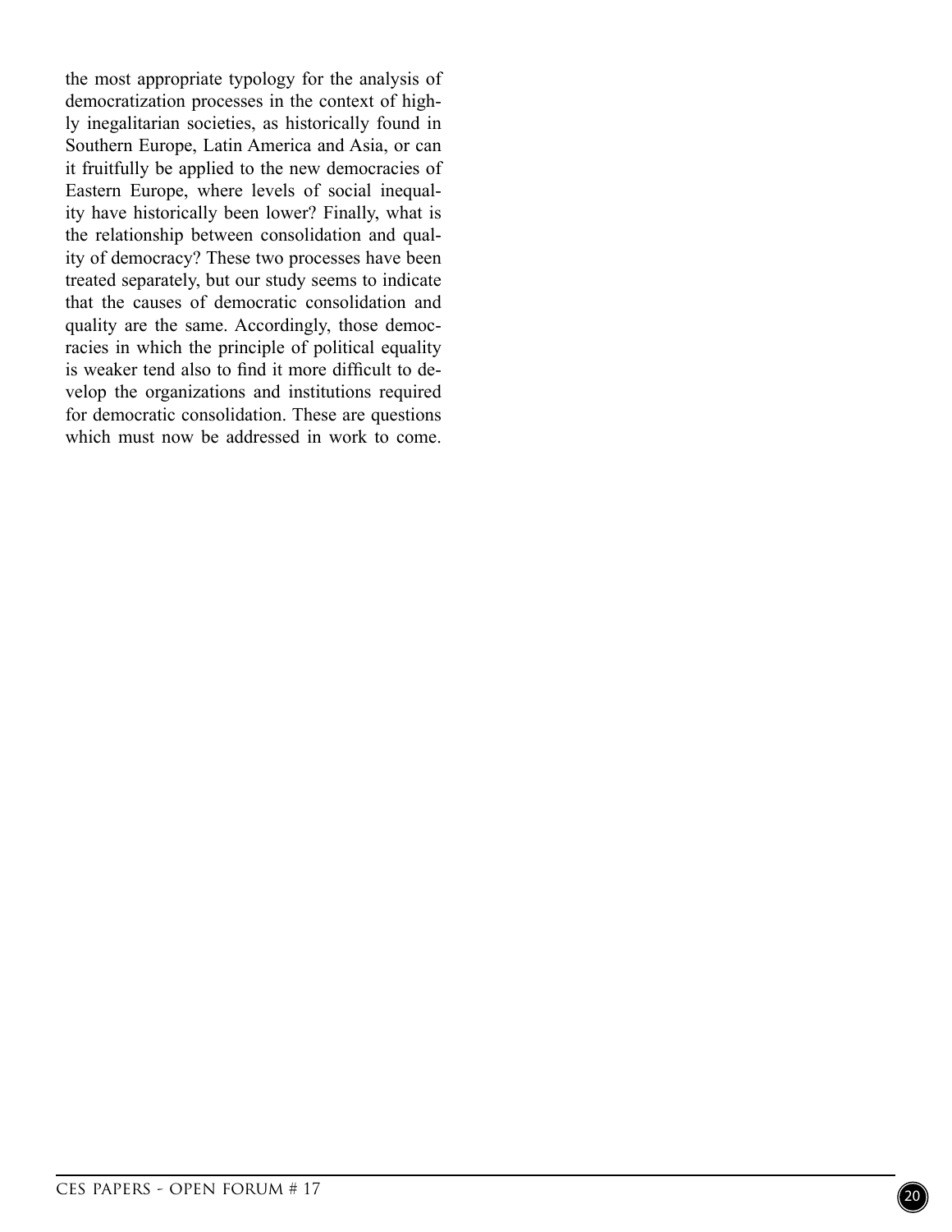the most appropriate typology for the analysis of democratization processes in the context of highly inegalitarian societies, as historically found in Southern Europe, Latin America and Asia, or can it fruitfully be applied to the new democracies of Eastern Europe, where levels of social inequality have historically been lower? Finally, what is the relationship between consolidation and quality of democracy? These two processes have been treated separately, but our study seems to indicate that the causes of democratic consolidation and quality are the same. Accordingly, those democracies in which the principle of political equality is weaker tend also to find it more difficult to develop the organizations and institutions required for democratic consolidation. These are questions which must now be addressed in work to come.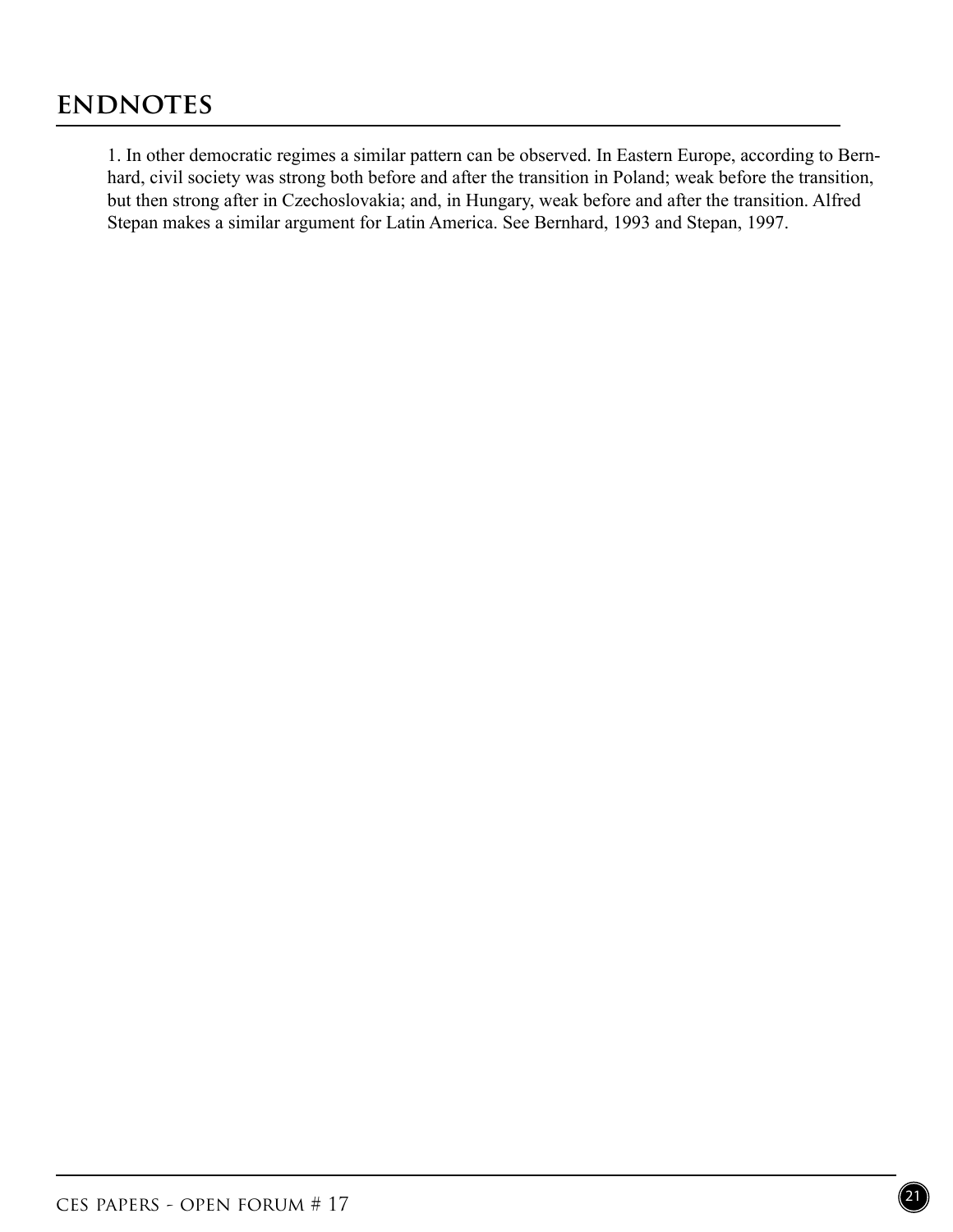## ENDNOTES

1. In other democratic regimes a similar pattern can be observed. In Eastern Europe, according to Bernhard, civil society was strong both before and after the transition in Poland; weak before the transition, but then strong after in Czechoslovakia; and, in Hungary, weak before and after the transition. Alfred Stepan makes a similar argument for Latin America. See Bernhard, 1993 and Stepan, 1997.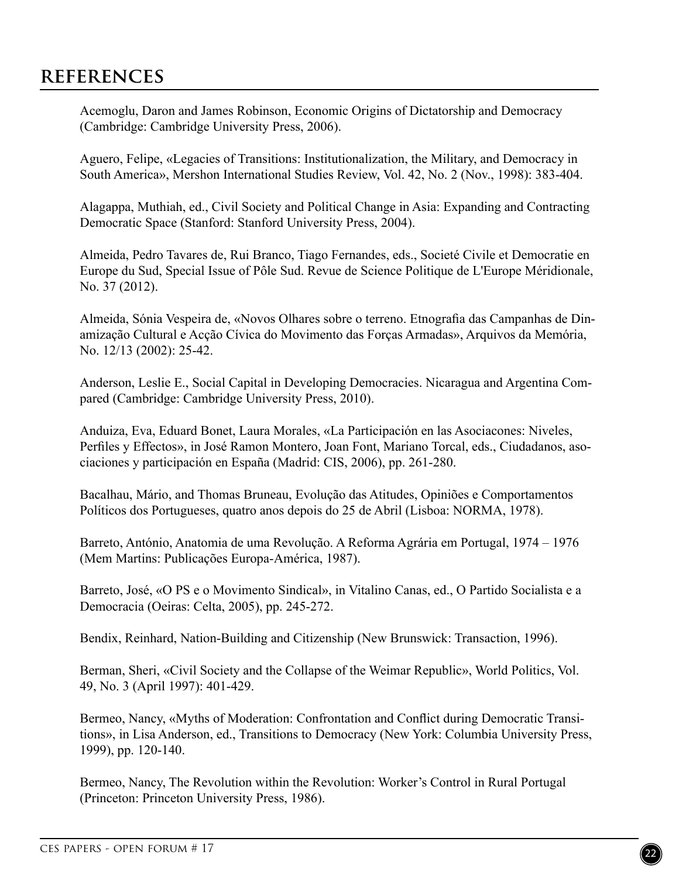## REFERENCES

Acemoglu, Daron and James Robinson, Economic Origins of Dictatorship and Democracy (Cambridge: Cambridge University Press, 2006).

Aguero, Felipe, «Legacies of Transitions: Institutionalization, the Military, and Democracy in South America», Mershon International Studies Review, Vol. 42, No. 2 (Nov., 1998): 383-404.

Alagappa, Muthiah, ed., Civil Society and Political Change in Asia: Expanding and Contracting Democratic Space (Stanford: Stanford University Press, 2004).

Almeida, Pedro Tavares de, Rui Branco, Tiago Fernandes, eds., Societé Civile et Democratie en Europe du Sud, Special Issue of Pôle Sud. Revue de Science Politique de L'Europe Méridionale, No. 37 (2012).

Almeida, Sónia Vespeira de, «Novos Olhares sobre o terreno. Etnografia das Campanhas de Dinamização Cultural e Acção Cívica do Movimento das Forças Armadas», Arquivos da Memória, No. 12/13 (2002): 25-42.

Anderson, Leslie E., Social Capital in Developing Democracies. Nicaragua and Argentina Compared (Cambridge: Cambridge University Press, 2010).

Anduiza, Eva, Eduard Bonet, Laura Morales, «La Participación en las Asociacones: Niveles, Perfiles y Effectos», in José Ramon Montero, Joan Font, Mariano Torcal, eds., Ciudadanos, asociaciones y participación en España (Madrid: CIS, 2006), pp. 261-280.

Bacalhau, Mário, and Thomas Bruneau, Evolução das Atitudes, Opiniões e Comportamentos Políticos dos Portugueses, quatro anos depois do 25 de Abril (Lisboa: NORMA, 1978).

Barreto, António, Anatomia de uma Revolução. A Reforma Agrária em Portugal, 1974 – 1976 (Mem Martins: Publicações Europa-América, 1987).

Barreto, José, «O PS e o Movimento Sindical», in Vitalino Canas, ed., O Partido Socialista e a Democracia (Oeiras: Celta, 2005), pp. 245-272.

Bendix, Reinhard, Nation-Building and Citizenship (New Brunswick: Transaction, 1996).

Berman, Sheri, «Civil Society and the Collapse of the Weimar Republic», World Politics, Vol. 49, No. 3 (April 1997): 401-429.

Bermeo, Nancy, «Myths of Moderation: Confrontation and Conflict during Democratic Transitions», in Lisa Anderson, ed., Transitions to Democracy (New York: Columbia University Press, 1999), pp. 120-140.

Bermeo, Nancy, The Revolution within the Revolution: Worker's Control in Rural Portugal (Princeton: Princeton University Press, 1986).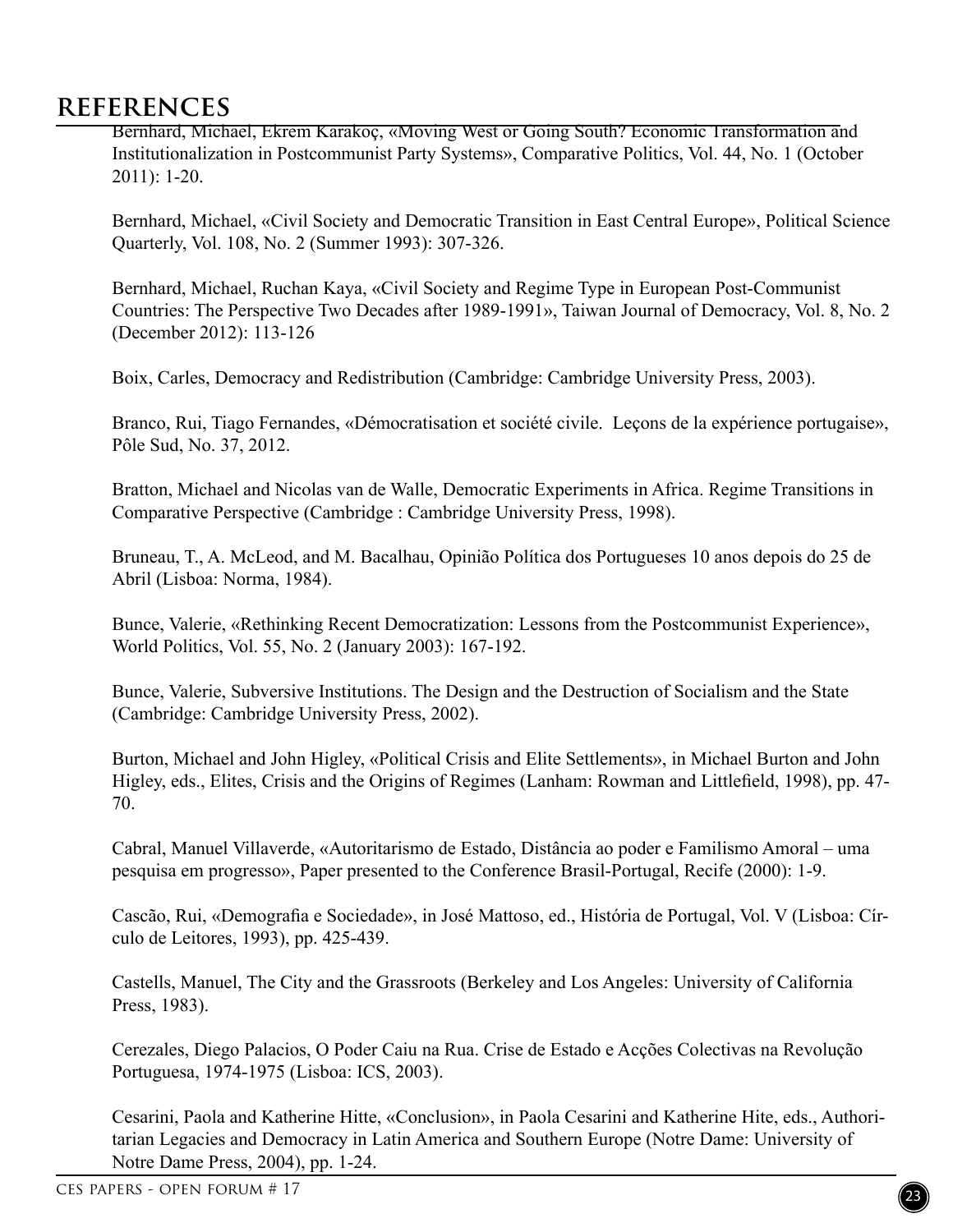# REFERENCES

Bernhard, Michael, Ekrem Karakoç, «Moving West or Going South? Economic Transformation and Institutionalization in Postcommunist Party Systems», Comparative Politics, Vol. 44, No. 1 (October 2011): 1-20.

Bernhard, Michael, «Civil Society and Democratic Transition in East Central Europe», Political Science Quarterly, Vol. 108, No. 2 (Summer 1993): 307-326.

Bernhard, Michael, Ruchan Kaya, «Civil Society and Regime Type in European Post-Communist Countries: The Perspective Two Decades after 1989-1991», Taiwan Journal of Democracy, Vol. 8, No. 2 (December 2012): 113-126

Boix, Carles, Democracy and Redistribution (Cambridge: Cambridge University Press, 2003).

Branco, Rui, Tiago Fernandes, «Démocratisation et société civile. Leçons de la expérience portugaise», Pôle Sud, No. 37, 2012.

Bratton, Michael and Nicolas van de Walle, Democratic Experiments in Africa. Regime Transitions in Comparative Perspective (Cambridge : Cambridge University Press, 1998).

Bruneau, T., A. McLeod, and M. Bacalhau, Opinião Política dos Portugueses 10 anos depois do 25 de Abril (Lisboa: Norma, 1984).

Bunce, Valerie, «Rethinking Recent Democratization: Lessons from the Postcommunist Experience», World Politics, Vol. 55, No. 2 (January 2003): 167-192.

Bunce, Valerie, Subversive Institutions. The Design and the Destruction of Socialism and the State (Cambridge: Cambridge University Press, 2002).

Burton, Michael and John Higley, «Political Crisis and Elite Settlements», in Michael Burton and John Higley, eds., Elites, Crisis and the Origins of Regimes (Lanham: Rowman and Littlefield, 1998), pp. 47-70.

Cabral, Manuel Villaverde, «Autoritarismo de Estado, Distância ao poder e Familismo Amoral – uma pesquisa em progresso», Paper presented to the Conference Brasil-Portugal, Recife (2000): 1-9.

Cascão, Rui, «Demografia e Sociedade», in José Mattoso, ed., História de Portugal, Vol. V (Lisboa: Círculo de Leitores, 1993), pp. 425-439.

Castells, Manuel, The City and the Grassroots (Berkeley and Los Angeles: University of California Press, 1983).

Cerezales, Diego Palacios, O Poder Caiu na Rua. Crise de Estado e Acções Colectivas na Revolução Portuguesa, 1974-1975 (Lisboa: ICS, 2003).

Cesarini, Paola and Katherine Hitte, «Conclusion», in Paola Cesarini and Katherine Hite, eds., Authoritarian Legacies and Democracy in Latin America and Southern Europe (Notre Dame: University of Notre Dame Press, 2004), pp. 1-24.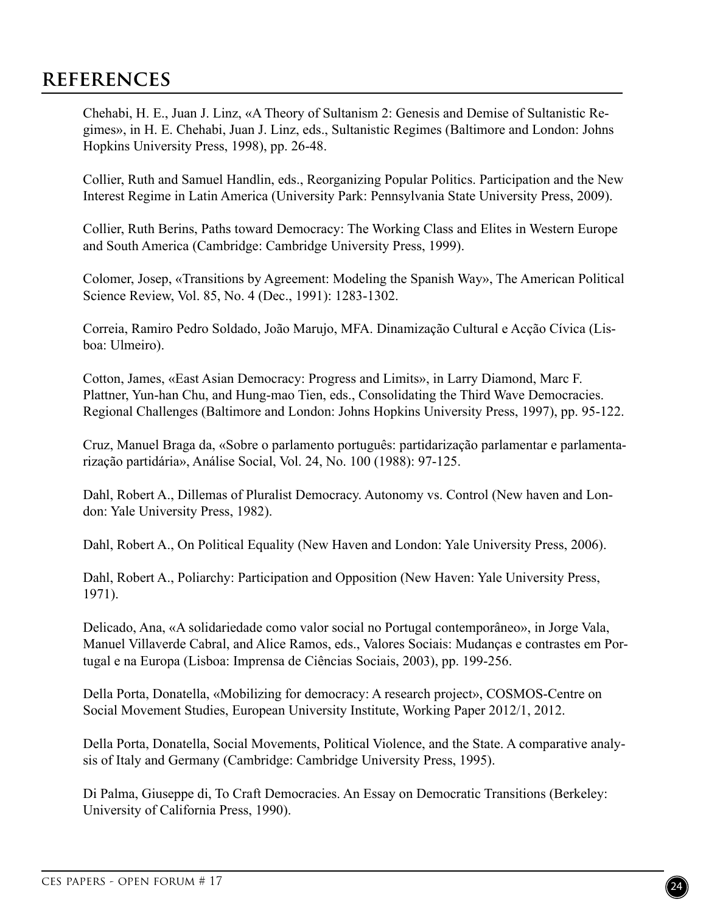## REFERENCES

Chehabi, H. E., Juan J. Linz, «A Theory of Sultanism 2: Genesis and Demise of Sultanistic Regimes», in H. E. Chehabi, Juan J. Linz, eds., Sultanistic Regimes (Baltimore and London: Johns Hopkins University Press, 1998), pp. 26-48.

Collier, Ruth and Samuel Handlin, eds., Reorganizing Popular Politics. Participation and the New Interest Regime in Latin America (University Park: Pennsylvania State University Press, 2009).

Collier, Ruth Berins, Paths toward Democracy: The Working Class and Elites in Western Europe and South America (Cambridge: Cambridge University Press, 1999).

Colomer, Josep, «Transitions by Agreement: Modeling the Spanish Way», The American Political Science Review, Vol. 85, No. 4 (Dec., 1991): 1283-1302.

Correia, Ramiro Pedro Soldado, João Marujo, MFA. Dinamização Cultural e Acção Cívica (Lisboa: Ulmeiro).

Cotton, James, «East Asian Democracy: Progress and Limits», in Larry Diamond, Marc F. Plattner, Yun-han Chu, and Hung-mao Tien, eds., Consolidating the Third Wave Democracies. Regional Challenges (Baltimore and London: Johns Hopkins University Press, 1997), pp. 95-122.

Cruz, Manuel Braga da, «Sobre o parlamento português: partidarização parlamentar e parlamentarização partidária», Análise Social, Vol. 24, No. 100 (1988): 97-125.

Dahl, Robert A., Dillemas of Pluralist Democracy. Autonomy vs. Control (New haven and London: Yale University Press, 1982).

Dahl, Robert A., On Political Equality (New Haven and London: Yale University Press, 2006).

Dahl, Robert A., Poliarchy: Participation and Opposition (New Haven: Yale University Press, 1971).

Delicado, Ana, «A solidariedade como valor social no Portugal contemporâneo», in Jorge Vala, Manuel Villaverde Cabral, and Alice Ramos, eds., Valores Sociais: Mudanças e contrastes em Portugal e na Europa (Lisboa: Imprensa de Ciências Sociais, 2003), pp. 199-256.

Della Porta, Donatella, «Mobilizing for democracy: A research project», COSMOS-Centre on Social Movement Studies, European University Institute, Working Paper 2012/1, 2012.

Della Porta, Donatella, Social Movements, Political Violence, and the State. A comparative analysis of Italy and Germany (Cambridge: Cambridge University Press, 1995).

Di Palma, Giuseppe di, To Craft Democracies. An Essay on Democratic Transitions (Berkeley: University of California Press, 1990).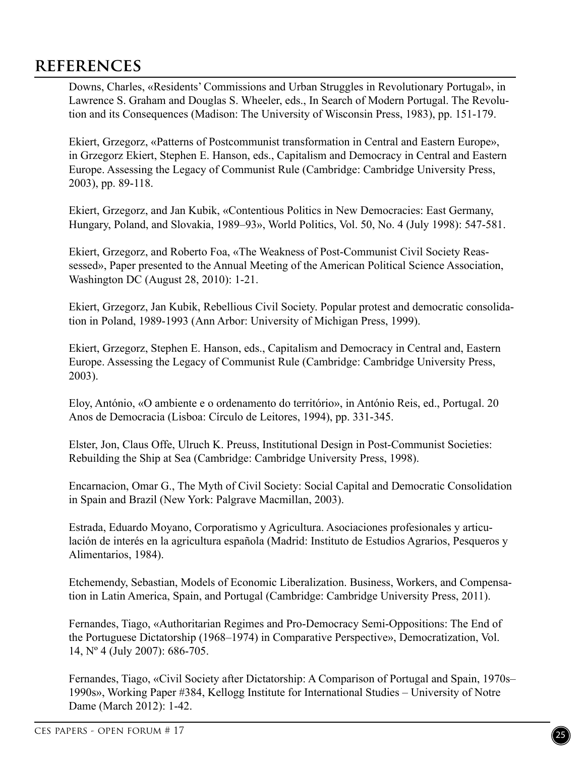## REFERENCES

Downs, Charles, «Residents' Commissions and Urban Struggles in Revolutionary Portugal», in Lawrence S. Graham and Douglas S. Wheeler, eds., In Search of Modern Portugal. The Revolution and its Consequences (Madison: The University of Wisconsin Press, 1983), pp. 151-179.

Ekiert, Grzegorz, «Patterns of Postcommunist transformation in Central and Eastern Europe», in Grzegorz Ekiert, Stephen E. Hanson, eds., Capitalism and Democracy in Central and Eastern Europe. Assessing the Legacy of Communist Rule (Cambridge: Cambridge University Press, 2003), pp. 89-118.

Ekiert, Grzegorz, and Jan Kubik, «Contentious Politics in New Democracies: East Germany, Hungary, Poland, and Slovakia, 1989–93», World Politics, Vol. 50, No. 4 (July 1998): 547-581.

Ekiert, Grzegorz, and Roberto Foa, «The Weakness of Post-Communist Civil Society Reassessed», Paper presented to the Annual Meeting of the American Political Science Association, Washington DC (August 28, 2010): 1-21.

Ekiert, Grzegorz, Jan Kubik, Rebellious Civil Society. Popular protest and democratic consolidation in Poland, 1989-1993 (Ann Arbor: University of Michigan Press, 1999).

Ekiert, Grzegorz, Stephen E. Hanson, eds., Capitalism and Democracy in Central and, Eastern Europe. Assessing the Legacy of Communist Rule (Cambridge: Cambridge University Press, 2003).

Eloy, António, «O ambiente e o ordenamento do território», in António Reis, ed., Portugal. 20 Anos de Democracia (Lisboa: Círculo de Leitores, 1994), pp. 331-345.

Elster, Jon, Claus Offe, Ulruch K. Preuss, Institutional Design in Post-Communist Societies: Rebuilding the Ship at Sea (Cambridge: Cambridge University Press, 1998).

Encarnacion, Omar G., The Myth of Civil Society: Social Capital and Democratic Consolidation in Spain and Brazil (New York: Palgrave Macmillan, 2003).

Estrada, Eduardo Moyano, Corporatismo y Agricultura. Asociaciones profesionales y articulación de interés en la agricultura española (Madrid: Instituto de Estudios Agrarios, Pesqueros y Alimentarios, 1984).

Etchemendy, Sebastian, Models of Economic Liberalization. Business, Workers, and Compensation in Latin America, Spain, and Portugal (Cambridge: Cambridge University Press, 2011).

Fernandes, Tiago, «Authoritarian Regimes and Pro-Democracy Semi-Oppositions: The End of the Portuguese Dictatorship (1968–1974) in Comparative Perspective», Democratization, Vol. 14, Nº 4 (July 2007): 686-705.

Fernandes, Tiago, «Civil Society after Dictatorship: A Comparison of Portugal and Spain, 1970s–1990s», Working Paper #384, Kellogg Institute for International Studies – University of Notre Dame (March 2012): 1-42.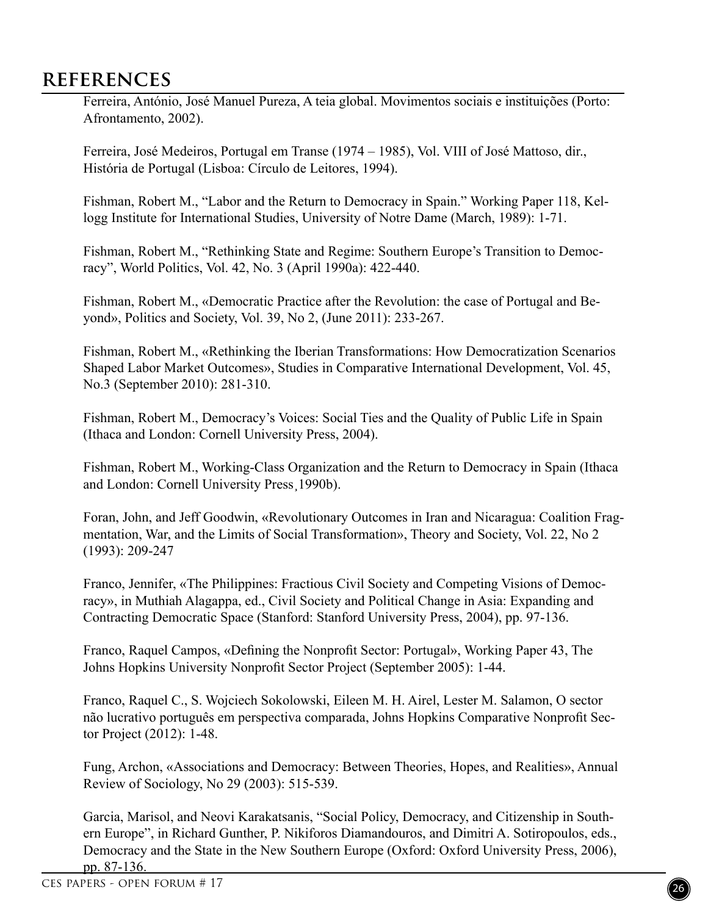## REFERENCES

Ferreira, António, José Manuel Pureza, A teia global. Movimentos sociais e instituições (Porto: Afrontamento, 2002).

Ferreira, José Medeiros, Portugal em Transe (1974 – 1985), Vol. VIII of José Mattoso, dir., História de Portugal (Lisboa: Círculo de Leitores, 1994).

Fishman, Robert M., "Labor and the Return to Democracy in Spain." Working Paper 118, Kellogg Institute for International Studies, University of Notre Dame (March, 1989): 1-71.

Fishman, Robert M., "Rethinking State and Regime: Southern Europe's Transition to Democracy", World Politics, Vol. 42, No. 3 (April 1990a): 422-440.

Fishman, Robert M., «Democratic Practice after the Revolution: the case of Portugal and Beyond», Politics and Society, Vol. 39, No 2, (June 2011): 233-267.

Fishman, Robert M., «Rethinking the Iberian Transformations: How Democratization Scenarios Shaped Labor Market Outcomes», Studies in Comparative International Development, Vol. 45, No.3 (September 2010): 281-310.

Fishman, Robert M., Democracy's Voices: Social Ties and the Quality of Public Life in Spain (Ithaca and London: Cornell University Press, 2004).

Fishman, Robert M., Working-Class Organization and the Return to Democracy in Spain (Ithaca and London: Cornell University Press¸1990b).

Foran, John, and Jeff Goodwin, «Revolutionary Outcomes in Iran and Nicaragua: Coalition Fragmentation, War, and the Limits of Social Transformation», Theory and Society, Vol. 22, No 2 (1993): 209-247

Franco, Jennifer, «The Philippines: Fractious Civil Society and Competing Visions of Democracy», in Muthiah Alagappa, ed., Civil Society and Political Change in Asia: Expanding and Contracting Democratic Space (Stanford: Stanford University Press, 2004), pp. 97-136.

Franco, Raquel Campos, «Defining the Nonprofit Sector: Portugal», Working Paper 43, The Johns Hopkins University Nonprofit Sector Project (September 2005): 1-44.

Franco, Raquel C., S. Wojciech Sokolowski, Eileen M. H. Airel, Lester M. Salamon, O sector não lucrativo português em perspectiva comparada, Johns Hopkins Comparative Nonprofit Sector Project (2012): 1-48.

Fung, Archon, «Associations and Democracy: Between Theories, Hopes, and Realities», Annual Review of Sociology, No 29 (2003): 515-539.

Garcia, Marisol, and Neovi Karakatsanis, "Social Policy, Democracy, and Citizenship in Southern Europe", in Richard Gunther, P. Nikiforos Diamandouros, and Dimitri A. Sotiropoulos, eds., Democracy and the State in the New Southern Europe (Oxford: Oxford University Press, 2006), pp. 87-136.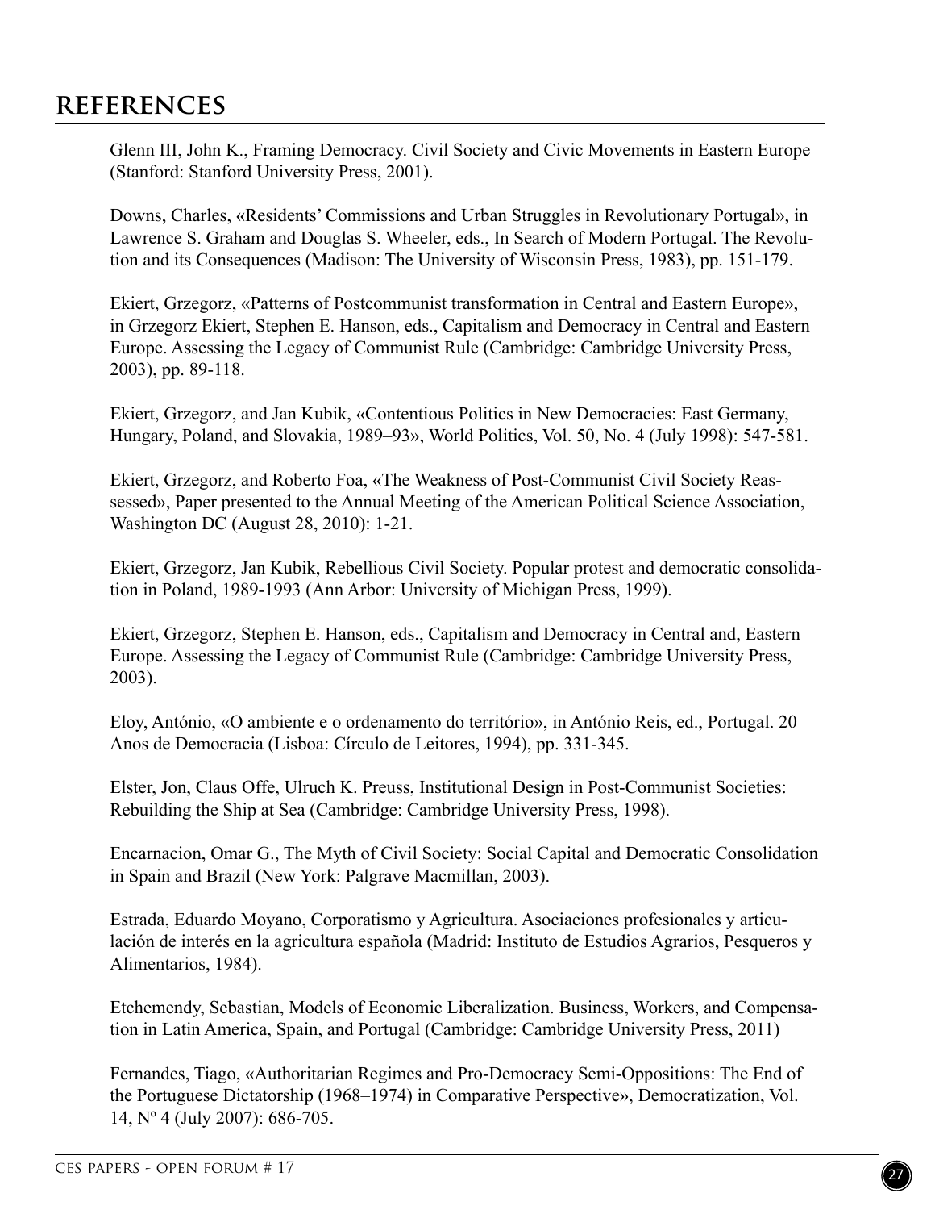## REFERENCES

Glenn III, John K., Framing Democracy. Civil Society and Civic Movements in Eastern Europe (Stanford: Stanford University Press, 2001).

Downs, Charles, «Residents' Commissions and Urban Struggles in Revolutionary Portugal», in Lawrence S. Graham and Douglas S. Wheeler, eds., In Search of Modern Portugal. The Revolution and its Consequences (Madison: The University of Wisconsin Press, 1983), pp. 151-179.

Ekiert, Grzegorz, «Patterns of Postcommunist transformation in Central and Eastern Europe», in Grzegorz Ekiert, Stephen E. Hanson, eds., Capitalism and Democracy in Central and Eastern Europe. Assessing the Legacy of Communist Rule (Cambridge: Cambridge University Press, 2003), pp. 89-118.

Ekiert, Grzegorz, and Jan Kubik, «Contentious Politics in New Democracies: East Germany, Hungary, Poland, and Slovakia, 1989–93», World Politics, Vol. 50, No. 4 (July 1998): 547-581.

Ekiert, Grzegorz, and Roberto Foa, «The Weakness of Post-Communist Civil Society Reassessed», Paper presented to the Annual Meeting of the American Political Science Association, Washington DC (August 28, 2010): 1-21.

Ekiert, Grzegorz, Jan Kubik, Rebellious Civil Society. Popular protest and democratic consolidation in Poland, 1989-1993 (Ann Arbor: University of Michigan Press, 1999).

Ekiert, Grzegorz, Stephen E. Hanson, eds., Capitalism and Democracy in Central and, Eastern Europe. Assessing the Legacy of Communist Rule (Cambridge: Cambridge University Press, 2003).

Eloy, António, «O ambiente e o ordenamento do território», in António Reis, ed., Portugal. 20 Anos de Democracia (Lisboa: Círculo de Leitores, 1994), pp. 331-345.

Elster, Jon, Claus Offe, Ulruch K. Preuss, Institutional Design in Post-Communist Societies: Rebuilding the Ship at Sea (Cambridge: Cambridge University Press, 1998).

Encarnacion, Omar G., The Myth of Civil Society: Social Capital and Democratic Consolidation in Spain and Brazil (New York: Palgrave Macmillan, 2003).

Estrada, Eduardo Moyano, Corporatismo y Agricultura. Asociaciones profesionales y articulación de interés en la agricultura española (Madrid: Instituto de Estudios Agrarios, Pesqueros y Alimentarios, 1984).

Etchemendy, Sebastian, Models of Economic Liberalization. Business, Workers, and Compensation in Latin America, Spain, and Portugal (Cambridge: Cambridge University Press, 2011)

Fernandes, Tiago, «Authoritarian Regimes and Pro-Democracy Semi-Oppositions: The End of the Portuguese Dictatorship (1968–1974) in Comparative Perspective», Democratization, Vol. 14, Nº 4 (July 2007): 686-705.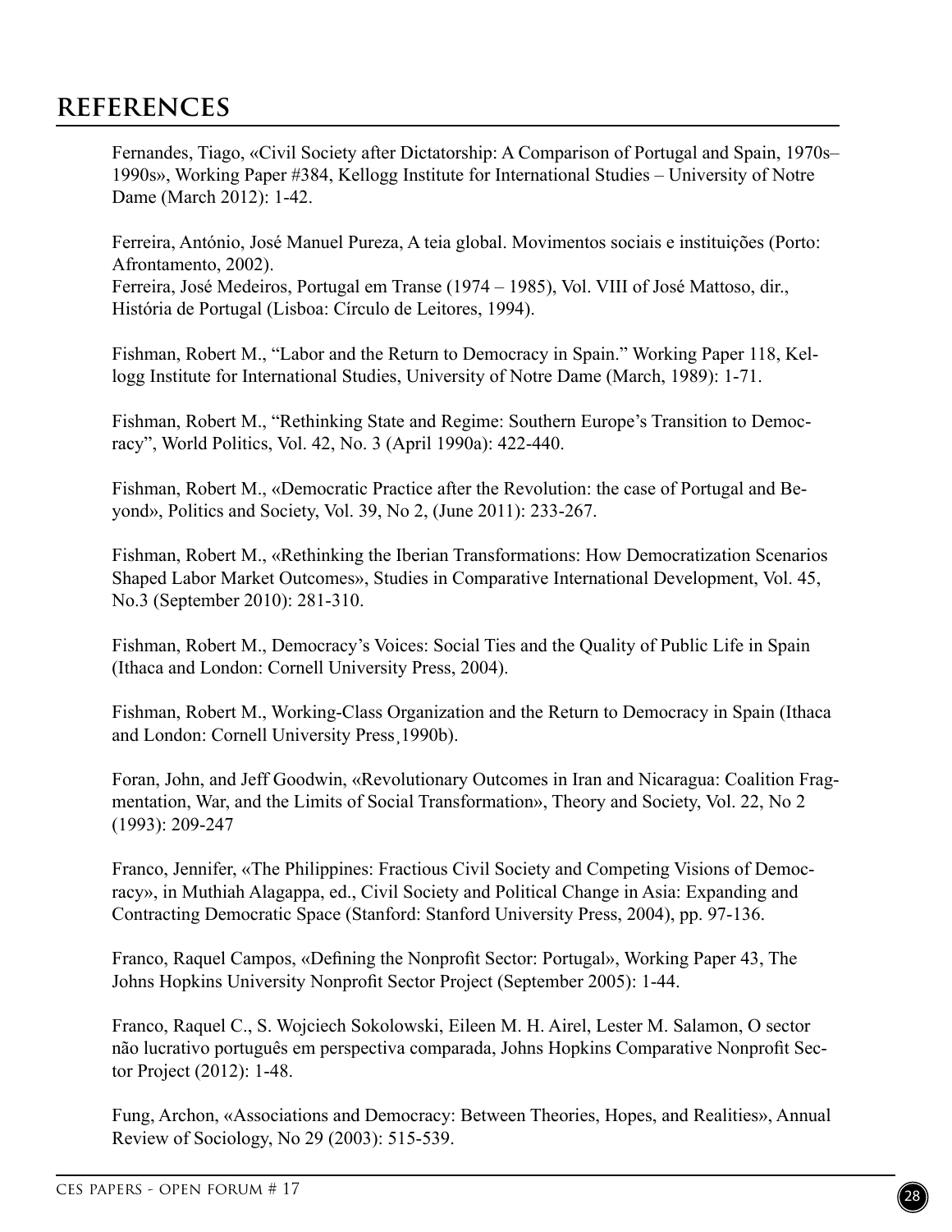## REFERENCES

Fernandes, Tiago, «Civil Society after Dictatorship: A Comparison of Portugal and Spain, 1970s–1990s», Working Paper #384, Kellogg Institute for International Studies – University of Notre Dame (March 2012): 1-42.

Ferreira, António, José Manuel Pureza, A teia global. Movimentos sociais e instituições (Porto: Afrontamento, 2002).
Ferreira, José Medeiros, Portugal em Transe (1974 – 1985), Vol. VIII of José Mattoso, dir., História de Portugal (Lisboa: Círculo de Leitores, 1994).

Fishman, Robert M., "Labor and the Return to Democracy in Spain." Working Paper 118, Kellogg Institute for International Studies, University of Notre Dame (March, 1989): 1-71.

Fishman, Robert M., "Rethinking State and Regime: Southern Europe's Transition to Democracy", World Politics, Vol. 42, No. 3 (April 1990a): 422-440.

Fishman, Robert M., «Democratic Practice after the Revolution: the case of Portugal and Beyond», Politics and Society, Vol. 39, No 2, (June 2011): 233-267.

Fishman, Robert M., «Rethinking the Iberian Transformations: How Democratization Scenarios Shaped Labor Market Outcomes», Studies in Comparative International Development, Vol. 45, No.3 (September 2010): 281-310.

Fishman, Robert M., Democracy's Voices: Social Ties and the Quality of Public Life in Spain (Ithaca and London: Cornell University Press, 2004).

Fishman, Robert M., Working-Class Organization and the Return to Democracy in Spain (Ithaca and London: Cornell University Press¸1990b).

Foran, John, and Jeff Goodwin, «Revolutionary Outcomes in Iran and Nicaragua: Coalition Fragmentation, War, and the Limits of Social Transformation», Theory and Society, Vol. 22, No 2 (1993): 209-247

Franco, Jennifer, «The Philippines: Fractious Civil Society and Competing Visions of Democracy», in Muthiah Alagappa, ed., Civil Society and Political Change in Asia: Expanding and Contracting Democratic Space (Stanford: Stanford University Press, 2004), pp. 97-136.

Franco, Raquel Campos, «Defining the Nonprofit Sector: Portugal», Working Paper 43, The Johns Hopkins University Nonprofit Sector Project (September 2005): 1-44.

Franco, Raquel C., S. Wojciech Sokolowski, Eileen M. H. Airel, Lester M. Salamon, O sector não lucrativo português em perspectiva comparada, Johns Hopkins Comparative Nonprofit Sector Project (2012): 1-48.

Fung, Archon, «Associations and Democracy: Between Theories, Hopes, and Realities», Annual Review of Sociology, No 29 (2003): 515-539.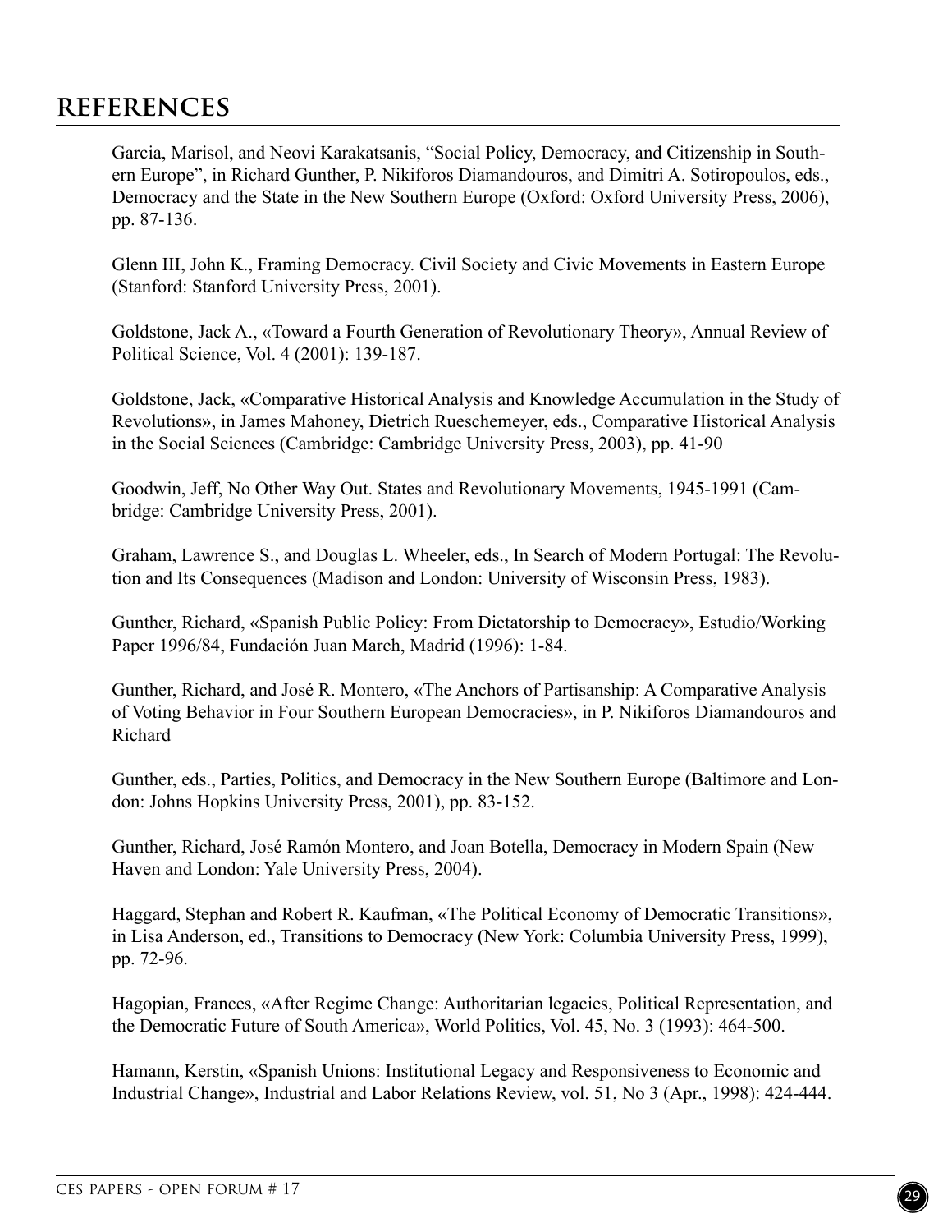# REFERENCES

Garcia, Marisol, and Neovi Karakatsanis, "Social Policy, Democracy, and Citizenship in Southern Europe", in Richard Gunther, P. Nikiforos Diamandouros, and Dimitri A. Sotiropoulos, eds., Democracy and the State in the New Southern Europe (Oxford: Oxford University Press, 2006), pp. 87-136.

Glenn III, John K., Framing Democracy. Civil Society and Civic Movements in Eastern Europe (Stanford: Stanford University Press, 2001).

Goldstone, Jack A., «Toward a Fourth Generation of Revolutionary Theory», Annual Review of Political Science, Vol. 4 (2001): 139-187.

Goldstone, Jack, «Comparative Historical Analysis and Knowledge Accumulation in the Study of Revolutions», in James Mahoney, Dietrich Rueschemeyer, eds., Comparative Historical Analysis in the Social Sciences (Cambridge: Cambridge University Press, 2003), pp. 41-90

Goodwin, Jeff, No Other Way Out. States and Revolutionary Movements, 1945-1991 (Cambridge: Cambridge University Press, 2001).

Graham, Lawrence S., and Douglas L. Wheeler, eds., In Search of Modern Portugal: The Revolution and Its Consequences (Madison and London: University of Wisconsin Press, 1983).

Gunther, Richard, «Spanish Public Policy: From Dictatorship to Democracy», Estudio/Working Paper 1996/84, Fundación Juan March, Madrid (1996): 1-84.

Gunther, Richard, and José R. Montero, «The Anchors of Partisanship: A Comparative Analysis of Voting Behavior in Four Southern European Democracies», in P. Nikiforos Diamandouros and Richard

Gunther, eds., Parties, Politics, and Democracy in the New Southern Europe (Baltimore and London: Johns Hopkins University Press, 2001), pp. 83-152.

Gunther, Richard, José Ramón Montero, and Joan Botella, Democracy in Modern Spain (New Haven and London: Yale University Press, 2004).

Haggard, Stephan and Robert R. Kaufman, «The Political Economy of Democratic Transitions», in Lisa Anderson, ed., Transitions to Democracy (New York: Columbia University Press, 1999), pp. 72-96.

Hagopian, Frances, «After Regime Change: Authoritarian legacies, Political Representation, and the Democratic Future of South America», World Politics, Vol. 45, No. 3 (1993): 464-500.

Hamann, Kerstin, «Spanish Unions: Institutional Legacy and Responsiveness to Economic and Industrial Change», Industrial and Labor Relations Review, vol. 51, No 3 (Apr., 1998): 424-444.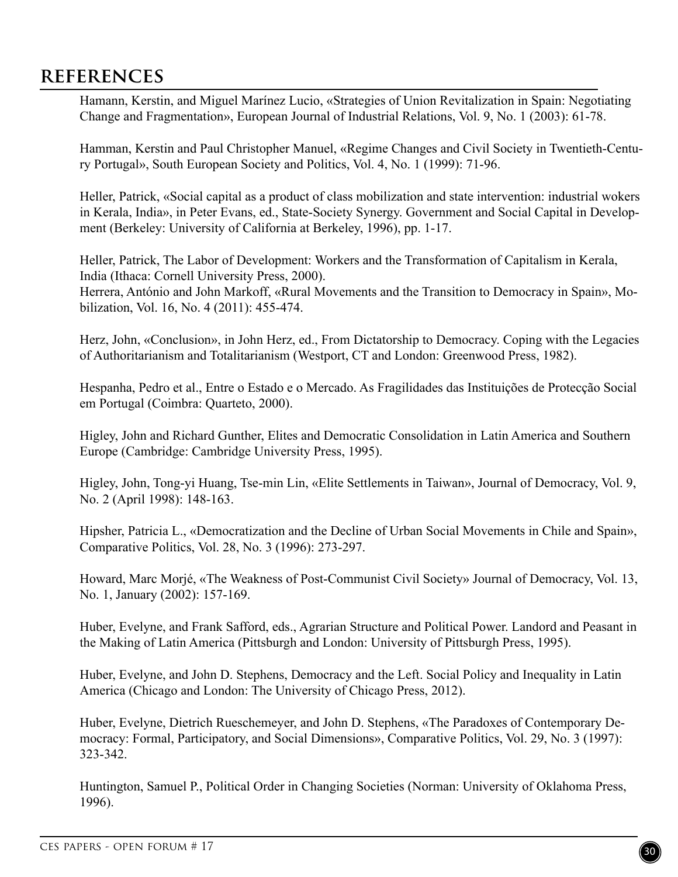## REFERENCES

Hamann, Kerstin, and Miguel Marínez Lucio, «Strategies of Union Revitalization in Spain: Negotiating Change and Fragmentation», European Journal of Industrial Relations, Vol. 9, No. 1 (2003): 61-78.

Hamman, Kerstin and Paul Christopher Manuel, «Regime Changes and Civil Society in Twentieth-Century Portugal», South European Society and Politics, Vol. 4, No. 1 (1999): 71-96.

Heller, Patrick, «Social capital as a product of class mobilization and state intervention: industrial wokers in Kerala, India», in Peter Evans, ed., State-Society Synergy. Government and Social Capital in Development (Berkeley: University of California at Berkeley, 1996), pp. 1-17.

Heller, Patrick, The Labor of Development: Workers and the Transformation of Capitalism in Kerala, India (Ithaca: Cornell University Press, 2000).

Herrera, António and John Markoff, «Rural Movements and the Transition to Democracy in Spain», Mobilization, Vol. 16, No. 4 (2011): 455-474.

Herz, John, «Conclusion», in John Herz, ed., From Dictatorship to Democracy. Coping with the Legacies of Authoritarianism and Totalitarianism (Westport, CT and London: Greenwood Press, 1982).

Hespanha, Pedro et al., Entre o Estado e o Mercado. As Fragilidades das Instituições de Protecção Social em Portugal (Coimbra: Quarteto, 2000).

Higley, John and Richard Gunther, Elites and Democratic Consolidation in Latin America and Southern Europe (Cambridge: Cambridge University Press, 1995).

Higley, John, Tong-yi Huang, Tse-min Lin, «Elite Settlements in Taiwan», Journal of Democracy, Vol. 9, No. 2 (April 1998): 148-163.

Hipsher, Patricia L., «Democratization and the Decline of Urban Social Movements in Chile and Spain», Comparative Politics, Vol. 28, No. 3 (1996): 273-297.

Howard, Marc Morjé, «The Weakness of Post-Communist Civil Society» Journal of Democracy, Vol. 13, No. 1, January (2002): 157-169.

Huber, Evelyne, and Frank Safford, eds., Agrarian Structure and Political Power. Landord and Peasant in the Making of Latin America (Pittsburgh and London: University of Pittsburgh Press, 1995).

Huber, Evelyne, and John D. Stephens, Democracy and the Left. Social Policy and Inequality in Latin America (Chicago and London: The University of Chicago Press, 2012).

Huber, Evelyne, Dietrich Rueschemeyer, and John D. Stephens, «The Paradoxes of Contemporary Democracy: Formal, Participatory, and Social Dimensions», Comparative Politics, Vol. 29, No. 3 (1997): 323-342.

Huntington, Samuel P., Political Order in Changing Societies (Norman: University of Oklahoma Press, 1996).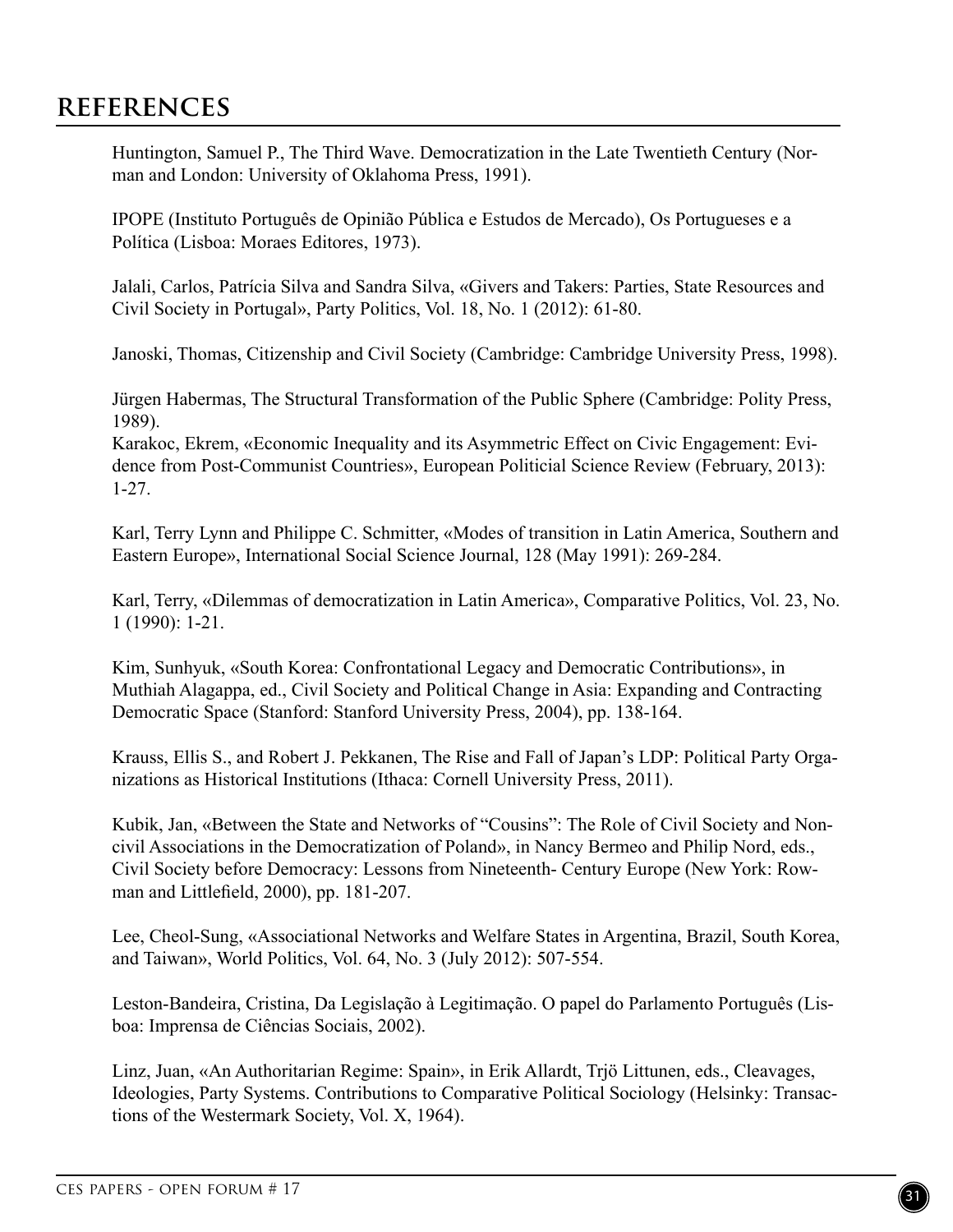## REFERENCES

Huntington, Samuel P., The Third Wave. Democratization in the Late Twentieth Century (Norman and London: University of Oklahoma Press, 1991).

IPOPE (Instituto Português de Opinião Pública e Estudos de Mercado), Os Portugueses e a Política (Lisboa: Moraes Editores, 1973).

Jalali, Carlos, Patrícia Silva and Sandra Silva, «Givers and Takers: Parties, State Resources and Civil Society in Portugal», Party Politics, Vol. 18, No. 1 (2012): 61-80.

Janoski, Thomas, Citizenship and Civil Society (Cambridge: Cambridge University Press, 1998).

Jürgen Habermas, The Structural Transformation of the Public Sphere (Cambridge: Polity Press, 1989).
Karakoc, Ekrem, «Economic Inequality and its Asymmetric Effect on Civic Engagement: Evidence from Post-Communist Countries», European Politicial Science Review (February, 2013): 1-27.

Karl, Terry Lynn and Philippe C. Schmitter, «Modes of transition in Latin America, Southern and Eastern Europe», International Social Science Journal, 128 (May 1991): 269-284.

Karl, Terry, «Dilemmas of democratization in Latin America», Comparative Politics, Vol. 23, No. 1 (1990): 1-21.

Kim, Sunhyuk, «South Korea: Confrontational Legacy and Democratic Contributions», in Muthiah Alagappa, ed., Civil Society and Political Change in Asia: Expanding and Contracting Democratic Space (Stanford: Stanford University Press, 2004), pp. 138-164.

Krauss, Ellis S., and Robert J. Pekkanen, The Rise and Fall of Japan's LDP: Political Party Organizations as Historical Institutions (Ithaca: Cornell University Press, 2011).

Kubik, Jan, «Between the State and Networks of "Cousins": The Role of Civil Society and Noncivil Associations in the Democratization of Poland», in Nancy Bermeo and Philip Nord, eds., Civil Society before Democracy: Lessons from Nineteenth- Century Europe (New York: Rowman and Littlefield, 2000), pp. 181-207.

Lee, Cheol-Sung, «Associational Networks and Welfare States in Argentina, Brazil, South Korea, and Taiwan», World Politics, Vol. 64, No. 3 (July 2012): 507-554.

Leston-Bandeira, Cristina, Da Legislação à Legitimação. O papel do Parlamento Português (Lisboa: Imprensa de Ciências Sociais, 2002).

Linz, Juan, «An Authoritarian Regime: Spain», in Erik Allardt, Trjö Littunen, eds., Cleavages, Ideologies, Party Systems. Contributions to Comparative Political Sociology (Helsinky: Transactions of the Westermark Society, Vol. X, 1964).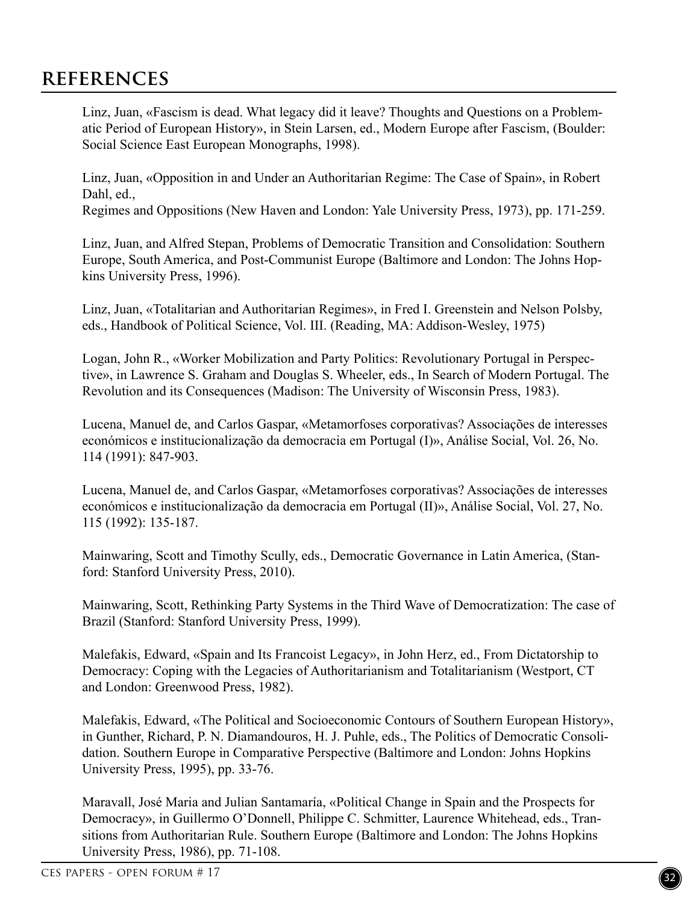## REFERENCES

Linz, Juan, «Fascism is dead. What legacy did it leave? Thoughts and Questions on a Problematic Period of European History», in Stein Larsen, ed., Modern Europe after Fascism, (Boulder: Social Science East European Monographs, 1998).

Linz, Juan, «Opposition in and Under an Authoritarian Regime: The Case of Spain», in Robert Dahl, ed.,
Regimes and Oppositions (New Haven and London: Yale University Press, 1973), pp. 171-259.

Linz, Juan, and Alfred Stepan, Problems of Democratic Transition and Consolidation: Southern Europe, South America, and Post-Communist Europe (Baltimore and London: The Johns Hopkins University Press, 1996).

Linz, Juan, «Totalitarian and Authoritarian Regimes», in Fred I. Greenstein and Nelson Polsby, eds., Handbook of Political Science, Vol. III. (Reading, MA: Addison-Wesley, 1975)

Logan, John R., «Worker Mobilization and Party Politics: Revolutionary Portugal in Perspective», in Lawrence S. Graham and Douglas S. Wheeler, eds., In Search of Modern Portugal. The Revolution and its Consequences (Madison: The University of Wisconsin Press, 1983).

Lucena, Manuel de, and Carlos Gaspar, «Metamorfoses corporativas? Associações de interesses económicos e institucionalização da democracia em Portugal (I)», Análise Social, Vol. 26, No. 114 (1991): 847-903.

Lucena, Manuel de, and Carlos Gaspar, «Metamorfoses corporativas? Associações de interesses económicos e institucionalização da democracia em Portugal (II)», Análise Social, Vol. 27, No. 115 (1992): 135-187.

Mainwaring, Scott and Timothy Scully, eds., Democratic Governance in Latin America, (Stanford: Stanford University Press, 2010).

Mainwaring, Scott, Rethinking Party Systems in the Third Wave of Democratization: The case of Brazil (Stanford: Stanford University Press, 1999).

Malefakis, Edward, «Spain and Its Francoist Legacy», in John Herz, ed., From Dictatorship to Democracy: Coping with the Legacies of Authoritarianism and Totalitarianism (Westport, CT and London: Greenwood Press, 1982).

Malefakis, Edward, «The Political and Socioeconomic Contours of Southern European History», in Gunther, Richard, P. N. Diamandouros, H. J. Puhle, eds., The Politics of Democratic Consolidation. Southern Europe in Comparative Perspective (Baltimore and London: Johns Hopkins University Press, 1995), pp. 33-76.

Maravall, José Maria and Julian Santamaría, «Political Change in Spain and the Prospects for Democracy», in Guillermo O'Donnell, Philippe C. Schmitter, Laurence Whitehead, eds., Transitions from Authoritarian Rule. Southern Europe (Baltimore and London: The Johns Hopkins University Press, 1986), pp. 71-108.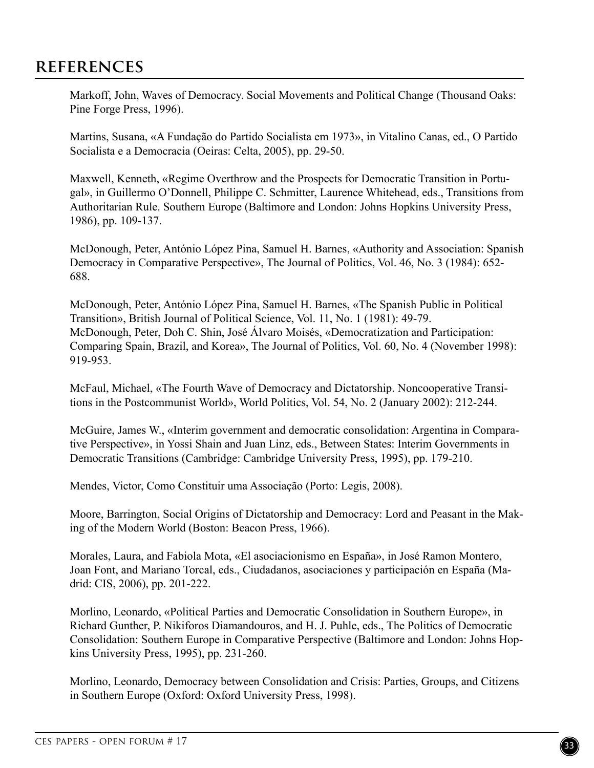## REFERENCES

Markoff, John, Waves of Democracy. Social Movements and Political Change (Thousand Oaks: Pine Forge Press, 1996).

Martins, Susana, «A Fundação do Partido Socialista em 1973», in Vitalino Canas, ed., O Partido Socialista e a Democracia (Oeiras: Celta, 2005), pp. 29-50.

Maxwell, Kenneth, «Regime Overthrow and the Prospects for Democratic Transition in Portugal», in Guillermo O'Donnell, Philippe C. Schmitter, Laurence Whitehead, eds., Transitions from Authoritarian Rule. Southern Europe (Baltimore and London: Johns Hopkins University Press, 1986), pp. 109-137.

McDonough, Peter, António López Pina, Samuel H. Barnes, «Authority and Association: Spanish Democracy in Comparative Perspective», The Journal of Politics, Vol. 46, No. 3 (1984): 652-688.

McDonough, Peter, António López Pina, Samuel H. Barnes, «The Spanish Public in Political Transition», British Journal of Political Science, Vol. 11, No. 1 (1981): 49-79.
McDonough, Peter, Doh C. Shin, José Álvaro Moisés, «Democratization and Participation: Comparing Spain, Brazil, and Korea», The Journal of Politics, Vol. 60, No. 4 (November 1998): 919-953.

McFaul, Michael, «The Fourth Wave of Democracy and Dictatorship. Noncooperative Transitions in the Postcommunist World», World Politics, Vol. 54, No. 2 (January 2002): 212-244.

McGuire, James W., «Interim government and democratic consolidation: Argentina in Comparative Perspective», in Yossi Shain and Juan Linz, eds., Between States: Interim Governments in Democratic Transitions (Cambridge: Cambridge University Press, 1995), pp. 179-210.

Mendes, Victor, Como Constituir uma Associação (Porto: Legis, 2008).

Moore, Barrington, Social Origins of Dictatorship and Democracy: Lord and Peasant in the Making of the Modern World (Boston: Beacon Press, 1966).

Morales, Laura, and Fabiola Mota, «El asociacionismo en España», in José Ramon Montero, Joan Font, and Mariano Torcal, eds., Ciudadanos, asociaciones y participación en España (Madrid: CIS, 2006), pp. 201-222.

Morlino, Leonardo, «Political Parties and Democratic Consolidation in Southern Europe», in Richard Gunther, P. Nikiforos Diamandouros, and H. J. Puhle, eds., The Politics of Democratic Consolidation: Southern Europe in Comparative Perspective (Baltimore and London: Johns Hopkins University Press, 1995), pp. 231-260.

Morlino, Leonardo, Democracy between Consolidation and Crisis: Parties, Groups, and Citizens in Southern Europe (Oxford: Oxford University Press, 1998).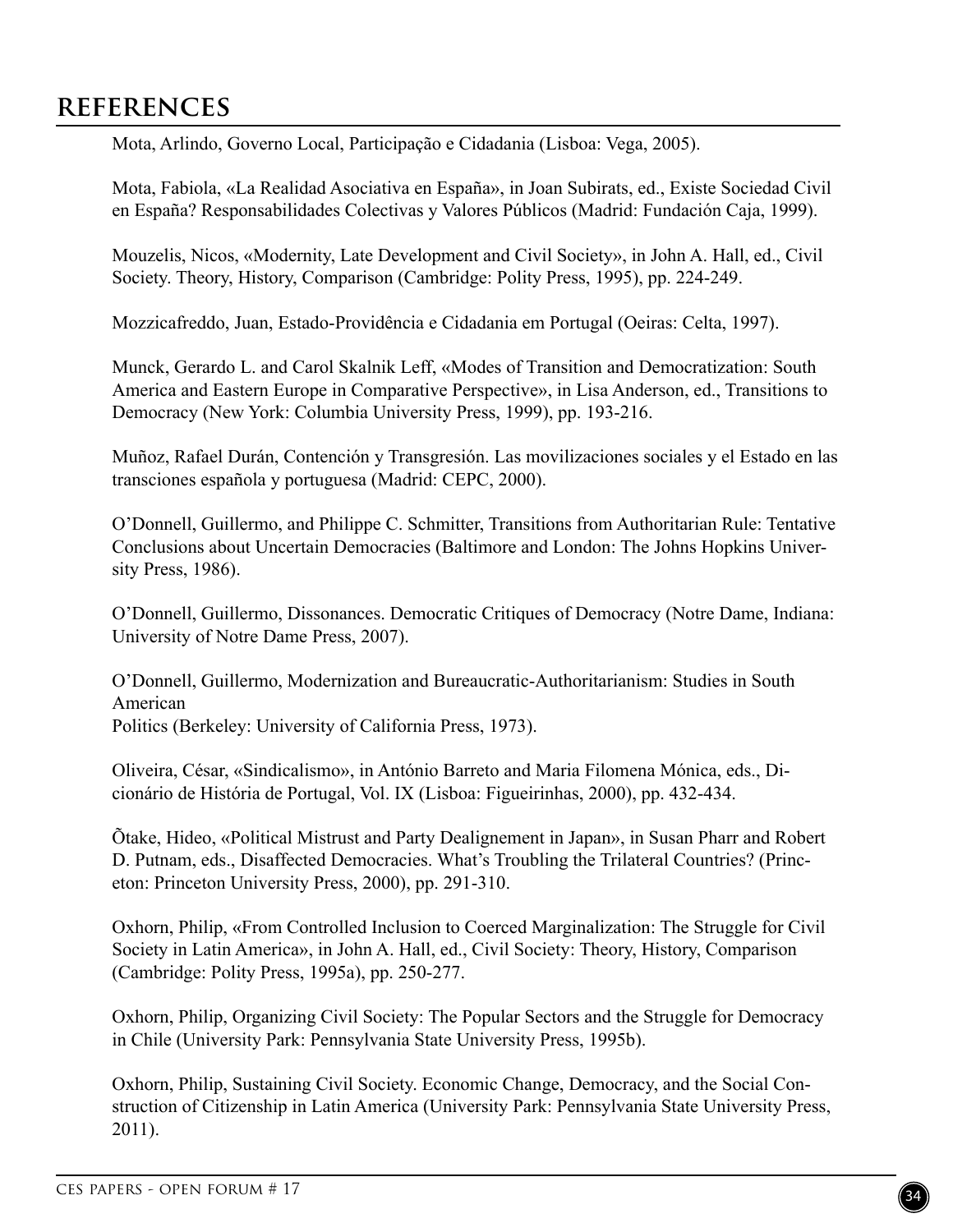# REFERENCES

Mota, Arlindo, Governo Local, Participação e Cidadania (Lisboa: Vega, 2005).

Mota, Fabiola, «La Realidad Asociativa en España», in Joan Subirats, ed., Existe Sociedad Civil en España? Responsabilidades Colectivas y Valores Públicos (Madrid: Fundación Caja, 1999).

Mouzelis, Nicos, «Modernity, Late Development and Civil Society», in John A. Hall, ed., Civil Society. Theory, History, Comparison (Cambridge: Polity Press, 1995), pp. 224-249.

Mozzicafreddo, Juan, Estado-Providência e Cidadania em Portugal (Oeiras: Celta, 1997).

Munck, Gerardo L. and Carol Skalnik Leff, «Modes of Transition and Democratization: South America and Eastern Europe in Comparative Perspective», in Lisa Anderson, ed., Transitions to Democracy (New York: Columbia University Press, 1999), pp. 193-216.

Muñoz, Rafael Durán, Contención y Transgresión. Las movilizaciones sociales y el Estado en las transciones española y portuguesa (Madrid: CEPC, 2000).

O'Donnell, Guillermo, and Philippe C. Schmitter, Transitions from Authoritarian Rule: Tentative Conclusions about Uncertain Democracies (Baltimore and London: The Johns Hopkins University Press, 1986).

O'Donnell, Guillermo, Dissonances. Democratic Critiques of Democracy (Notre Dame, Indiana: University of Notre Dame Press, 2007).

O'Donnell, Guillermo, Modernization and Bureaucratic-Authoritarianism: Studies in South American
Politics (Berkeley: University of California Press, 1973).

Oliveira, César, «Sindicalismo», in António Barreto and Maria Filomena Mónica, eds., Dicionário de História de Portugal, Vol. IX (Lisboa: Figueirinhas, 2000), pp. 432-434.

Õtake, Hideo, «Political Mistrust and Party Dealignement in Japan», in Susan Pharr and Robert D. Putnam, eds., Disaffected Democracies. What's Troubling the Trilateral Countries? (Princeton: Princeton University Press, 2000), pp. 291-310.

Oxhorn, Philip, «From Controlled Inclusion to Coerced Marginalization: The Struggle for Civil Society in Latin America», in John A. Hall, ed., Civil Society: Theory, History, Comparison (Cambridge: Polity Press, 1995a), pp. 250-277.

Oxhorn, Philip, Organizing Civil Society: The Popular Sectors and the Struggle for Democracy in Chile (University Park: Pennsylvania State University Press, 1995b).

Oxhorn, Philip, Sustaining Civil Society. Economic Change, Democracy, and the Social Construction of Citizenship in Latin America (University Park: Pennsylvania State University Press, 2011).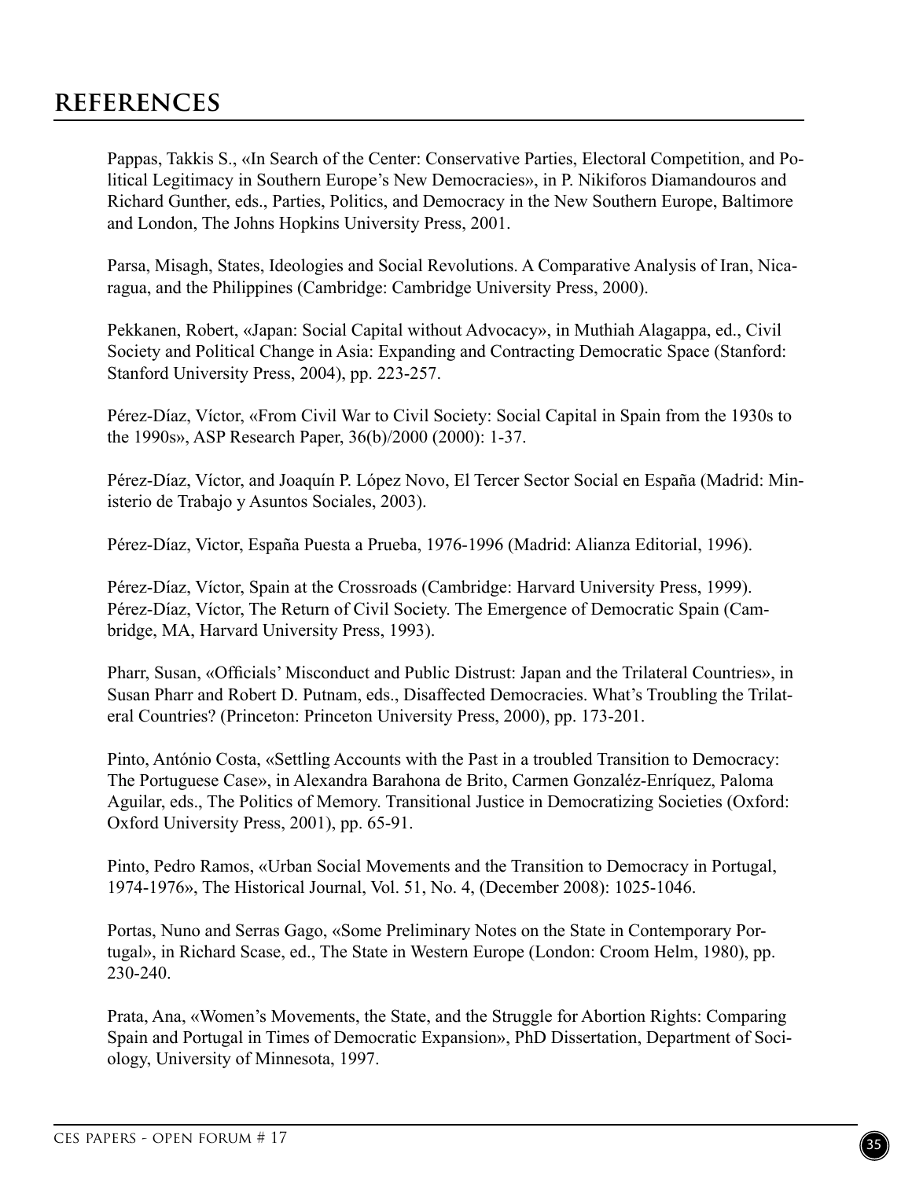# REFERENCES

Pappas, Takkis S., «In Search of the Center: Conservative Parties, Electoral Competition, and Political Legitimacy in Southern Europe's New Democracies», in P. Nikiforos Diamandouros and Richard Gunther, eds., Parties, Politics, and Democracy in the New Southern Europe, Baltimore and London, The Johns Hopkins University Press, 2001.

Parsa, Misagh, States, Ideologies and Social Revolutions. A Comparative Analysis of Iran, Nicaragua, and the Philippines (Cambridge: Cambridge University Press, 2000).

Pekkanen, Robert, «Japan: Social Capital without Advocacy», in Muthiah Alagappa, ed., Civil Society and Political Change in Asia: Expanding and Contracting Democratic Space (Stanford: Stanford University Press, 2004), pp. 223-257.

Pérez-Díaz, Víctor, «From Civil War to Civil Society: Social Capital in Spain from the 1930s to the 1990s», ASP Research Paper, 36(b)/2000 (2000): 1-37.

Pérez-Díaz, Víctor, and Joaquín P. López Novo, El Tercer Sector Social en España (Madrid: Ministerio de Trabajo y Asuntos Sociales, 2003).

Pérez-Díaz, Victor, España Puesta a Prueba, 1976-1996 (Madrid: Alianza Editorial, 1996).

Pérez-Díaz, Víctor, Spain at the Crossroads (Cambridge: Harvard University Press, 1999).
Pérez-Díaz, Víctor, The Return of Civil Society. The Emergence of Democratic Spain (Cambridge, MA, Harvard University Press, 1993).

Pharr, Susan, «Officials' Misconduct and Public Distrust: Japan and the Trilateral Countries», in Susan Pharr and Robert D. Putnam, eds., Disaffected Democracies. What's Troubling the Trilateral Countries? (Princeton: Princeton University Press, 2000), pp. 173-201.

Pinto, António Costa, «Settling Accounts with the Past in a troubled Transition to Democracy: The Portuguese Case», in Alexandra Barahona de Brito, Carmen Gonzaléz-Enríquez, Paloma Aguilar, eds., The Politics of Memory. Transitional Justice in Democratizing Societies (Oxford: Oxford University Press, 2001), pp. 65-91.

Pinto, Pedro Ramos, «Urban Social Movements and the Transition to Democracy in Portugal, 1974-1976», The Historical Journal, Vol. 51, No. 4, (December 2008): 1025-1046.

Portas, Nuno and Serras Gago, «Some Preliminary Notes on the State in Contemporary Portugal», in Richard Scase, ed., The State in Western Europe (London: Croom Helm, 1980), pp. 230-240.

Prata, Ana, «Women's Movements, the State, and the Struggle for Abortion Rights: Comparing Spain and Portugal in Times of Democratic Expansion», PhD Dissertation, Department of Sociology, University of Minnesota, 1997.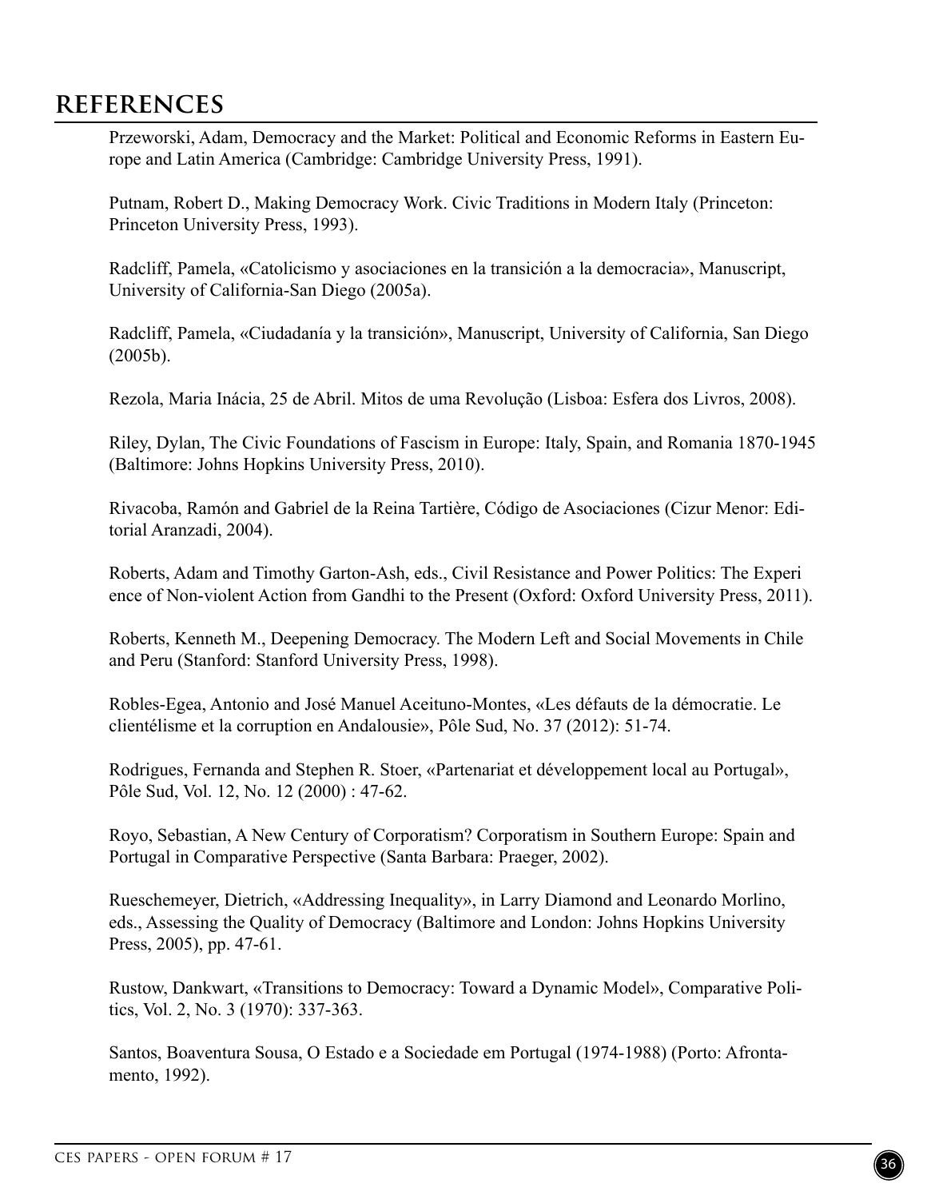## REFERENCES

Przeworski, Adam, Democracy and the Market: Political and Economic Reforms in Eastern Europe and Latin America (Cambridge: Cambridge University Press, 1991).

Putnam, Robert D., Making Democracy Work. Civic Traditions in Modern Italy (Princeton: Princeton University Press, 1993).

Radcliff, Pamela, «Catolicismo y asociaciones en la transición a la democracia», Manuscript, University of California-San Diego (2005a).

Radcliff, Pamela, «Ciudadanía y la transición», Manuscript, University of California, San Diego (2005b).

Rezola, Maria Inácia, 25 de Abril. Mitos de uma Revolução (Lisboa: Esfera dos Livros, 2008).

Riley, Dylan, The Civic Foundations of Fascism in Europe: Italy, Spain, and Romania 1870-1945 (Baltimore: Johns Hopkins University Press, 2010).

Rivacoba, Ramón and Gabriel de la Reina Tartière, Código de Asociaciones (Cizur Menor: Editorial Aranzadi, 2004).

Roberts, Adam and Timothy Garton-Ash, eds., Civil Resistance and Power Politics: The Experi ence of Non-violent Action from Gandhi to the Present (Oxford: Oxford University Press, 2011).

Roberts, Kenneth M., Deepening Democracy. The Modern Left and Social Movements in Chile and Peru (Stanford: Stanford University Press, 1998).

Robles-Egea, Antonio and José Manuel Aceituno-Montes, «Les défauts de la démocratie. Le clientélisme et la corruption en Andalousie», Pôle Sud, No. 37 (2012): 51-74.

Rodrigues, Fernanda and Stephen R. Stoer, «Partenariat et développement local au Portugal», Pôle Sud, Vol. 12, No. 12 (2000) : 47-62.

Royo, Sebastian, A New Century of Corporatism? Corporatism in Southern Europe: Spain and Portugal in Comparative Perspective (Santa Barbara: Praeger, 2002).

Rueschemeyer, Dietrich, «Addressing Inequality», in Larry Diamond and Leonardo Morlino, eds., Assessing the Quality of Democracy (Baltimore and London: Johns Hopkins University Press, 2005), pp. 47-61.

Rustow, Dankwart, «Transitions to Democracy: Toward a Dynamic Model», Comparative Politics, Vol. 2, No. 3 (1970): 337-363.

Santos, Boaventura Sousa, O Estado e a Sociedade em Portugal (1974-1988) (Porto: Afrontamento, 1992).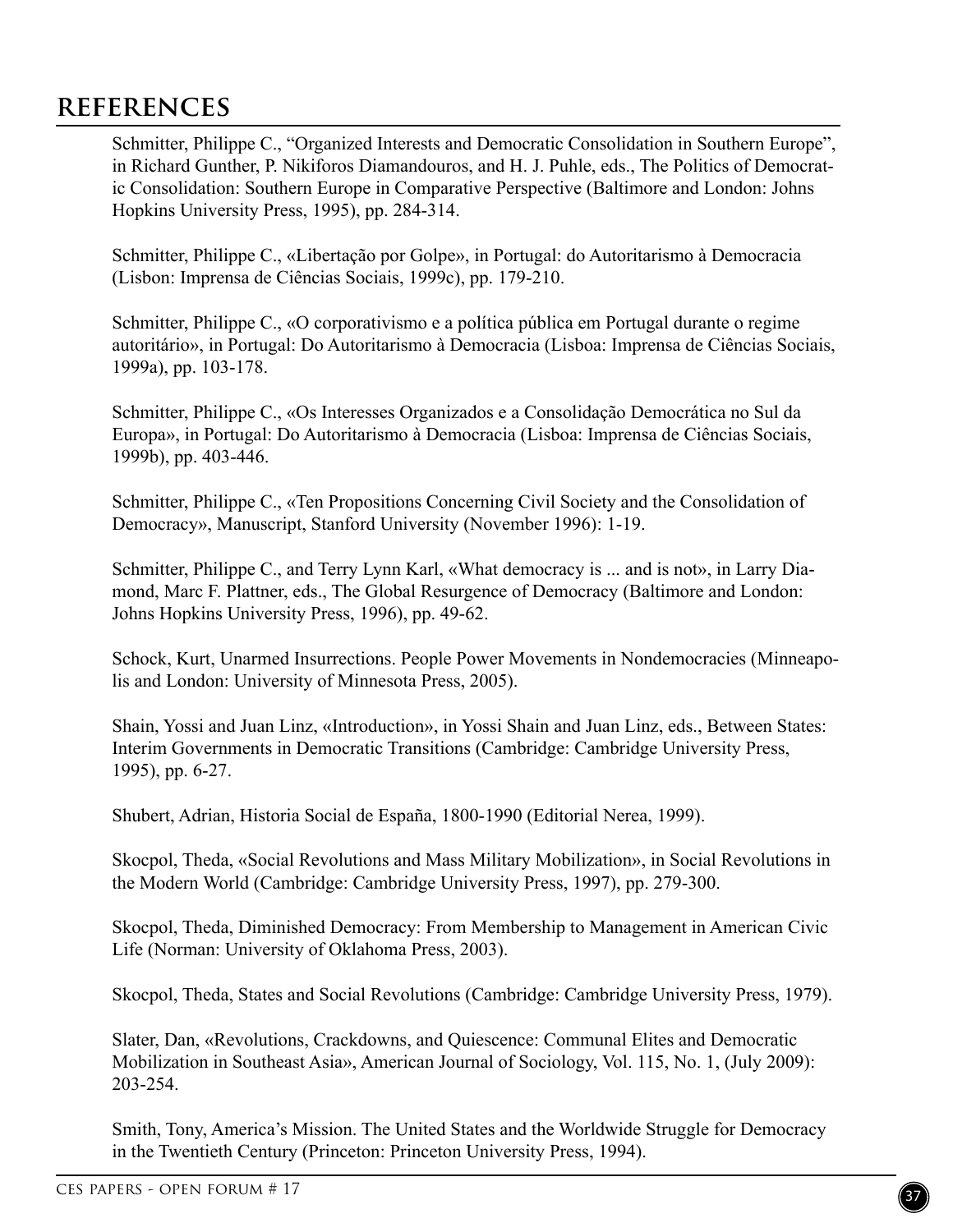# REFERENCES

Schmitter, Philippe C., "Organized Interests and Democratic Consolidation in Southern Europe", in Richard Gunther, P. Nikiforos Diamandouros, and H. J. Puhle, eds., The Politics of Democratic Consolidation: Southern Europe in Comparative Perspective (Baltimore and London: Johns Hopkins University Press, 1995), pp. 284-314.

Schmitter, Philippe C., «Libertação por Golpe», in Portugal: do Autoritarismo à Democracia (Lisbon: Imprensa de Ciências Sociais, 1999c), pp. 179-210.

Schmitter, Philippe C., «O corporativismo e a política pública em Portugal durante o regime autoritário», in Portugal: Do Autoritarismo à Democracia (Lisboa: Imprensa de Ciências Sociais, 1999a), pp. 103-178.

Schmitter, Philippe C., «Os Interesses Organizados e a Consolidação Democrática no Sul da Europa», in Portugal: Do Autoritarismo à Democracia (Lisboa: Imprensa de Ciências Sociais, 1999b), pp. 403-446.

Schmitter, Philippe C., «Ten Propositions Concerning Civil Society and the Consolidation of Democracy», Manuscript, Stanford University (November 1996): 1-19.

Schmitter, Philippe C., and Terry Lynn Karl, «What democracy is ... and is not», in Larry Diamond, Marc F. Plattner, eds., The Global Resurgence of Democracy (Baltimore and London: Johns Hopkins University Press, 1996), pp. 49-62.

Schock, Kurt, Unarmed Insurrections. People Power Movements in Nondemocracies (Minneapolis and London: University of Minnesota Press, 2005).

Shain, Yossi and Juan Linz, «Introduction», in Yossi Shain and Juan Linz, eds., Between States: Interim Governments in Democratic Transitions (Cambridge: Cambridge University Press, 1995), pp. 6-27.

Shubert, Adrian, Historia Social de España, 1800-1990 (Editorial Nerea, 1999).

Skocpol, Theda, «Social Revolutions and Mass Military Mobilization», in Social Revolutions in the Modern World (Cambridge: Cambridge University Press, 1997), pp. 279-300.

Skocpol, Theda, Diminished Democracy: From Membership to Management in American Civic Life (Norman: University of Oklahoma Press, 2003).

Skocpol, Theda, States and Social Revolutions (Cambridge: Cambridge University Press, 1979).

Slater, Dan, «Revolutions, Crackdowns, and Quiescence: Communal Elites and Democratic Mobilization in Southeast Asia», American Journal of Sociology, Vol. 115, No. 1, (July 2009): 203-254.

Smith, Tony, America's Mission. The United States and the Worldwide Struggle for Democracy in the Twentieth Century (Princeton: Princeton University Press, 1994).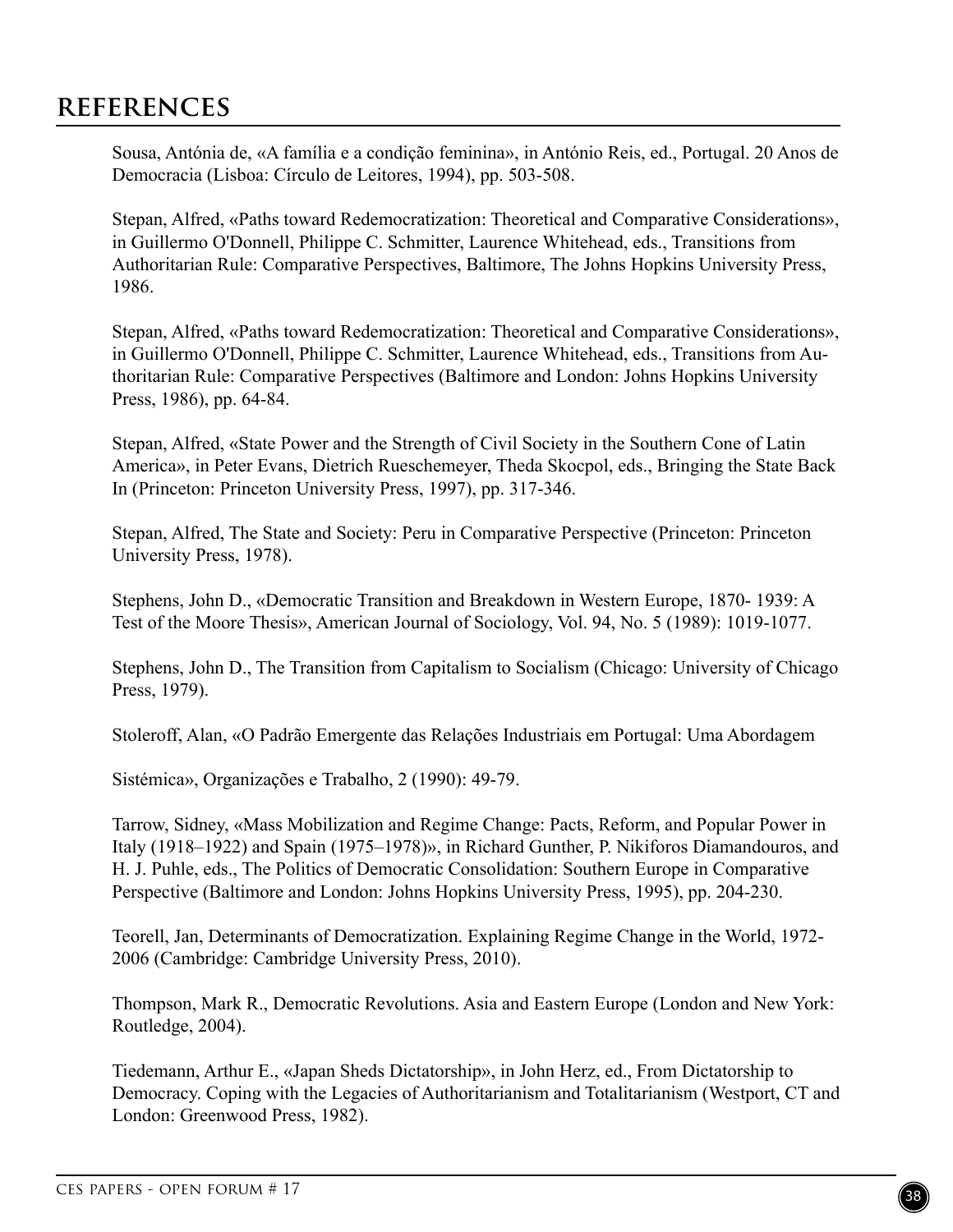## REFERENCES

Sousa, Antónia de, «A família e a condição feminina», in António Reis, ed., Portugal. 20 Anos de Democracia (Lisboa: Círculo de Leitores, 1994), pp. 503-508.

Stepan, Alfred, «Paths toward Redemocratization: Theoretical and Comparative Considerations», in Guillermo O'Donnell, Philippe C. Schmitter, Laurence Whitehead, eds., Transitions from Authoritarian Rule: Comparative Perspectives, Baltimore, The Johns Hopkins University Press, 1986.

Stepan, Alfred, «Paths toward Redemocratization: Theoretical and Comparative Considerations», in Guillermo O'Donnell, Philippe C. Schmitter, Laurence Whitehead, eds., Transitions from Authoritarian Rule: Comparative Perspectives (Baltimore and London: Johns Hopkins University Press, 1986), pp. 64-84.

Stepan, Alfred, «State Power and the Strength of Civil Society in the Southern Cone of Latin America», in Peter Evans, Dietrich Rueschemeyer, Theda Skocpol, eds., Bringing the State Back In (Princeton: Princeton University Press, 1997), pp. 317-346.

Stepan, Alfred, The State and Society: Peru in Comparative Perspective (Princeton: Princeton University Press, 1978).

Stephens, John D., «Democratic Transition and Breakdown in Western Europe, 1870- 1939: A Test of the Moore Thesis», American Journal of Sociology, Vol. 94, No. 5 (1989): 1019-1077.

Stephens, John D., The Transition from Capitalism to Socialism (Chicago: University of Chicago Press, 1979).

Stoleroff, Alan, «O Padrão Emergente das Relações Industriais em Portugal: Uma Abordagem

Sistémica», Organizações e Trabalho, 2 (1990): 49-79.

Tarrow, Sidney, «Mass Mobilization and Regime Change: Pacts, Reform, and Popular Power in Italy (1918–1922) and Spain (1975–1978)», in Richard Gunther, P. Nikiforos Diamandouros, and H. J. Puhle, eds., The Politics of Democratic Consolidation: Southern Europe in Comparative Perspective (Baltimore and London: Johns Hopkins University Press, 1995), pp. 204-230.

Teorell, Jan, Determinants of Democratization. Explaining Regime Change in the World, 1972-2006 (Cambridge: Cambridge University Press, 2010).

Thompson, Mark R., Democratic Revolutions. Asia and Eastern Europe (London and New York: Routledge, 2004).

Tiedemann, Arthur E., «Japan Sheds Dictatorship», in John Herz, ed., From Dictatorship to Democracy. Coping with the Legacies of Authoritarianism and Totalitarianism (Westport, CT and London: Greenwood Press, 1982).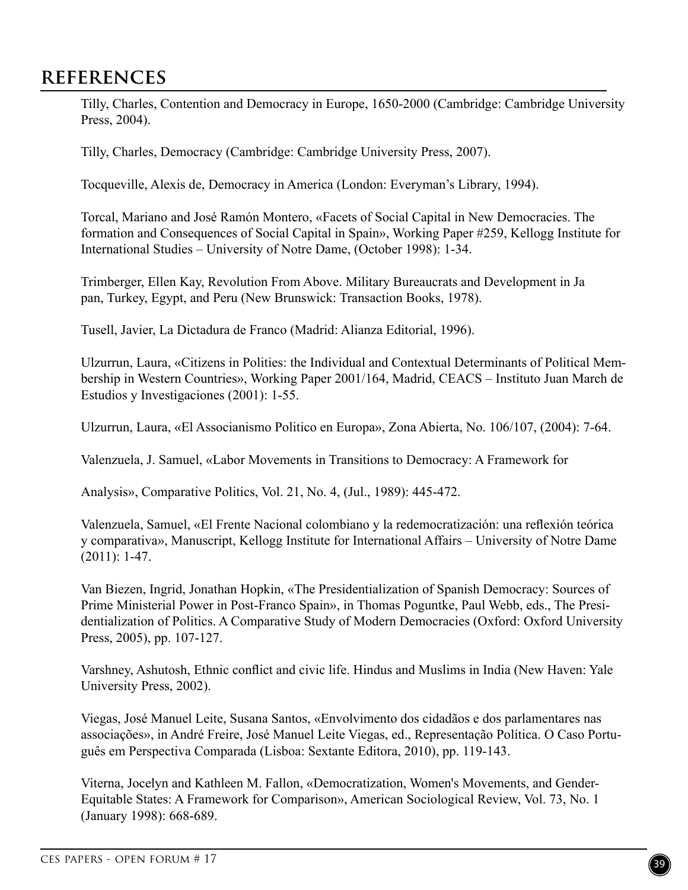## REFERENCES

Tilly, Charles, Contention and Democracy in Europe, 1650-2000 (Cambridge: Cambridge University Press, 2004).

Tilly, Charles, Democracy (Cambridge: Cambridge University Press, 2007).

Tocqueville, Alexis de, Democracy in America (London: Everyman's Library, 1994).

Torcal, Mariano and José Ramón Montero, «Facets of Social Capital in New Democracies. The formation and Consequences of Social Capital in Spain», Working Paper #259, Kellogg Institute for International Studies – University of Notre Dame, (October 1998): 1-34.

Trimberger, Ellen Kay, Revolution From Above. Military Bureaucrats and Development in Japan, Turkey, Egypt, and Peru (New Brunswick: Transaction Books, 1978).

Tusell, Javier, La Dictadura de Franco (Madrid: Alianza Editorial, 1996).

Ulzurrun, Laura, «Citizens in Polities: the Individual and Contextual Determinants of Political Membership in Western Countries», Working Paper 2001/164, Madrid, CEACS – Instituto Juan March de Estudios y Investigaciones (2001): 1-55.

Ulzurrun, Laura, «El Associanismo Politico en Europa», Zona Abierta, No. 106/107, (2004): 7-64.

Valenzuela, J. Samuel, «Labor Movements in Transitions to Democracy: A Framework for

Analysis», Comparative Politics, Vol. 21, No. 4, (Jul., 1989): 445-472.

Valenzuela, Samuel, «El Frente Nacional colombiano y la redemocratización: una reflexión teórica y comparativa», Manuscript, Kellogg Institute for International Affairs – University of Notre Dame (2011): 1-47.

Van Biezen, Ingrid, Jonathan Hopkin, «The Presidentialization of Spanish Democracy: Sources of Prime Ministerial Power in Post-Franco Spain», in Thomas Poguntke, Paul Webb, eds., The Presidentialization of Politics. A Comparative Study of Modern Democracies (Oxford: Oxford University Press, 2005), pp. 107-127.

Varshney, Ashutosh, Ethnic conflict and civic life. Hindus and Muslims in India (New Haven: Yale University Press, 2002).

Viegas, José Manuel Leite, Susana Santos, «Envolvimento dos cidadãos e dos parlamentares nas associações», in André Freire, José Manuel Leite Viegas, ed., Representação Política. O Caso Português em Perspectiva Comparada (Lisboa: Sextante Editora, 2010), pp. 119-143.

Viterna, Jocelyn and Kathleen M. Fallon, «Democratization, Women's Movements, and Gender-Equitable States: A Framework for Comparison», American Sociological Review, Vol. 73, No. 1 (January 1998): 668-689.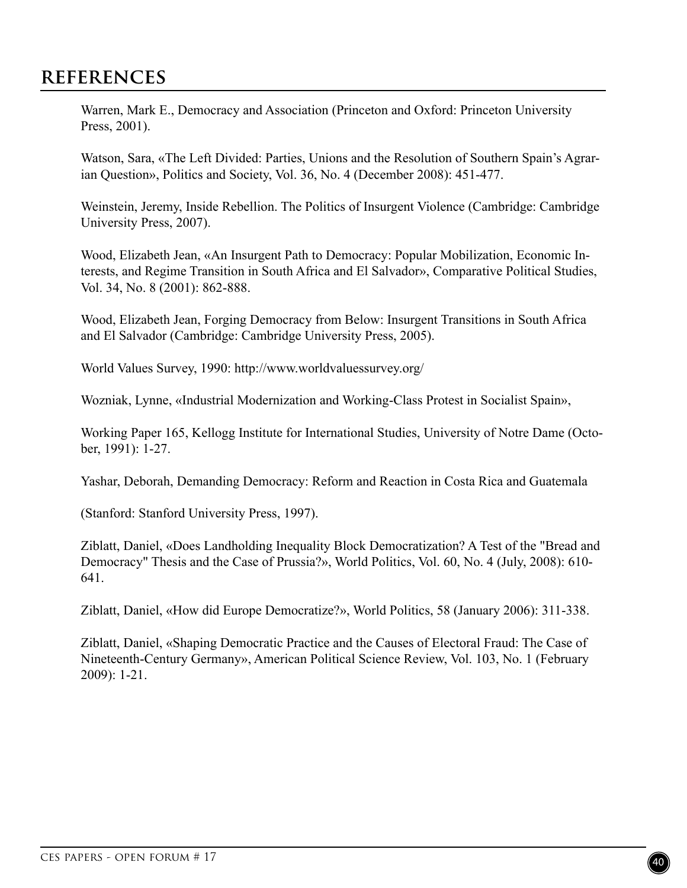## REFERENCES

Warren, Mark E., Democracy and Association (Princeton and Oxford: Princeton University Press, 2001).

Watson, Sara, «The Left Divided: Parties, Unions and the Resolution of Southern Spain's Agrarian Question», Politics and Society, Vol. 36, No. 4 (December 2008): 451-477.

Weinstein, Jeremy, Inside Rebellion. The Politics of Insurgent Violence (Cambridge: Cambridge University Press, 2007).

Wood, Elizabeth Jean, «An Insurgent Path to Democracy: Popular Mobilization, Economic Interests, and Regime Transition in South Africa and El Salvador», Comparative Political Studies, Vol. 34, No. 8 (2001): 862-888.

Wood, Elizabeth Jean, Forging Democracy from Below: Insurgent Transitions in South Africa and El Salvador (Cambridge: Cambridge University Press, 2005).

World Values Survey, 1990: http://www.worldvaluessurvey.org/

Wozniak, Lynne, «Industrial Modernization and Working-Class Protest in Socialist Spain»,

Working Paper 165, Kellogg Institute for International Studies, University of Notre Dame (October, 1991): 1-27.

Yashar, Deborah, Demanding Democracy: Reform and Reaction in Costa Rica and Guatemala

(Stanford: Stanford University Press, 1997).

Ziblatt, Daniel, «Does Landholding Inequality Block Democratization? A Test of the "Bread and Democracy" Thesis and the Case of Prussia?», World Politics, Vol. 60, No. 4 (July, 2008): 610-641.

Ziblatt, Daniel, «How did Europe Democratize?», World Politics, 58 (January 2006): 311-338.

Ziblatt, Daniel, «Shaping Democratic Practice and the Causes of Electoral Fraud: The Case of Nineteenth-Century Germany», American Political Science Review, Vol. 103, No. 1 (February 2009): 1-21.